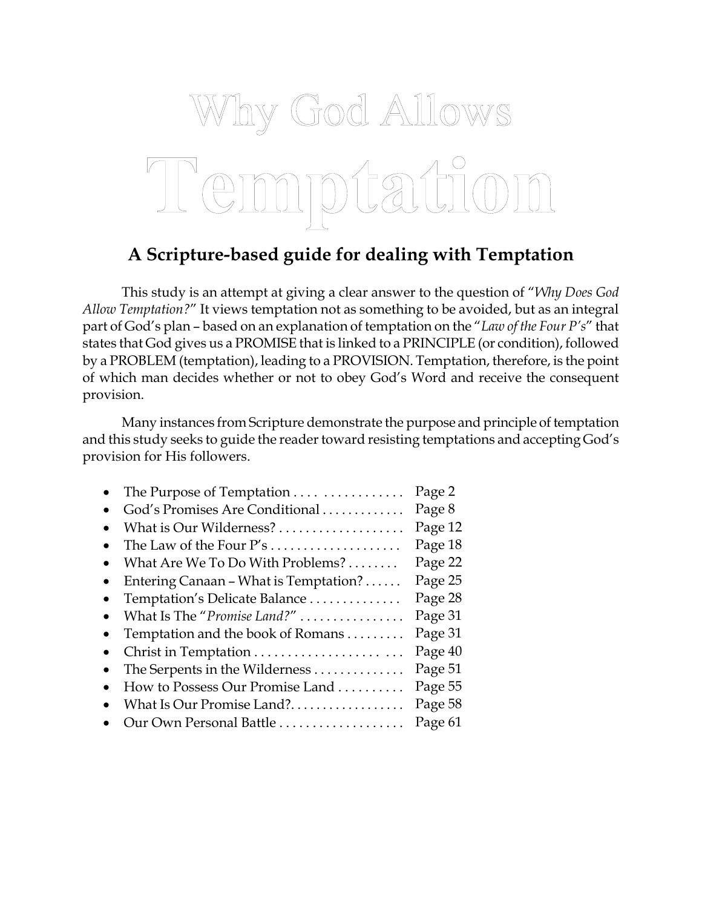# Why God Allows Temptation

## A Scripture-based guide for dealing with Temptation

This study is an attempt at giving a clear answer to the question of "*Why Does God Allow Temptation?*" It views temptation not as something to be avoided, but as an integral part of God's plan – based on an explanation of temptation on the "*Law of the Four P's*" that states that God gives us a PROMISE that is linked to a PRINCIPLE (or condition), followed by a PROBLEM (temptation), leading to a PROVISION. Temptation, therefore, is the point of which man decides whether or not to obey God's Word and receive the consequent provision.

Many instances from Scripture demonstrate the purpose and principle of temptation and this study seeks to guide the reader toward resisting temptations and accepting God's provision for His followers.

- The Purpose of Temptation . . . . . . . . . . . . . . . . Page 2
- God's Promises Are Conditional . . . . . . . . . . . . Page 8
- What is Our Wilderness? . . . . . . . . . . . . . . . . . . Page 12
- The Law of the Four P's . . . . . . . . . . . . . . . . . . . Page 18
- What Are We To Do With Problems? . . . . . . . . Page 22
- Entering Canaan – What is Temptation? . . . . . . Page 25
- Temptation's Delicate Balance . . . . . . . . . . . . . . Page 28
- What Is The "*Promise Land?*" . . . . . . . . . . . . . . . Page 31
- Temptation and the book of Romans . . . . . . . . . Page 31
- Christ in Temptation . . . . . . . . . . . . . . . . . . . . . . Page 40
- The Serpents in the Wilderness . . . . . . . . . . . . . Page 51
- How to Possess Our Promise Land . . . . . . . . . . Page 55
- What Is Our Promise Land?. . . . . . . . . . . . . . . . . Page 58
- Our Own Personal Battle . . . . . . . . . . . . . . . . . . Page 61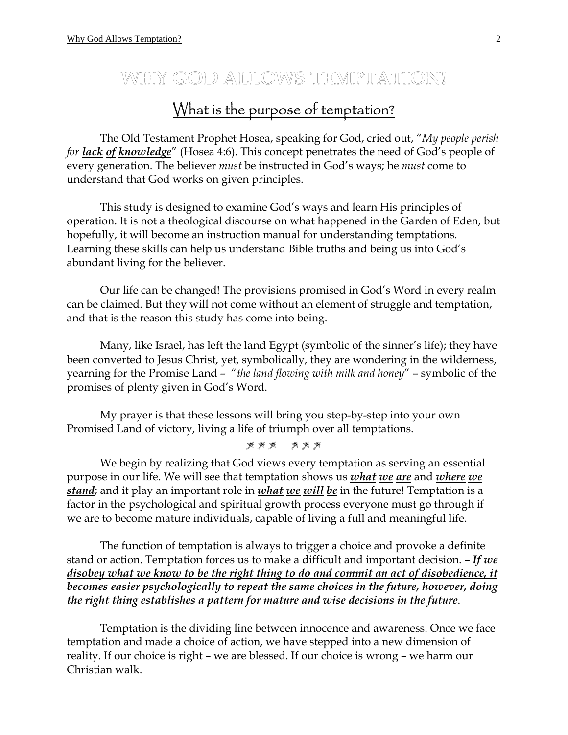# WHY GOD ALLOWS TEMPTATION!

## What is the purpose of temptation?

The Old Testament Prophet Hosea, speaking for God, cried out, "*My people perish for **lack of knowledge***" (Hosea 4:6). This concept penetrates the need of God's people of every generation. The believer *must* be instructed in God's ways; he *must* come to understand that God works on given principles.

This study is designed to examine God's ways and learn His principles of operation. It is not a theological discourse on what happened in the Garden of Eden, but hopefully, it will become an instruction manual for understanding temptations. Learning these skills can help us understand Bible truths and being us into God's abundant living for the believer.

Our life can be changed! The provisions promised in God's Word in every realm can be claimed. But they will not come without an element of struggle and temptation, and that is the reason this study has come into being.

Many, like Israel, has left the land Egypt (symbolic of the sinner's life); they have been converted to Jesus Christ, yet, symbolically, they are wondering in the wilderness, yearning for the Promise Land – "*the land flowing with milk and honey*" – symbolic of the promises of plenty given in God's Word.

My prayer is that these lessons will bring you step-by-step into your own Promised Land of victory, living a life of triumph over all temptations.

We begin by realizing that God views every temptation as serving an essential purpose in our life. We will see that temptation shows us ***what we are*** and ***where we stand***; and it play an important role in ***what we will be*** in the future! Temptation is a factor in the psychological and spiritual growth process everyone must go through if we are to become mature individuals, capable of living a full and meaningful life.

The function of temptation is always to trigger a choice and provoke a definite stand or action. Temptation forces us to make a difficult and important decision. – ***If we disobey what we know to be the right thing to do and commit an act of disobedience, it becomes easier psychologically to repeat the same choices in the future, however, doing the right thing establishes a pattern for mature and wise decisions in the future***.

Temptation is the dividing line between innocence and awareness. Once we face temptation and made a choice of action, we have stepped into a new dimension of reality. If our choice is right – we are blessed. If our choice is wrong – we harm our Christian walk.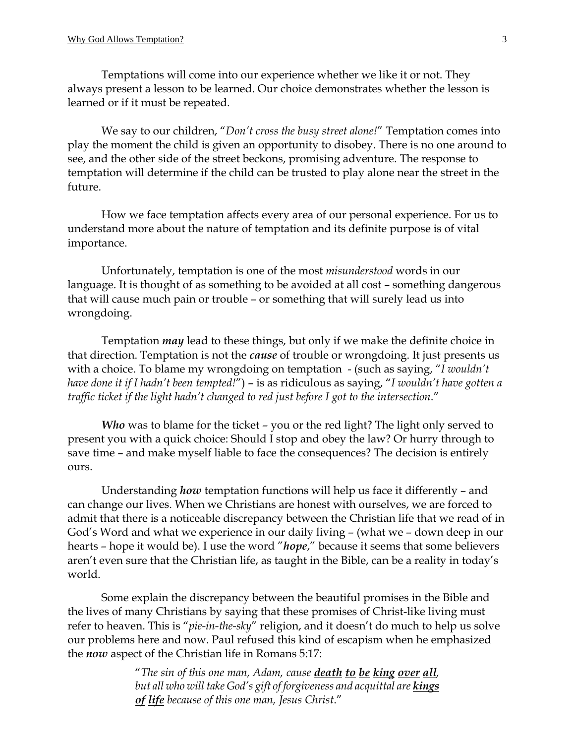Temptations will come into our experience whether we like it or not. They always present a lesson to be learned. Our choice demonstrates whether the lesson is learned or if it must be repeated.

We say to our children, "*Don't cross the busy street alone!*" Temptation comes into play the moment the child is given an opportunity to disobey. There is no one around to see, and the other side of the street beckons, promising adventure. The response to temptation will determine if the child can be trusted to play alone near the street in the future.

How we face temptation affects every area of our personal experience. For us to understand more about the nature of temptation and its definite purpose is of vital importance.

Unfortunately, temptation is one of the most *misunderstood* words in our language. It is thought of as something to be avoided at all cost – something dangerous that will cause much pain or trouble – or something that will surely lead us into wrongdoing.

Temptation ***may*** lead to these things, but only if we make the definite choice in that direction. Temptation is not the ***cause*** of trouble or wrongdoing. It just presents us with a choice. To blame my wrongdoing on temptation - (such as saying, "*I wouldn't have done it if I hadn't been tempted!*") – is as ridiculous as saying, "*I wouldn't have gotten a traffic ticket if the light hadn't changed to red just before I got to the intersection*."

***Who*** was to blame for the ticket – you or the red light? The light only served to present you with a quick choice: Should I stop and obey the law? Or hurry through to save time – and make myself liable to face the consequences? The decision is entirely ours.

Understanding ***how*** temptation functions will help us face it differently – and can change our lives. When we Christians are honest with ourselves, we are forced to admit that there is a noticeable discrepancy between the Christian life that we read of in God's Word and what we experience in our daily living – (what we – down deep in our hearts – hope it would be). I use the word "***hope***," because it seems that some believers aren't even sure that the Christian life, as taught in the Bible, can be a reality in today's world.

Some explain the discrepancy between the beautiful promises in the Bible and the lives of many Christians by saying that these promises of Christ-like living must refer to heaven. This is "*pie-in-the-sky*" religion, and it doesn't do much to help us solve our problems here and now. Paul refused this kind of escapism when he emphasized the ***now*** aspect of the Christian life in Romans 5:17:

> "*The sin of this one man, Adam, cause* ***<u>death to be king over all</u>****, but all who will take God's gift of forgiveness and acquittal are* ***<u>kings of life</u>*** *because of this one man, Jesus Christ*."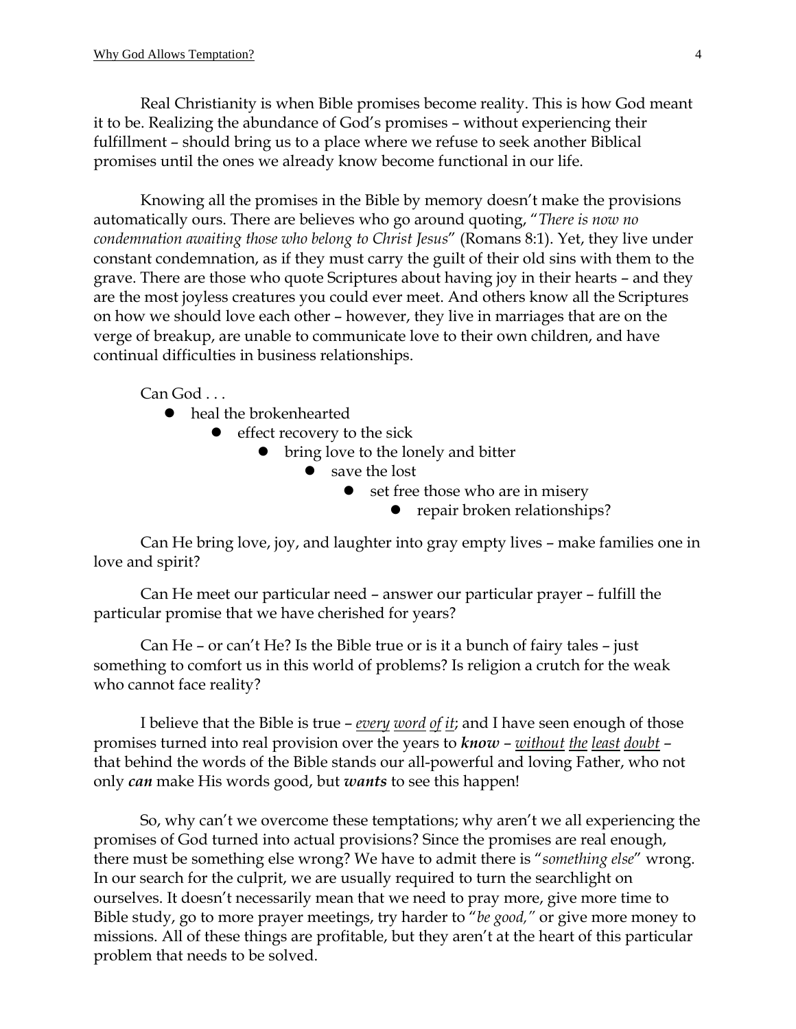Real Christianity is when Bible promises become reality. This is how God meant it to be. Realizing the abundance of God's promises – without experiencing their fulfillment – should bring us to a place where we refuse to seek another Biblical promises until the ones we already know become functional in our life.

Knowing all the promises in the Bible by memory doesn't make the provisions automatically ours. There are believes who go around quoting, "*There is now no condemnation awaiting those who belong to Christ Jesus*" (Romans 8:1). Yet, they live under constant condemnation, as if they must carry the guilt of their old sins with them to the grave. There are those who quote Scriptures about having joy in their hearts – and they are the most joyless creatures you could ever meet. And others know all the Scriptures on how we should love each other – however, they live in marriages that are on the verge of breakup, are unable to communicate love to their own children, and have continual difficulties in business relationships.

Can God . . .

- heal the brokenhearted
- effect recovery to the sick
- bring love to the lonely and bitter
- save the lost
- set free those who are in misery
- repair broken relationships?

Can He bring love, joy, and laughter into gray empty lives – make families one in love and spirit?

Can He meet our particular need – answer our particular prayer – fulfill the particular promise that we have cherished for years?

Can He – or can't He? Is the Bible true or is it a bunch of fairy tales – just something to comfort us in this world of problems? Is religion a crutch for the weak who cannot face reality?

I believe that the Bible is true – <u>*every*</u> <u>*word*</u> <u>*of*</u> <u>*it*</u>; and I have seen enough of those promises turned into real provision over the years to ***know*** – <u>*without*</u> <u>*the*</u> <u>*least*</u> <u>*doubt*</u> – that behind the words of the Bible stands our all-powerful and loving Father, who not only ***can*** make His words good, but ***wants*** to see this happen!

So, why can't we overcome these temptations; why aren't we all experiencing the promises of God turned into actual provisions? Since the promises are real enough, there must be something else wrong? We have to admit there is "*something else*" wrong. In our search for the culprit, we are usually required to turn the searchlight on ourselves. It doesn't necessarily mean that we need to pray more, give more time to Bible study, go to more prayer meetings, try harder to "*be good,*" or give more money to missions. All of these things are profitable, but they aren't at the heart of this particular problem that needs to be solved.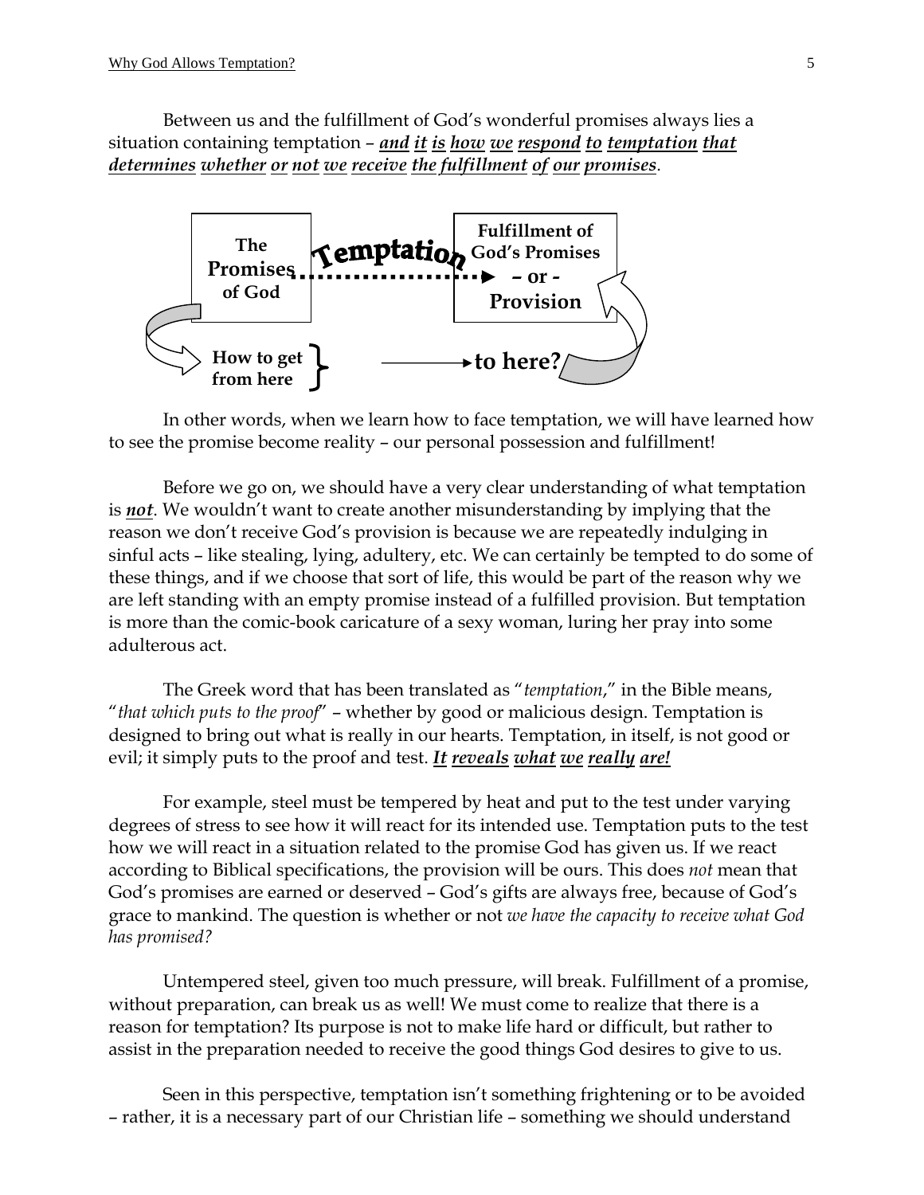Between us and the fulfillment of God's wonderful promises always lies a situation containing temptation – ***and it is how we respond to temptation that determines whether or not we receive the fulfillment of our promises***.

The Promises of God ········· Temptation ·········▶ Fulfillment of God's Promises – or – Provision

How to get from here } ——————▶ to here?

In other words, when we learn how to face temptation, we will have learned how to see the promise become reality – our personal possession and fulfillment!

Before we go on, we should have a very clear understanding of what temptation is ***not***. We wouldn't want to create another misunderstanding by implying that the reason we don't receive God's provision is because we are repeatedly indulging in sinful acts – like stealing, lying, adultery, etc. We can certainly be tempted to do some of these things, and if we choose that sort of life, this would be part of the reason why we are left standing with an empty promise instead of a fulfilled provision. But temptation is more than the comic-book caricature of a sexy woman, luring her pray into some adulterous act.

The Greek word that has been translated as "*temptation*," in the Bible means, "*that which puts to the proof*" – whether by good or malicious design. Temptation is designed to bring out what is really in our hearts. Temptation, in itself, is not good or evil; it simply puts to the proof and test. ***It reveals what we really are!***

For example, steel must be tempered by heat and put to the test under varying degrees of stress to see how it will react for its intended use. Temptation puts to the test how we will react in a situation related to the promise God has given us. If we react according to Biblical specifications, the provision will be ours. This does *not* mean that God's promises are earned or deserved – God's gifts are always free, because of God's grace to mankind. The question is whether or not *we have the capacity to receive what God has promised?*

Untempered steel, given too much pressure, will break. Fulfillment of a promise, without preparation, can break us as well! We must come to realize that there is a reason for temptation? Its purpose is not to make life hard or difficult, but rather to assist in the preparation needed to receive the good things God desires to give to us.

Seen in this perspective, temptation isn't something frightening or to be avoided – rather, it is a necessary part of our Christian life – something we should understand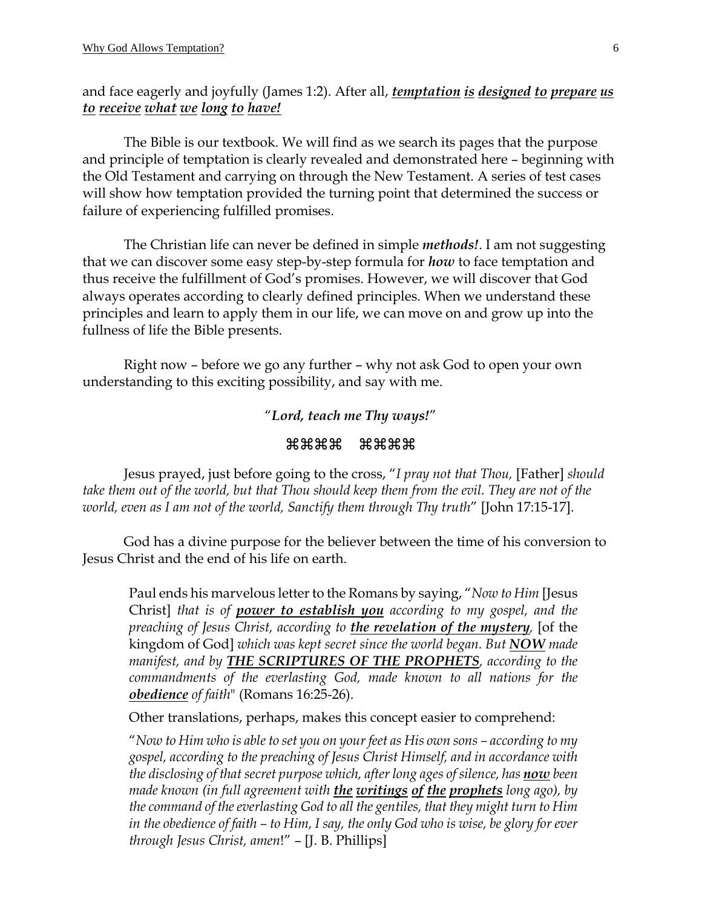and face eagerly and joyfully (James 1:2). After all, ***<u>temptation is designed to prepare us to receive what we long to have!</u>***

The Bible is our textbook. We will find as we search its pages that the purpose and principle of temptation is clearly revealed and demonstrated here – beginning with the Old Testament and carrying on through the New Testament. A series of test cases will show how temptation provided the turning point that determined the success or failure of experiencing fulfilled promises.

The Christian life can never be defined in simple ***methods!***. I am not suggesting that we can discover some easy step-by-step formula for ***how*** to face temptation and thus receive the fulfillment of God's promises. However, we will discover that God always operates according to clearly defined principles. When we understand these principles and learn to apply them in our life, we can move on and grow up into the fullness of life the Bible presents.

Right now – before we go any further – why not ask God to open your own understanding to this exciting possibility, and say with me.

"***Lord, teach me Thy ways!***"

⌘⌘⌘⌘ ⌘⌘⌘⌘

Jesus prayed, just before going to the cross, "*I pray not that Thou,* [Father] *should take them out of the world, but that Thou should keep them from the evil. They are not of the world, even as I am not of the world, Sanctify them through Thy truth*" [John 17:15-17].

God has a divine purpose for the believer between the time of his conversion to Jesus Christ and the end of his life on earth.

> Paul ends his marvelous letter to the Romans by saying, "*Now to Him* [Jesus Christ] *that is of **<u>power to establish you</u>** according to my gospel, and the preaching of Jesus Christ, according to **<u>the revelation of the mystery</u>**,* [of the kingdom of God] *which was kept secret since the world began. But **<u>NOW</u>** made manifest, and by **<u>THE SCRIPTURES OF THE PROPHETS</u>**, according to the commandments of the everlasting God, made known to all nations for the **<u>obedience</u>** of faith*" (Romans 16:25-26).
>
> Other translations, perhaps, makes this concept easier to comprehend:
>
> "*Now to Him who is able to set you on your feet as His own sons – according to my gospel, according to the preaching of Jesus Christ Himself, and in accordance with the disclosing of that secret purpose which, after long ages of silence, has **<u>now</u>** been made known (in full agreement with **<u>the writings of the prophets</u>** long ago), by the command of the everlasting God to all the gentiles, that they might turn to Him in the obedience of faith – to Him, I say, the only God who is wise, be glory for ever through Jesus Christ, amen*!" – [J. B. Phillips]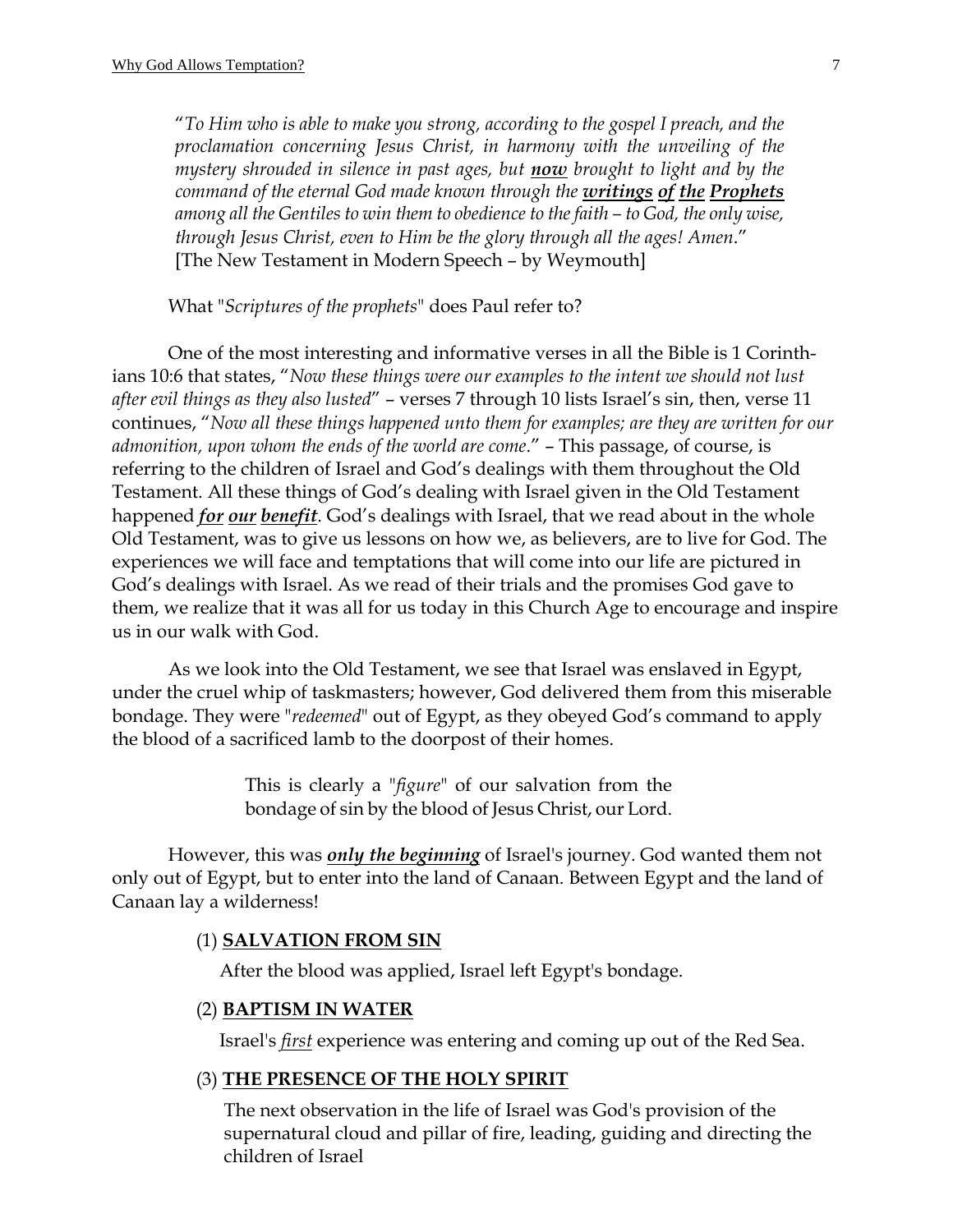"*To Him who is able to make you strong, according to the gospel I preach, and the proclamation concerning Jesus Christ, in harmony with the unveiling of the mystery shrouded in silence in past ages, but **now** brought to light and by the command of the eternal God made known through the **writings of the Prophets** among all the Gentiles to win them to obedience to the faith – to God, the only wise, through Jesus Christ, even to Him be the glory through all the ages! Amen*."
[The New Testament in Modern Speech – by Weymouth]

What "*Scriptures of the prophets*" does Paul refer to?

One of the most interesting and informative verses in all the Bible is 1 Corinthians 10:6 that states, "*Now these things were our examples to the intent we should not lust after evil things as they also lusted*" – verses 7 through 10 lists Israel's sin, then, verse 11 continues, "*Now all these things happened unto them for examples; are they are written for our admonition, upon whom the ends of the world are come*." – This passage, of course, is referring to the children of Israel and God's dealings with them throughout the Old Testament. All these things of God's dealing with Israel given in the Old Testament happened ***for our benefit***. God's dealings with Israel, that we read about in the whole Old Testament, was to give us lessons on how we, as believers, are to live for God. The experiences we will face and temptations that will come into our life are pictured in God's dealings with Israel. As we read of their trials and the promises God gave to them, we realize that it was all for us today in this Church Age to encourage and inspire us in our walk with God.

As we look into the Old Testament, we see that Israel was enslaved in Egypt, under the cruel whip of taskmasters; however, God delivered them from this miserable bondage. They were "*redeemed*" out of Egypt, as they obeyed God's command to apply the blood of a sacrificed lamb to the doorpost of their homes.

> This is clearly a "*figure*" of our salvation from the bondage of sin by the blood of Jesus Christ, our Lord.

However, this was ***only the beginning*** of Israel's journey. God wanted them not only out of Egypt, but to enter into the land of Canaan. Between Egypt and the land of Canaan lay a wilderness!

(1) **SALVATION FROM SIN**

After the blood was applied, Israel left Egypt's bondage.

(2) **BAPTISM IN WATER**

Israel's *first* experience was entering and coming up out of the Red Sea.

(3) **THE PRESENCE OF THE HOLY SPIRIT**

The next observation in the life of Israel was God's provision of the supernatural cloud and pillar of fire, leading, guiding and directing the children of Israel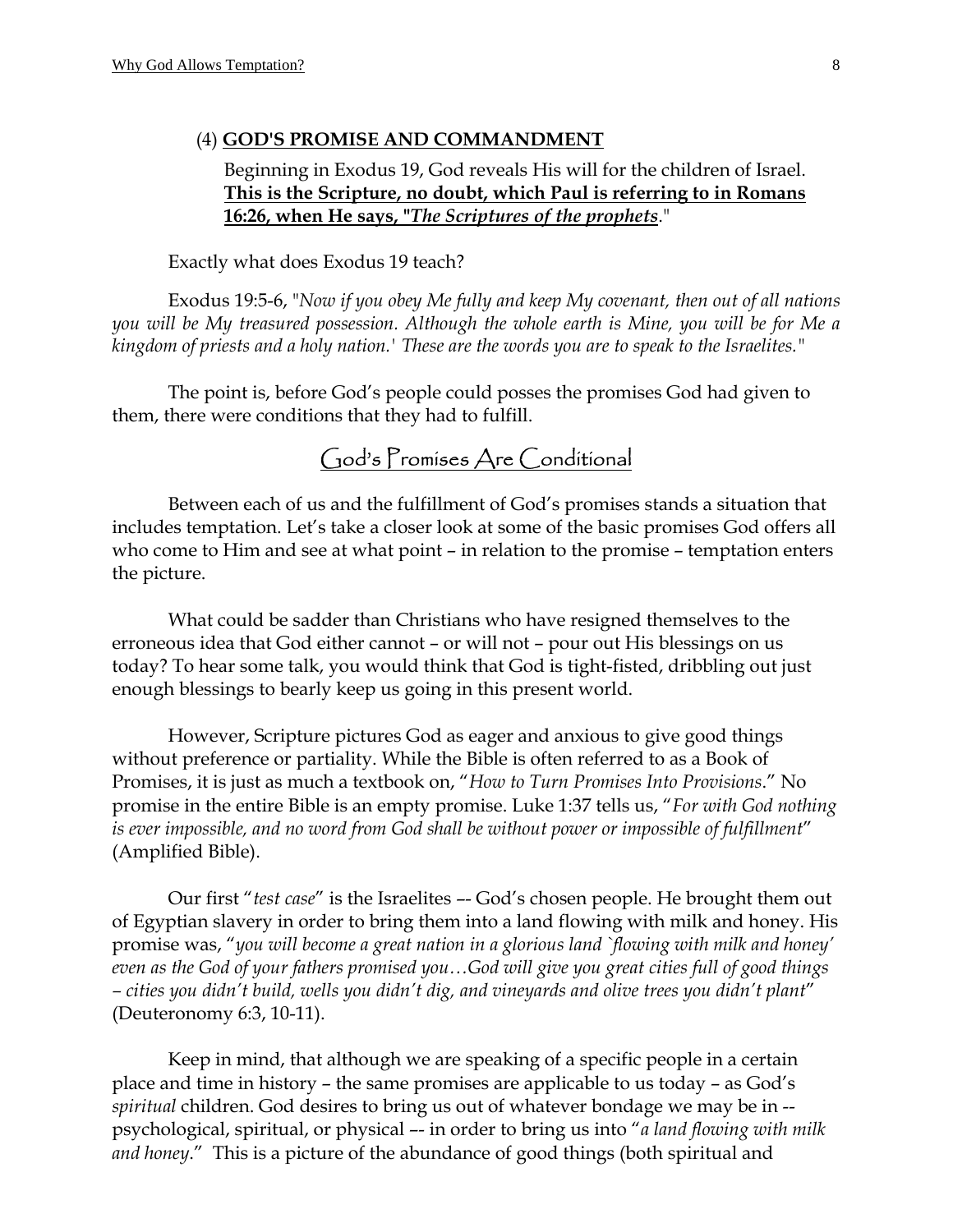(4) **GOD'S PROMISE AND COMMANDMENT**

Beginning in Exodus 19, God reveals His will for the children of Israel. **This is the Scripture, no doubt, which Paul is referring to in Romans 16:26, when He says, "*The Scriptures of the prophets*."**

Exactly what does Exodus 19 teach?

Exodus 19:5-6, "*Now if you obey Me fully and keep My covenant, then out of all nations you will be My treasured possession. Although the whole earth is Mine, you will be for Me a kingdom of priests and a holy nation.' These are the words you are to speak to the Israelites.*"

The point is, before God's people could posses the promises God had given to them, there were conditions that they had to fulfill.

## God's Promises Are Conditional

Between each of us and the fulfillment of God's promises stands a situation that includes temptation. Let's take a closer look at some of the basic promises God offers all who come to Him and see at what point – in relation to the promise – temptation enters the picture.

What could be sadder than Christians who have resigned themselves to the erroneous idea that God either cannot – or will not – pour out His blessings on us today? To hear some talk, you would think that God is tight-fisted, dribbling out just enough blessings to bearly keep us going in this present world.

However, Scripture pictures God as eager and anxious to give good things without preference or partiality. While the Bible is often referred to as a Book of Promises, it is just as much a textbook on, "*How to Turn Promises Into Provisions*." No promise in the entire Bible is an empty promise. Luke 1:37 tells us, "*For with God nothing is ever impossible, and no word from God shall be without power or impossible of fulfillment*" (Amplified Bible).

Our first "*test case*" is the Israelites –- God's chosen people. He brought them out of Egyptian slavery in order to bring them into a land flowing with milk and honey. His promise was, "*you will become a great nation in a glorious land `flowing with milk and honey' even as the God of your fathers promised you…God will give you great cities full of good things – cities you didn't build, wells you didn't dig, and vineyards and olive trees you didn't plant*" (Deuteronomy 6:3, 10-11).

Keep in mind, that although we are speaking of a specific people in a certain place and time in history – the same promises are applicable to us today – as God's *spiritual* children. God desires to bring us out of whatever bondage we may be in -- psychological, spiritual, or physical –- in order to bring us into "*a land flowing with milk and honey*." This is a picture of the abundance of good things (both spiritual and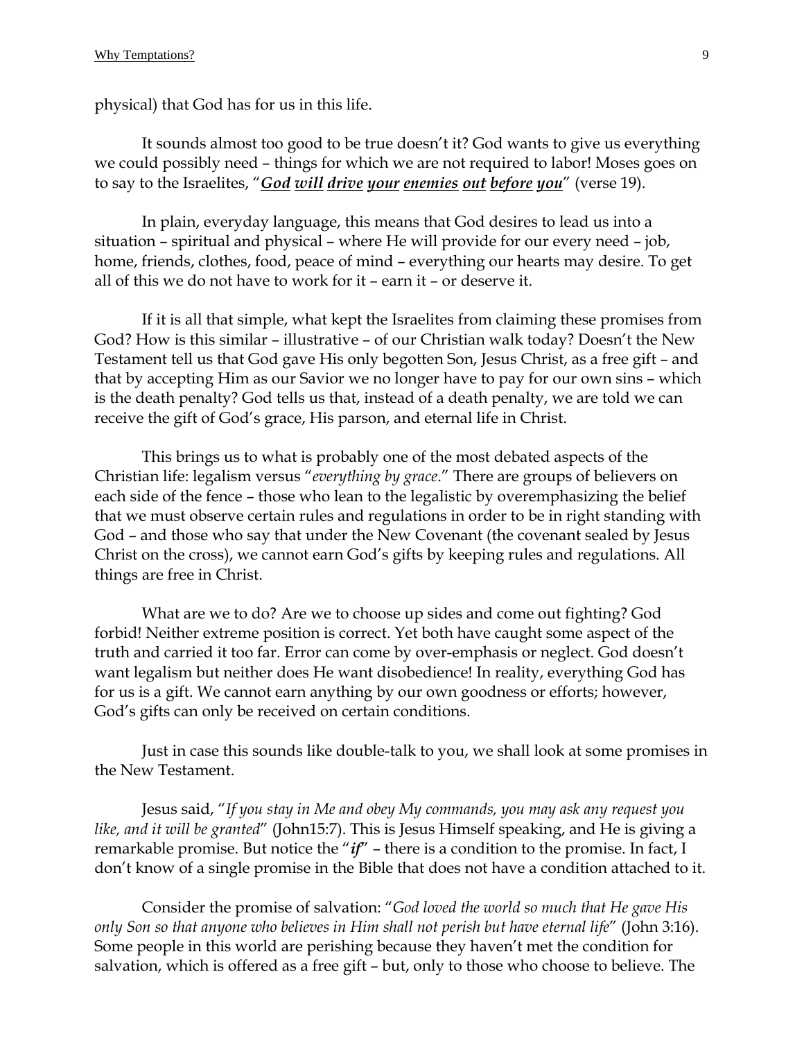physical) that God has for us in this life.

It sounds almost too good to be true doesn't it? God wants to give us everything we could possibly need – things for which we are not required to labor! Moses goes on to say to the Israelites, "***God*** ***will*** ***drive*** ***your*** ***enemies*** ***out*** ***before*** ***you***" (verse 19).

In plain, everyday language, this means that God desires to lead us into a situation – spiritual and physical – where He will provide for our every need – job, home, friends, clothes, food, peace of mind – everything our hearts may desire. To get all of this we do not have to work for it – earn it – or deserve it.

If it is all that simple, what kept the Israelites from claiming these promises from God? How is this similar – illustrative – of our Christian walk today? Doesn't the New Testament tell us that God gave His only begotten Son, Jesus Christ, as a free gift – and that by accepting Him as our Savior we no longer have to pay for our own sins – which is the death penalty? God tells us that, instead of a death penalty, we are told we can receive the gift of God's grace, His parson, and eternal life in Christ.

This brings us to what is probably one of the most debated aspects of the Christian life: legalism versus "*everything by grace*." There are groups of believers on each side of the fence – those who lean to the legalistic by overemphasizing the belief that we must observe certain rules and regulations in order to be in right standing with God – and those who say that under the New Covenant (the covenant sealed by Jesus Christ on the cross), we cannot earn God's gifts by keeping rules and regulations. All things are free in Christ.

What are we to do? Are we to choose up sides and come out fighting? God forbid! Neither extreme position is correct. Yet both have caught some aspect of the truth and carried it too far. Error can come by over-emphasis or neglect. God doesn't want legalism but neither does He want disobedience! In reality, everything God has for us is a gift. We cannot earn anything by our own goodness or efforts; however, God's gifts can only be received on certain conditions.

Just in case this sounds like double-talk to you, we shall look at some promises in the New Testament.

Jesus said, "*If you stay in Me and obey My commands, you may ask any request you like, and it will be granted*" (John15:7). This is Jesus Himself speaking, and He is giving a remarkable promise. But notice the "***if***" – there is a condition to the promise. In fact, I don't know of a single promise in the Bible that does not have a condition attached to it.

Consider the promise of salvation: "*God loved the world so much that He gave His only Son so that anyone who believes in Him shall not perish but have eternal life*" (John 3:16). Some people in this world are perishing because they haven't met the condition for salvation, which is offered as a free gift – but, only to those who choose to believe. The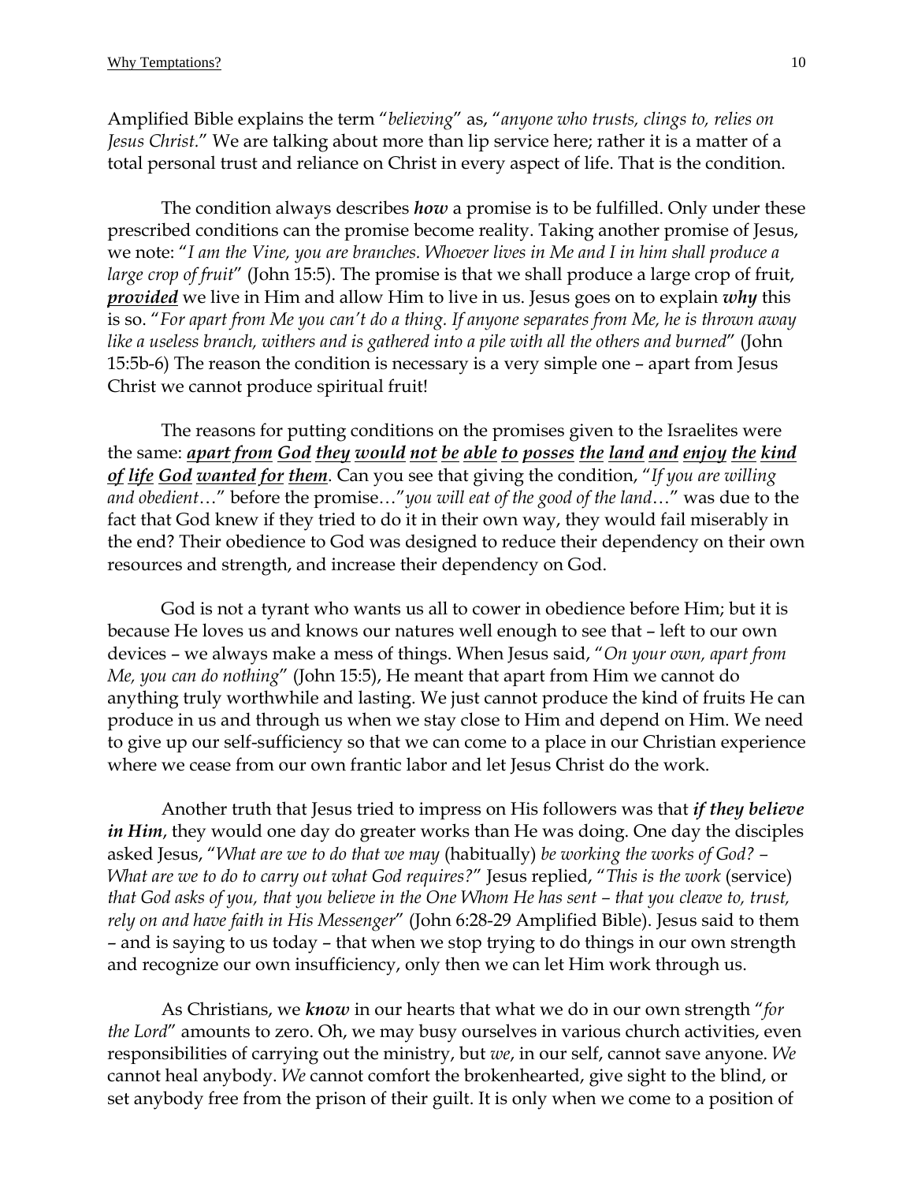Amplified Bible explains the term "*believing*" as, "*anyone who trusts, clings to, relies on Jesus Christ.*" We are talking about more than lip service here; rather it is a matter of a total personal trust and reliance on Christ in every aspect of life. That is the condition.

The condition always describes ***how*** a promise is to be fulfilled. Only under these prescribed conditions can the promise become reality. Taking another promise of Jesus, we note: "*I am the Vine, you are branches. Whoever lives in Me and I in him shall produce a large crop of fruit*" (John 15:5). The promise is that we shall produce a large crop of fruit, ***provided*** we live in Him and allow Him to live in us. Jesus goes on to explain ***why*** this is so. "*For apart from Me you can't do a thing. If anyone separates from Me, he is thrown away like a useless branch, withers and is gathered into a pile with all the others and burned*" (John 15:5b-6) The reason the condition is necessary is a very simple one – apart from Jesus Christ we cannot produce spiritual fruit!

The reasons for putting conditions on the promises given to the Israelites were the same: ***apart from God they would not be able to posses the land and enjoy the kind of life God wanted for them***. Can you see that giving the condition, "*If you are willing and obedient*…" before the promise…"*you will eat of the good of the land*…" was due to the fact that God knew if they tried to do it in their own way, they would fail miserably in the end? Their obedience to God was designed to reduce their dependency on their own resources and strength, and increase their dependency on God.

God is not a tyrant who wants us all to cower in obedience before Him; but it is because He loves us and knows our natures well enough to see that – left to our own devices – we always make a mess of things. When Jesus said, "*On your own, apart from Me, you can do nothing*" (John 15:5), He meant that apart from Him we cannot do anything truly worthwhile and lasting. We just cannot produce the kind of fruits He can produce in us and through us when we stay close to Him and depend on Him. We need to give up our self-sufficiency so that we can come to a place in our Christian experience where we cease from our own frantic labor and let Jesus Christ do the work.

Another truth that Jesus tried to impress on His followers was that ***if they believe in Him***, they would one day do greater works than He was doing. One day the disciples asked Jesus, "*What are we to do that we may* (habitually) *be working the works of God? – What are we to do to carry out what God requires?*" Jesus replied, "*This is the work* (service) *that God asks of you, that you believe in the One Whom He has sent – that you cleave to, trust, rely on and have faith in His Messenger*" (John 6:28-29 Amplified Bible). Jesus said to them – and is saying to us today – that when we stop trying to do things in our own strength and recognize our own insufficiency, only then we can let Him work through us.

As Christians, we ***know*** in our hearts that what we do in our own strength "*for the Lord*" amounts to zero. Oh, we may busy ourselves in various church activities, even responsibilities of carrying out the ministry, but *we*, in our self, cannot save anyone. *We* cannot heal anybody. *We* cannot comfort the brokenhearted, give sight to the blind, or set anybody free from the prison of their guilt. It is only when we come to a position of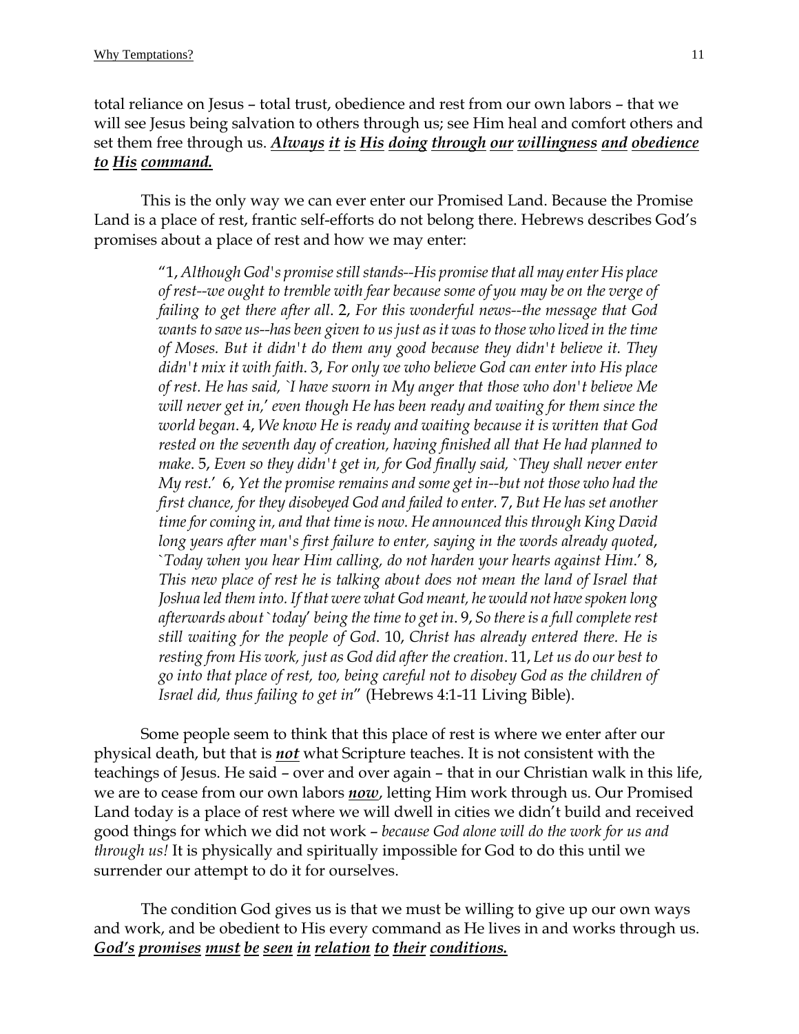total reliance on Jesus – total trust, obedience and rest from our own labors – that we will see Jesus being salvation to others through us; see Him heal and comfort others and set them free through us. ***<u>Always it is His doing through our willingness and obedience to His command.</u>***

This is the only way we can ever enter our Promised Land. Because the Promise Land is a place of rest, frantic self-efforts do not belong there. Hebrews describes God's promises about a place of rest and how we may enter:

> "1, *Although God's promise still stands--His promise that all may enter His place of rest--we ought to tremble with fear because some of you may be on the verge of failing to get there after all*. 2, *For this wonderful news--the message that God wants to save us--has been given to us just as it was to those who lived in the time of Moses. But it didn't do them any good because they didn't believe it. They didn't mix it with faith*. 3, *For only we who believe God can enter into His place of rest. He has said, `I have sworn in My anger that those who don't believe Me will never get in,' even though He has been ready and waiting for them since the world began*. 4, *We know He is ready and waiting because it is written that God rested on the seventh day of creation, having finished all that He had planned to make*. 5, *Even so they didn't get in, for God finally said, `They shall never enter My rest*.' 6, *Yet the promise remains and some get in--but not those who had the first chance, for they disobeyed God and failed to enter*. 7, *But He has set another time for coming in, and that time is now. He announced this through King David long years after man's first failure to enter, saying in the words already quoted, `Today when you hear Him calling, do not harden your hearts against Him*.' 8, *This new place of rest he is talking about does not mean the land of Israel that Joshua led them into. If that were what God meant, he would not have spoken long afterwards about `today' being the time to get in*. 9, *So there is a full complete rest still waiting for the people of God*. 10, *Christ has already entered there. He is resting from His work, just as God did after the creation*. 11, *Let us do our best to go into that place of rest, too, being careful not to disobey God as the children of Israel did, thus failing to get in*" (Hebrews 4:1-11 Living Bible).

Some people seem to think that this place of rest is where we enter after our physical death, but that is ***<u>not</u>*** what Scripture teaches. It is not consistent with the teachings of Jesus. He said – over and over again – that in our Christian walk in this life, we are to cease from our own labors ***<u>now</u>***, letting Him work through us. Our Promised Land today is a place of rest where we will dwell in cities we didn't build and received good things for which we did not work – *because God alone will do the work for us and through us!* It is physically and spiritually impossible for God to do this until we surrender our attempt to do it for ourselves.

The condition God gives us is that we must be willing to give up our own ways and work, and be obedient to His every command as He lives in and works through us. ***<u>God's promises must be seen in relation to their conditions.</u>***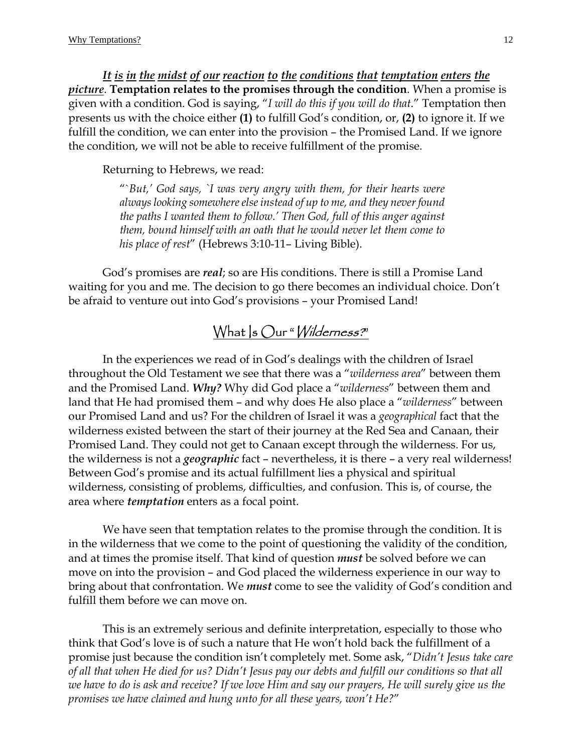*It is in the midst of our reaction to the conditions that temptation enters the picture*. **Temptation relates to the promises through the condition**. When a promise is given with a condition. God is saying, "*I will do this if you will do that*." Temptation then presents us with the choice either **(1)** to fulfill God's condition, or, **(2)** to ignore it. If we fulfill the condition, we can enter into the provision – the Promised Land. If we ignore the condition, we will not be able to receive fulfillment of the promise.

Returning to Hebrews, we read:

> "*`But,' God says, `I was very angry with them, for their hearts were always looking somewhere else instead of up to me, and they never found the paths I wanted them to follow.' Then God, full of this anger against them, bound himself with an oath that he would never let them come to his place of rest*" (Hebrews 3:10-11– Living Bible).

God's promises are ***real***; so are His conditions. There is still a Promise Land waiting for you and me. The decision to go there becomes an individual choice. Don't be afraid to venture out into God's provisions – your Promised Land!

## What Is Our "*Wilderness?*"

In the experiences we read of in God's dealings with the children of Israel throughout the Old Testament we see that there was a "*wilderness area*" between them and the Promised Land. ***Why?*** Why did God place a "*wilderness*" between them and land that He had promised them – and why does He also place a "*wilderness*" between our Promised Land and us? For the children of Israel it was a *geographical* fact that the wilderness existed between the start of their journey at the Red Sea and Canaan, their Promised Land. They could not get to Canaan except through the wilderness. For us, the wilderness is not a ***geographic*** fact – nevertheless, it is there – a very real wilderness! Between God's promise and its actual fulfillment lies a physical and spiritual wilderness, consisting of problems, difficulties, and confusion. This is, of course, the area where ***temptation*** enters as a focal point.

We have seen that temptation relates to the promise through the condition. It is in the wilderness that we come to the point of questioning the validity of the condition, and at times the promise itself. That kind of question ***must*** be solved before we can move on into the provision – and God placed the wilderness experience in our way to bring about that confrontation. We ***must*** come to see the validity of God's condition and fulfill them before we can move on.

This is an extremely serious and definite interpretation, especially to those who think that God's love is of such a nature that He won't hold back the fulfillment of a promise just because the condition isn't completely met. Some ask, "*Didn't Jesus take care of all that when He died for us? Didn't Jesus pay our debts and fulfill our conditions so that all we have to do is ask and receive? If we love Him and say our prayers, He will surely give us the promises we have claimed and hung unto for all these years, won't He?*"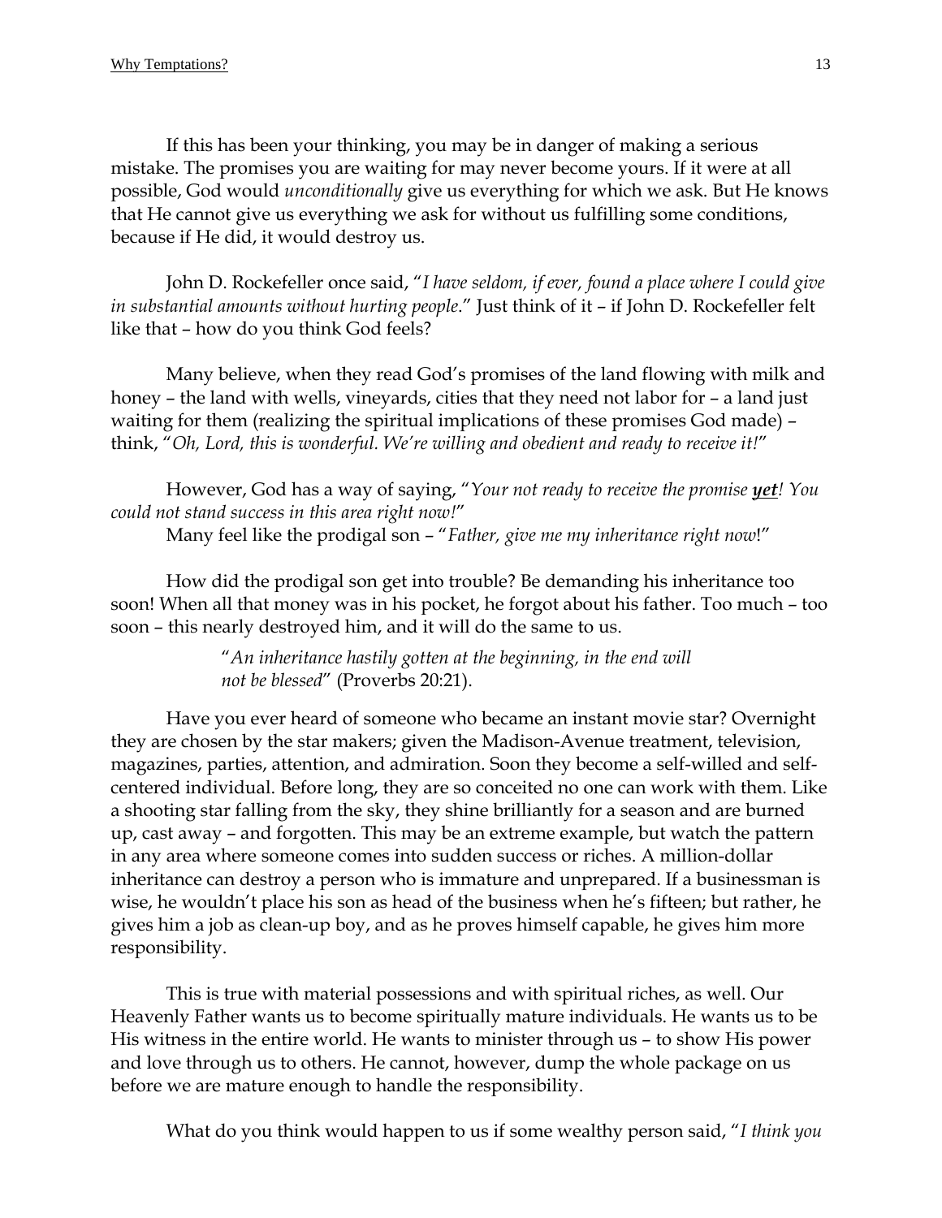If this has been your thinking, you may be in danger of making a serious mistake. The promises you are waiting for may never become yours. If it were at all possible, God would *unconditionally* give us everything for which we ask. But He knows that He cannot give us everything we ask for without us fulfilling some conditions, because if He did, it would destroy us.

John D. Rockefeller once said, "*I have seldom, if ever, found a place where I could give in substantial amounts without hurting people*." Just think of it – if John D. Rockefeller felt like that – how do you think God feels?

Many believe, when they read God's promises of the land flowing with milk and honey – the land with wells, vineyards, cities that they need not labor for – a land just waiting for them (realizing the spiritual implications of these promises God made) – think, "*Oh, Lord, this is wonderful. We're willing and obedient and ready to receive it!*"

However, God has a way of saying, "*Your not ready to receive the promise* ***yet****! You could not stand success in this area right now!*"

Many feel like the prodigal son – "*Father, give me my inheritance right now*!"

How did the prodigal son get into trouble? Be demanding his inheritance too soon! When all that money was in his pocket, he forgot about his father. Too much – too soon – this nearly destroyed him, and it will do the same to us.

> "*An inheritance hastily gotten at the beginning, in the end will not be blessed*" (Proverbs 20:21).

Have you ever heard of someone who became an instant movie star? Overnight they are chosen by the star makers; given the Madison-Avenue treatment, television, magazines, parties, attention, and admiration. Soon they become a self-willed and self-centered individual. Before long, they are so conceited no one can work with them. Like a shooting star falling from the sky, they shine brilliantly for a season and are burned up, cast away – and forgotten. This may be an extreme example, but watch the pattern in any area where someone comes into sudden success or riches. A million-dollar inheritance can destroy a person who is immature and unprepared. If a businessman is wise, he wouldn't place his son as head of the business when he's fifteen; but rather, he gives him a job as clean-up boy, and as he proves himself capable, he gives him more responsibility.

This is true with material possessions and with spiritual riches, as well. Our Heavenly Father wants us to become spiritually mature individuals. He wants us to be His witness in the entire world. He wants to minister through us – to show His power and love through us to others. He cannot, however, dump the whole package on us before we are mature enough to handle the responsibility.

What do you think would happen to us if some wealthy person said, "*I think you*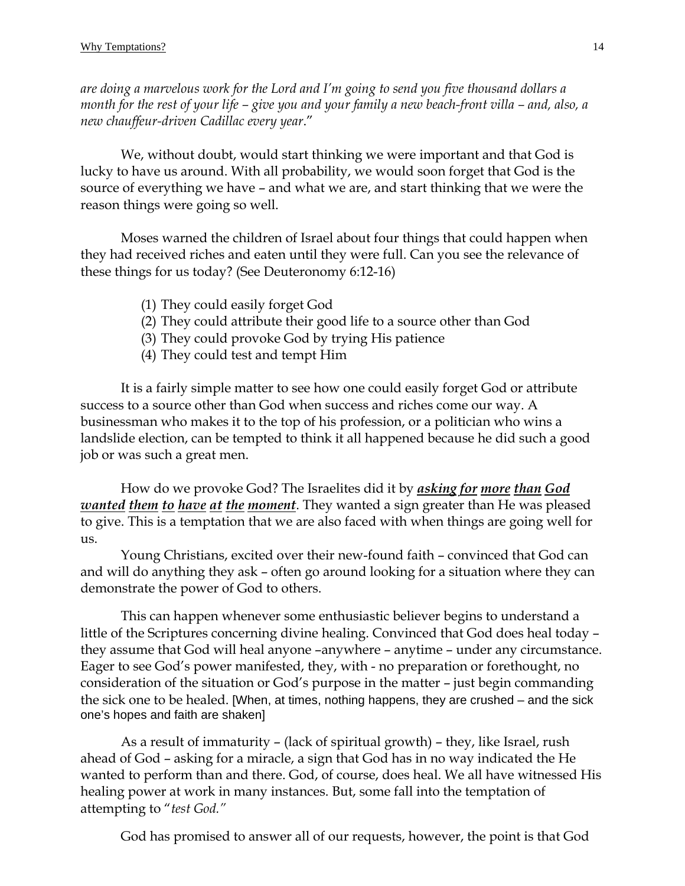*are doing a marvelous work for the Lord and I'm going to send you five thousand dollars a month for the rest of your life – give you and your family a new beach-front villa – and, also, a new chauffeur-driven Cadillac every year*."

We, without doubt, would start thinking we were important and that God is lucky to have us around. With all probability, we would soon forget that God is the source of everything we have – and what we are, and start thinking that we were the reason things were going so well.

Moses warned the children of Israel about four things that could happen when they had received riches and eaten until they were full. Can you see the relevance of these things for us today? (See Deuteronomy 6:12-16)

1. They could easily forget God
2. They could attribute their good life to a source other than God
3. They could provoke God by trying His patience
4. They could test and tempt Him

It is a fairly simple matter to see how one could easily forget God or attribute success to a source other than God when success and riches come our way. A businessman who makes it to the top of his profession, or a politician who wins a landslide election, can be tempted to think it all happened because he did such a good job or was such a great men.

How do we provoke God? The Israelites did it by ***asking for more than God wanted them to have at the moment***. They wanted a sign greater than He was pleased to give. This is a temptation that we are also faced with when things are going well for us.

Young Christians, excited over their new-found faith – convinced that God can and will do anything they ask – often go around looking for a situation where they can demonstrate the power of God to others.

This can happen whenever some enthusiastic believer begins to understand a little of the Scriptures concerning divine healing. Convinced that God does heal today – they assume that God will heal anyone –anywhere – anytime – under any circumstance. Eager to see God's power manifested, they, with - no preparation or forethought, no consideration of the situation or God's purpose in the matter – just begin commanding the sick one to be healed. [When, at times, nothing happens, they are crushed – and the sick one's hopes and faith are shaken]

As a result of immaturity – (lack of spiritual growth) – they, like Israel, rush ahead of God – asking for a miracle, a sign that God has in no way indicated the He wanted to perform than and there. God, of course, does heal. We all have witnessed His healing power at work in many instances. But, some fall into the temptation of attempting to "*test God.*"

God has promised to answer all of our requests, however, the point is that God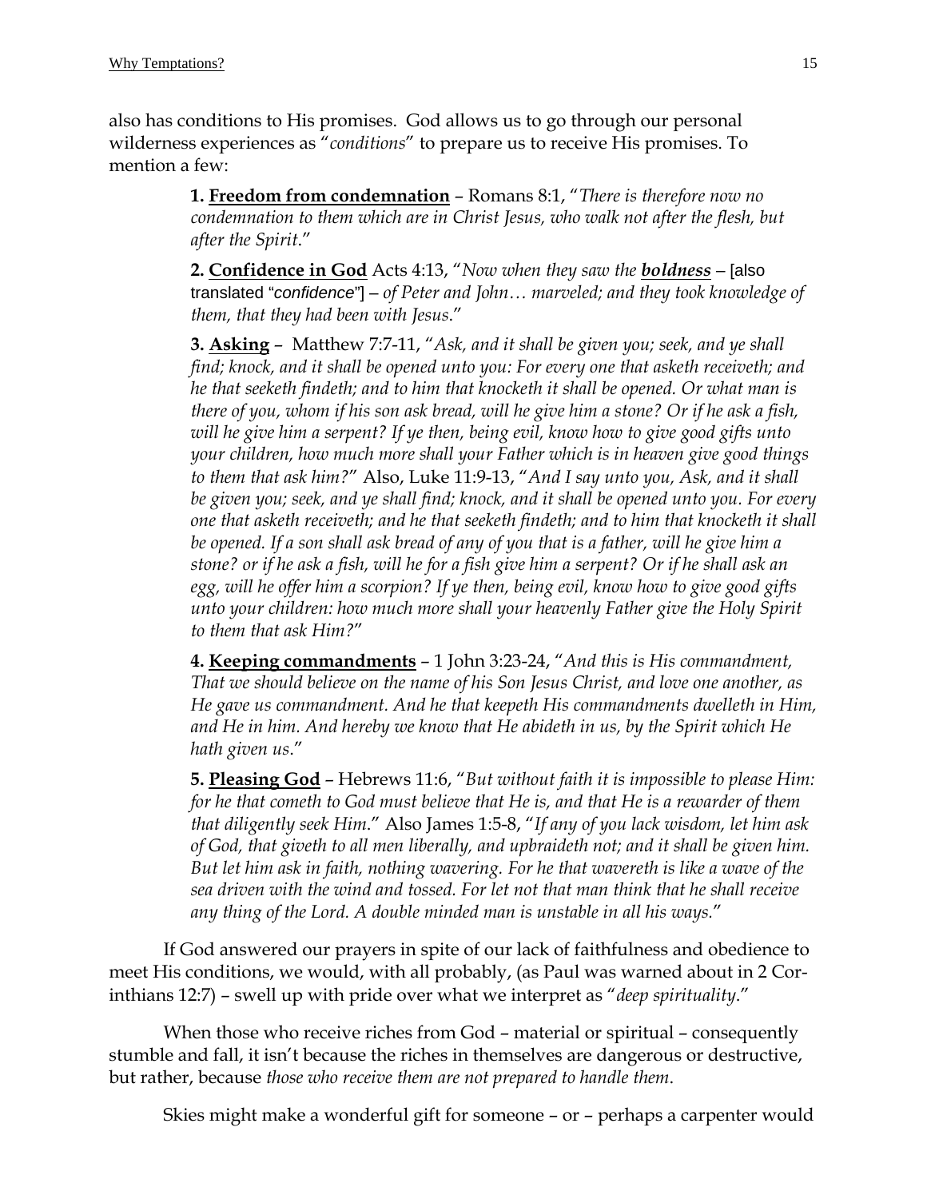also has conditions to His promises. God allows us to go through our personal wilderness experiences as "*conditions*" to prepare us to receive His promises. To mention a few:

> **1. <u>Freedom from condemnation</u>** – Romans 8:1, "*There is therefore now no condemnation to them which are in Christ Jesus, who walk not after the flesh, but after the Spirit*."
>
> **2. <u>Confidence in God</u>** Acts 4:13, "*Now when they saw the **<u>boldness</u>*** – [also translated "*confidence*"] – *of Peter and John… marveled; and they took knowledge of them, that they had been with Jesus*."
>
> **3. <u>Asking</u>** – Matthew 7:7-11, "*Ask, and it shall be given you; seek, and ye shall find; knock, and it shall be opened unto you: For every one that asketh receiveth; and he that seeketh findeth; and to him that knocketh it shall be opened. Or what man is there of you, whom if his son ask bread, will he give him a stone? Or if he ask a fish, will he give him a serpent? If ye then, being evil, know how to give good gifts unto your children, how much more shall your Father which is in heaven give good things to them that ask him?*" Also, Luke 11:9-13, "*And I say unto you, Ask, and it shall be given you; seek, and ye shall find; knock, and it shall be opened unto you. For every one that asketh receiveth; and he that seeketh findeth; and to him that knocketh it shall be opened. If a son shall ask bread of any of you that is a father, will he give him a stone? or if he ask a fish, will he for a fish give him a serpent? Or if he shall ask an egg, will he offer him a scorpion? If ye then, being evil, know how to give good gifts unto your children: how much more shall your heavenly Father give the Holy Spirit to them that ask Him?*"
>
> **4. <u>Keeping commandments</u>** – 1 John 3:23-24, "*And this is His commandment, That we should believe on the name of his Son Jesus Christ, and love one another, as He gave us commandment. And he that keepeth His commandments dwelleth in Him, and He in him. And hereby we know that He abideth in us, by the Spirit which He hath given us*."
>
> **5. <u>Pleasing God</u>** – Hebrews 11:6, "*But without faith it is impossible to please Him: for he that cometh to God must believe that He is, and that He is a rewarder of them that diligently seek Him*." Also James 1:5-8, "*If any of you lack wisdom, let him ask of God, that giveth to all men liberally, and upbraideth not; and it shall be given him. But let him ask in faith, nothing wavering. For he that wavereth is like a wave of the sea driven with the wind and tossed. For let not that man think that he shall receive any thing of the Lord. A double minded man is unstable in all his ways.*"

If God answered our prayers in spite of our lack of faithfulness and obedience to meet His conditions, we would, with all probably, (as Paul was warned about in 2 Corinthians 12:7) – swell up with pride over what we interpret as "*deep spirituality*."

When those who receive riches from God – material or spiritual – consequently stumble and fall, it isn't because the riches in themselves are dangerous or destructive, but rather, because *those who receive them are not prepared to handle them*.

Skies might make a wonderful gift for someone – or – perhaps a carpenter would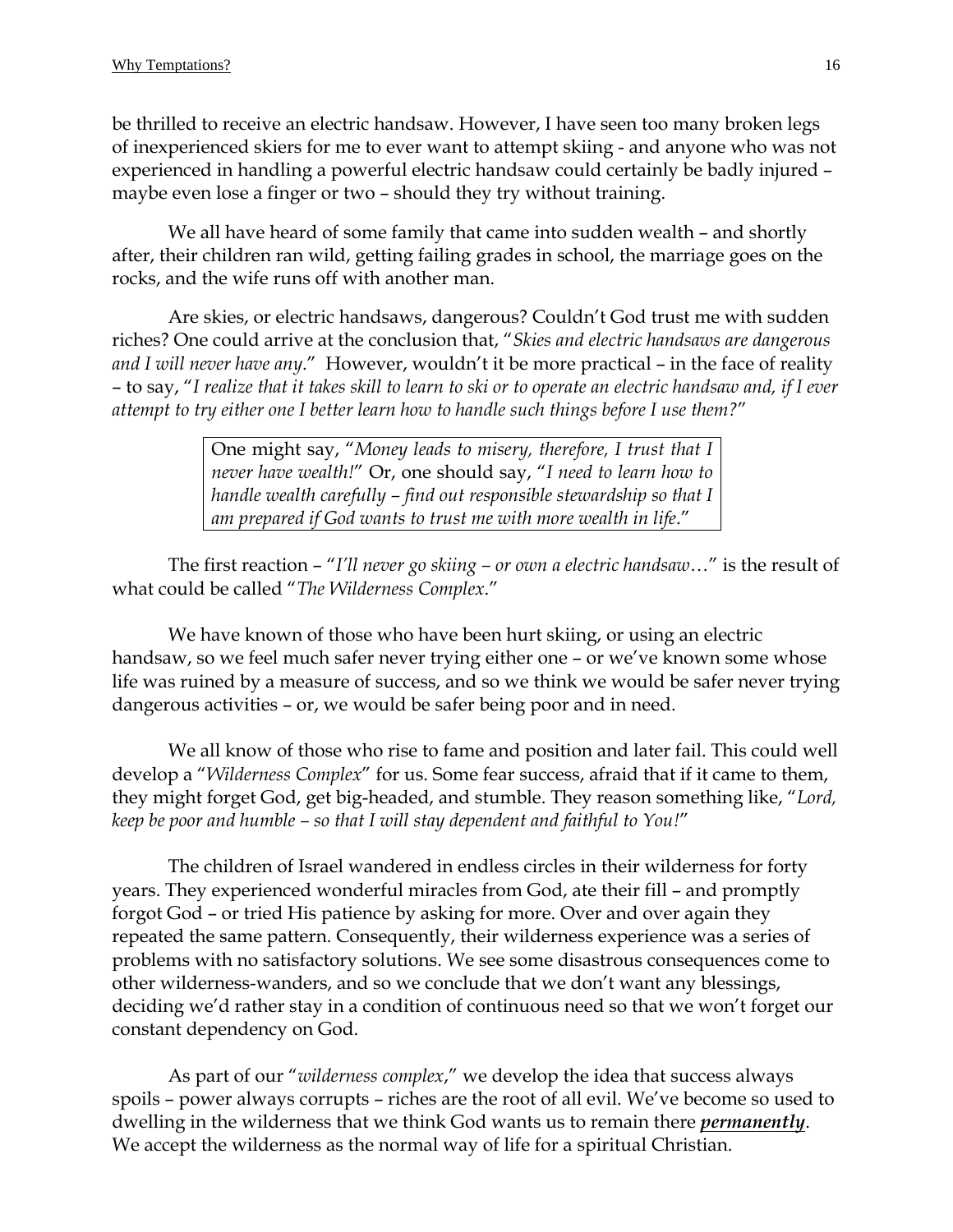be thrilled to receive an electric handsaw. However, I have seen too many broken legs of inexperienced skiers for me to ever want to attempt skiing - and anyone who was not experienced in handling a powerful electric handsaw could certainly be badly injured – maybe even lose a finger or two – should they try without training.

We all have heard of some family that came into sudden wealth – and shortly after, their children ran wild, getting failing grades in school, the marriage goes on the rocks, and the wife runs off with another man.

Are skies, or electric handsaws, dangerous? Couldn't God trust me with sudden riches? One could arrive at the conclusion that, "*Skies and electric handsaws are dangerous and I will never have any*." However, wouldn't it be more practical – in the face of reality – to say, "*I realize that it takes skill to learn to ski or to operate an electric handsaw and, if I ever attempt to try either one I better learn how to handle such things before I use them?*"

> One might say, "*Money leads to misery, therefore, I trust that I never have wealth!*" Or, one should say, "*I need to learn how to handle wealth carefully – find out responsible stewardship so that I am prepared if God wants to trust me with more wealth in life*."

The first reaction – "*I'll never go skiing – or own a electric handsaw…*" is the result of what could be called "*The Wilderness Complex*."

We have known of those who have been hurt skiing, or using an electric handsaw, so we feel much safer never trying either one – or we've known some whose life was ruined by a measure of success, and so we think we would be safer never trying dangerous activities – or, we would be safer being poor and in need.

We all know of those who rise to fame and position and later fail. This could well develop a "*Wilderness Complex*" for us. Some fear success, afraid that if it came to them, they might forget God, get big-headed, and stumble. They reason something like, "*Lord, keep be poor and humble – so that I will stay dependent and faithful to You!*"

The children of Israel wandered in endless circles in their wilderness for forty years. They experienced wonderful miracles from God, ate their fill – and promptly forgot God – or tried His patience by asking for more. Over and over again they repeated the same pattern. Consequently, their wilderness experience was a series of problems with no satisfactory solutions. We see some disastrous consequences come to other wilderness-wanders, and so we conclude that we don't want any blessings, deciding we'd rather stay in a condition of continuous need so that we won't forget our constant dependency on God.

As part of our "*wilderness complex*," we develop the idea that success always spoils – power always corrupts – riches are the root of all evil. We've become so used to dwelling in the wilderness that we think God wants us to remain there ***permanently***. We accept the wilderness as the normal way of life for a spiritual Christian.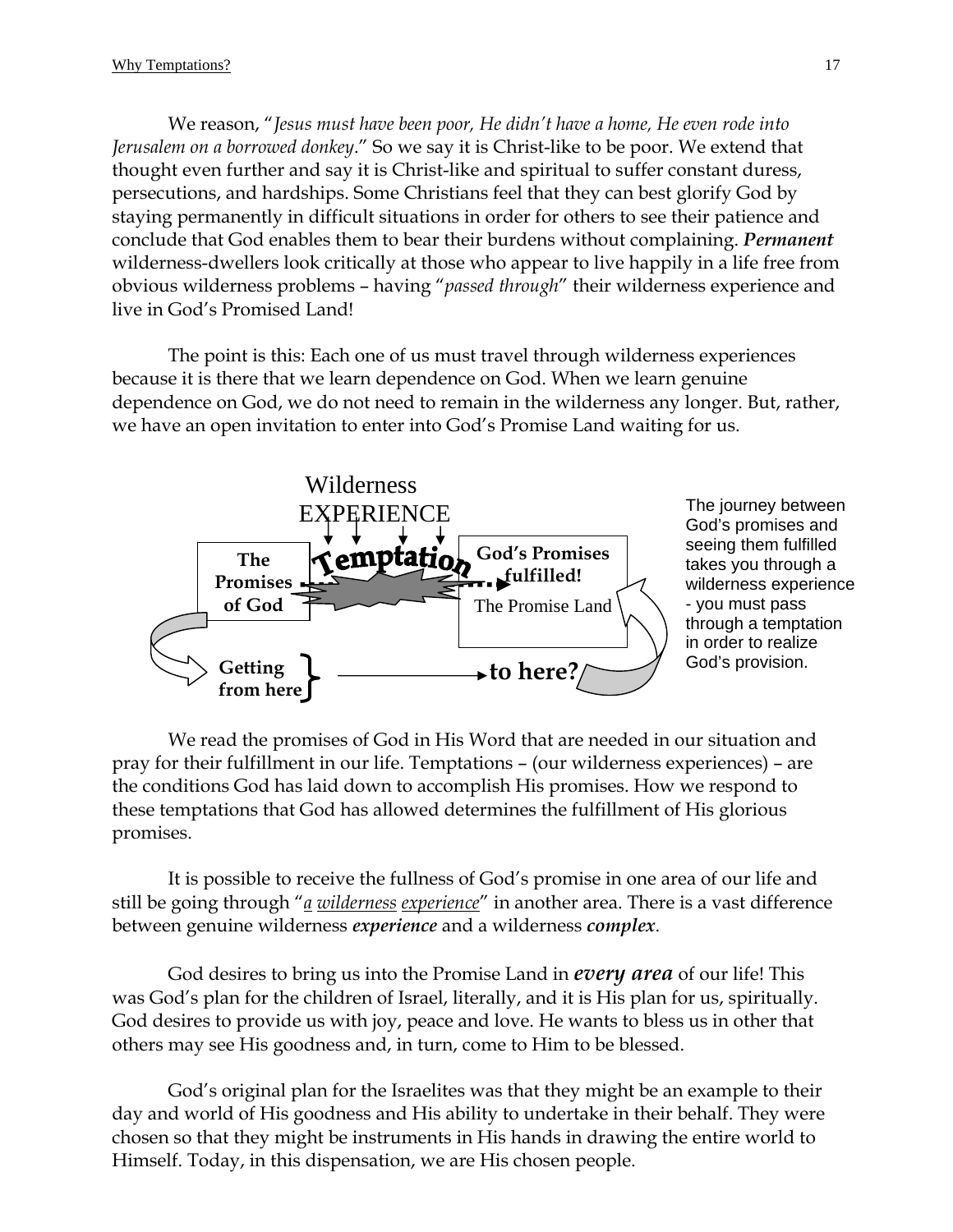We reason, "*Jesus must have been poor, He didn't have a home, He even rode into Jerusalem on a borrowed donkey*." So we say it is Christ-like to be poor. We extend that thought even further and say it is Christ-like and spiritual to suffer constant duress, persecutions, and hardships. Some Christians feel that they can best glorify God by staying permanently in difficult situations in order for others to see their patience and conclude that God enables them to bear their burdens without complaining. ***Permanent*** wilderness-dwellers look critically at those who appear to live happily in a life free from obvious wilderness problems – having "*passed through*" their wilderness experience and live in God's Promised Land!

The point is this: Each one of us must travel through wilderness experiences because it is there that we learn dependence on God. When we learn genuine dependence on God, we do not need to remain in the wilderness any longer. But, rather, we have an open invitation to enter into God's Promise Land waiting for us.

Wilderness EXPERIENCE

**The Promises of God** → **Temptation** → **God's Promises fulfilled!** The Promise Land

**Getting from here** → **to here?**

The journey between God's promises and seeing them fulfilled takes you through a wilderness experience - you must pass through a temptation in order to realize God's provision.

We read the promises of God in His Word that are needed in our situation and pray for their fulfillment in our life. Temptations – (our wilderness experiences) – are the conditions God has laid down to accomplish His promises. How we respond to these temptations that God has allowed determines the fulfillment of His glorious promises.

It is possible to receive the fullness of God's promise in one area of our life and still be going through "*a wilderness experience*" in another area. There is a vast difference between genuine wilderness ***experience*** and a wilderness ***complex***.

God desires to bring us into the Promise Land in ***every area*** of our life! This was God's plan for the children of Israel, literally, and it is His plan for us, spiritually. God desires to provide us with joy, peace and love. He wants to bless us in other that others may see His goodness and, in turn, come to Him to be blessed.

God's original plan for the Israelites was that they might be an example to their day and world of His goodness and His ability to undertake in their behalf. They were chosen so that they might be instruments in His hands in drawing the entire world to Himself. Today, in this dispensation, we are His chosen people.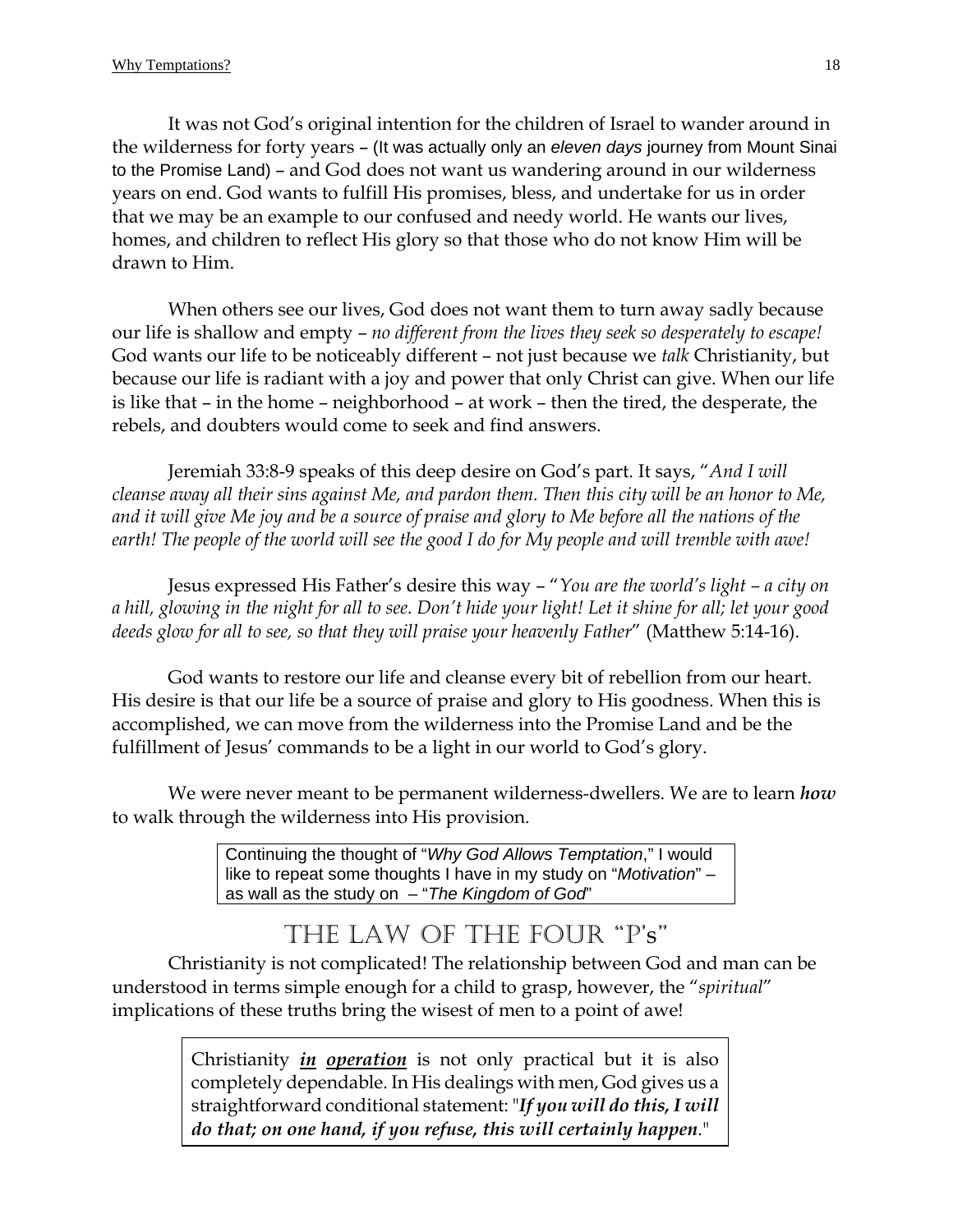It was not God's original intention for the children of Israel to wander around in the wilderness for forty years – (It was actually only an *eleven days* journey from Mount Sinai to the Promise Land) – and God does not want us wandering around in our wilderness years on end. God wants to fulfill His promises, bless, and undertake for us in order that we may be an example to our confused and needy world. He wants our lives, homes, and children to reflect His glory so that those who do not know Him will be drawn to Him.

When others see our lives, God does not want them to turn away sadly because our life is shallow and empty – *no different from the lives they seek so desperately to escape!* God wants our life to be noticeably different – not just because we *talk* Christianity, but because our life is radiant with a joy and power that only Christ can give. When our life is like that – in the home – neighborhood – at work – then the tired, the desperate, the rebels, and doubters would come to seek and find answers.

Jeremiah 33:8-9 speaks of this deep desire on God's part. It says, "*And I will cleanse away all their sins against Me, and pardon them. Then this city will be an honor to Me, and it will give Me joy and be a source of praise and glory to Me before all the nations of the earth! The people of the world will see the good I do for My people and will tremble with awe!*

Jesus expressed His Father's desire this way – "*You are the world's light – a city on a hill, glowing in the night for all to see. Don't hide your light! Let it shine for all; let your good deeds glow for all to see, so that they will praise your heavenly Father*" (Matthew 5:14-16).

God wants to restore our life and cleanse every bit of rebellion from our heart. His desire is that our life be a source of praise and glory to His goodness. When this is accomplished, we can move from the wilderness into the Promise Land and be the fulfillment of Jesus' commands to be a light in our world to God's glory.

We were never meant to be permanent wilderness-dwellers. We are to learn ***how*** to walk through the wilderness into His provision.

> Continuing the thought of "*Why God Allows Temptation*," I would like to repeat some thoughts I have in my study on "*Motivation*" – as wall as the study on – "*The Kingdom of God*"

## THE LAW OF THE FOUR "P's"

Christianity is not complicated! The relationship between God and man can be understood in terms simple enough for a child to grasp, however, the "*spiritual*" implications of these truths bring the wisest of men to a point of awe!

> Christianity ***in operation*** is not only practical but it is also completely dependable. In His dealings with men, God gives us a straightforward conditional statement: "***If you will do this, I will do that; on one hand, if you refuse, this will certainly happen***."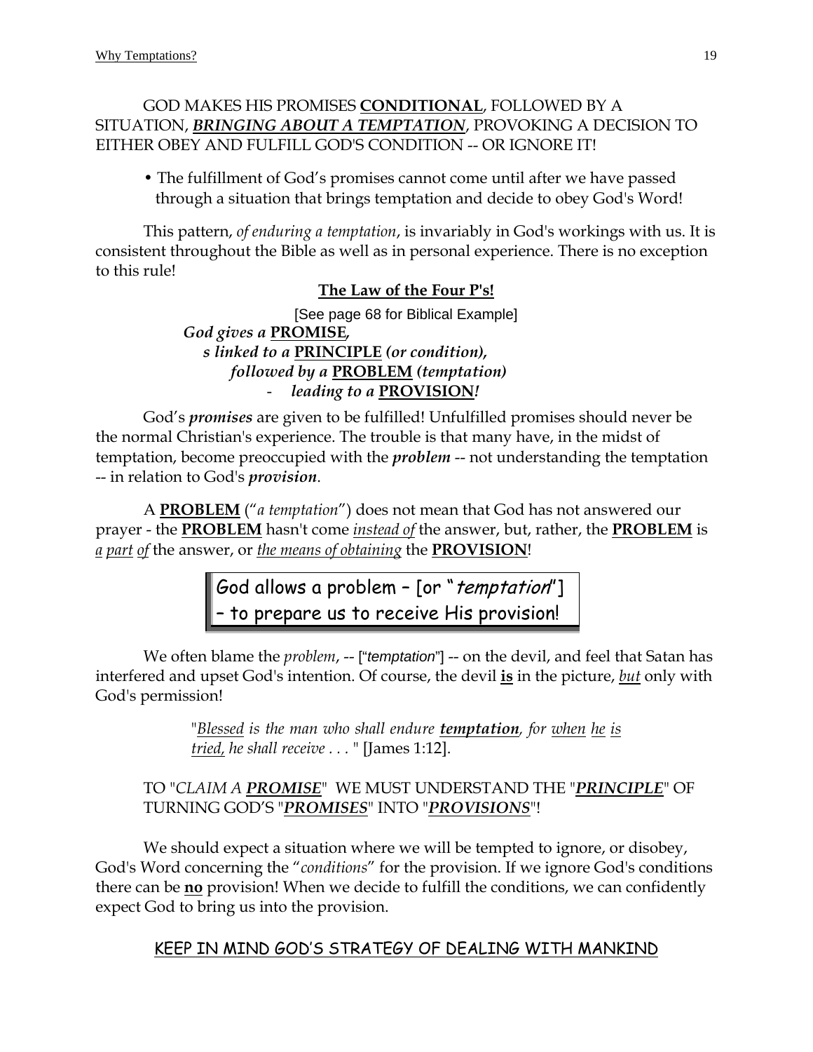GOD MAKES HIS PROMISES **CONDITIONAL**, FOLLOWED BY A SITUATION, ***BRINGING ABOUT A TEMPTATION***, PROVOKING A DECISION TO EITHER OBEY AND FULFILL GOD'S CONDITION -- OR IGNORE IT!

- The fulfillment of God's promises cannot come until after we have passed through a situation that brings temptation and decide to obey God's Word!

This pattern, *of enduring a temptation*, is invariably in God's workings with us. It is consistent throughout the Bible as well as in personal experience. There is no exception to this rule!

**The Law of the Four P's!**

[See page 68 for Biblical Example]

***God gives a PROMISE,***
***s linked to a PRINCIPLE (or condition),***
***followed by a PROBLEM (temptation)***
- ***leading to a PROVISION!***

God's ***promises*** are given to be fulfilled! Unfulfilled promises should never be the normal Christian's experience. The trouble is that many have, in the midst of temptation, become preoccupied with the ***problem*** -- not understanding the temptation -- in relation to God's ***provision***.

A **PROBLEM** ("*a temptation*") does not mean that God has not answered our prayer - the **PROBLEM** hasn't come *instead of* the answer, but, rather, the **PROBLEM** is *a part of* the answer, or *the means of obtaining* the **PROVISION**!

> God allows a problem – [or "*temptation*"] – to prepare us to receive His provision!

We often blame the *problem*, -- ["*temptation*"] -- on the devil, and feel that Satan has interfered and upset God's intention. Of course, the devil **is** in the picture, *but* only with God's permission!

> "*Blessed is the man who shall endure **temptation**, for when he is tried, he shall receive . . .* " [James 1:12].

TO "*CLAIM A **PROMISE***" WE MUST UNDERSTAND THE "***PRINCIPLE***" OF TURNING GOD'S "***PROMISES***" INTO "***PROVISIONS***"!

We should expect a situation where we will be tempted to ignore, or disobey, God's Word concerning the "*conditions*" for the provision. If we ignore God's conditions there can be **no** provision! When we decide to fulfill the conditions, we can confidently expect God to bring us into the provision.

KEEP IN MIND GOD'S STRATEGY OF DEALING WITH MANKIND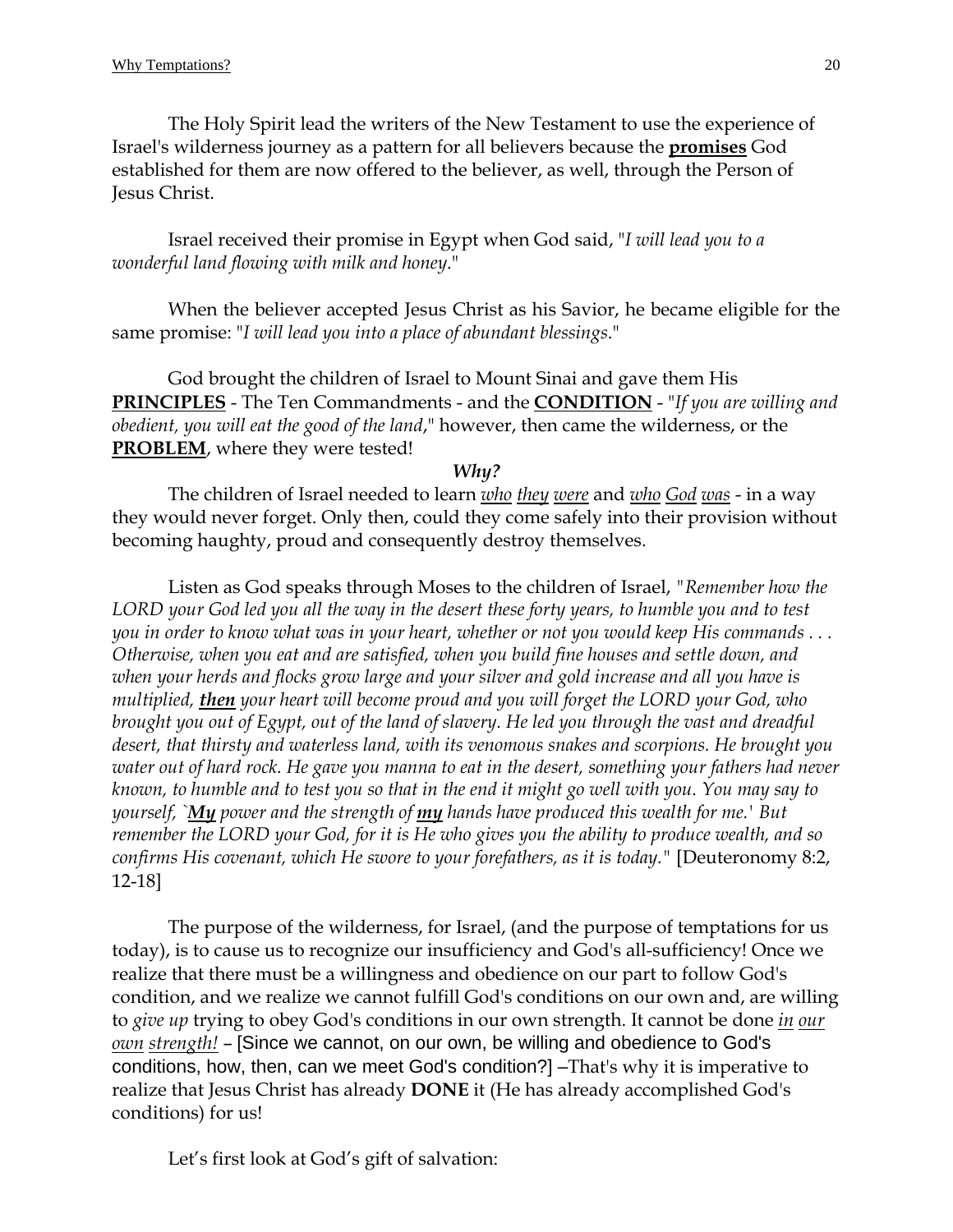The Holy Spirit lead the writers of the New Testament to use the experience of Israel's wilderness journey as a pattern for all believers because the **<u>promises</u>** God established for them are now offered to the believer, as well, through the Person of Jesus Christ.

Israel received their promise in Egypt when God said, "*I will lead you to a wonderful land flowing with milk and honey*."

When the believer accepted Jesus Christ as his Savior, he became eligible for the same promise: "*I will lead you into a place of abundant blessings*."

God brought the children of Israel to Mount Sinai and gave them His **<u>PRINCIPLES</u>** - The Ten Commandments - and the **<u>CONDITION</u>** - "*If you are willing and obedient, you will eat the good of the land*," however, then came the wilderness, or the **<u>PROBLEM</u>**, where they were tested!

***Why?***

The children of Israel needed to learn <u>who</u> <u>they</u> <u>were</u> and <u>who</u> <u>God</u> <u>was</u> - in a way they would never forget. Only then, could they come safely into their provision without becoming haughty, proud and consequently destroy themselves.

Listen as God speaks through Moses to the children of Israel, "*Remember how the LORD your God led you all the way in the desert these forty years, to humble you and to test you in order to know what was in your heart, whether or not you would keep His commands . . . Otherwise, when you eat and are satisfied, when you build fine houses and settle down, and when your herds and flocks grow large and your silver and gold increase and all you have is multiplied, **<u>then</u>** your heart will become proud and you will forget the LORD your God, who brought you out of Egypt, out of the land of slavery. He led you through the vast and dreadful desert, that thirsty and waterless land, with its venomous snakes and scorpions. He brought you water out of hard rock. He gave you manna to eat in the desert, something your fathers had never known, to humble and to test you so that in the end it might go well with you. You may say to yourself, `**<u>My</u>** power and the strength of **<u>my</u>** hands have produced this wealth for me.' But remember the LORD your God, for it is He who gives you the ability to produce wealth, and so confirms His covenant, which He swore to your forefathers, as it is today.*" [Deuteronomy 8:2, 12-18]

The purpose of the wilderness, for Israel, (and the purpose of temptations for us today), is to cause us to recognize our insufficiency and God's all-sufficiency! Once we realize that there must be a willingness and obedience on our part to follow God's condition, and we realize we cannot fulfill God's conditions on our own and, are willing to *give up* trying to obey God's conditions in our own strength. It cannot be done *<u>in</u> <u>our</u> <u>own</u> <u>strength!</u>* – [Since we cannot, on our own, be willing and obedience to God's conditions, how, then, can we meet God's condition?] –That's why it is imperative to realize that Jesus Christ has already **DONE** it (He has already accomplished God's conditions) for us!

Let’s first look at God’s gift of salvation: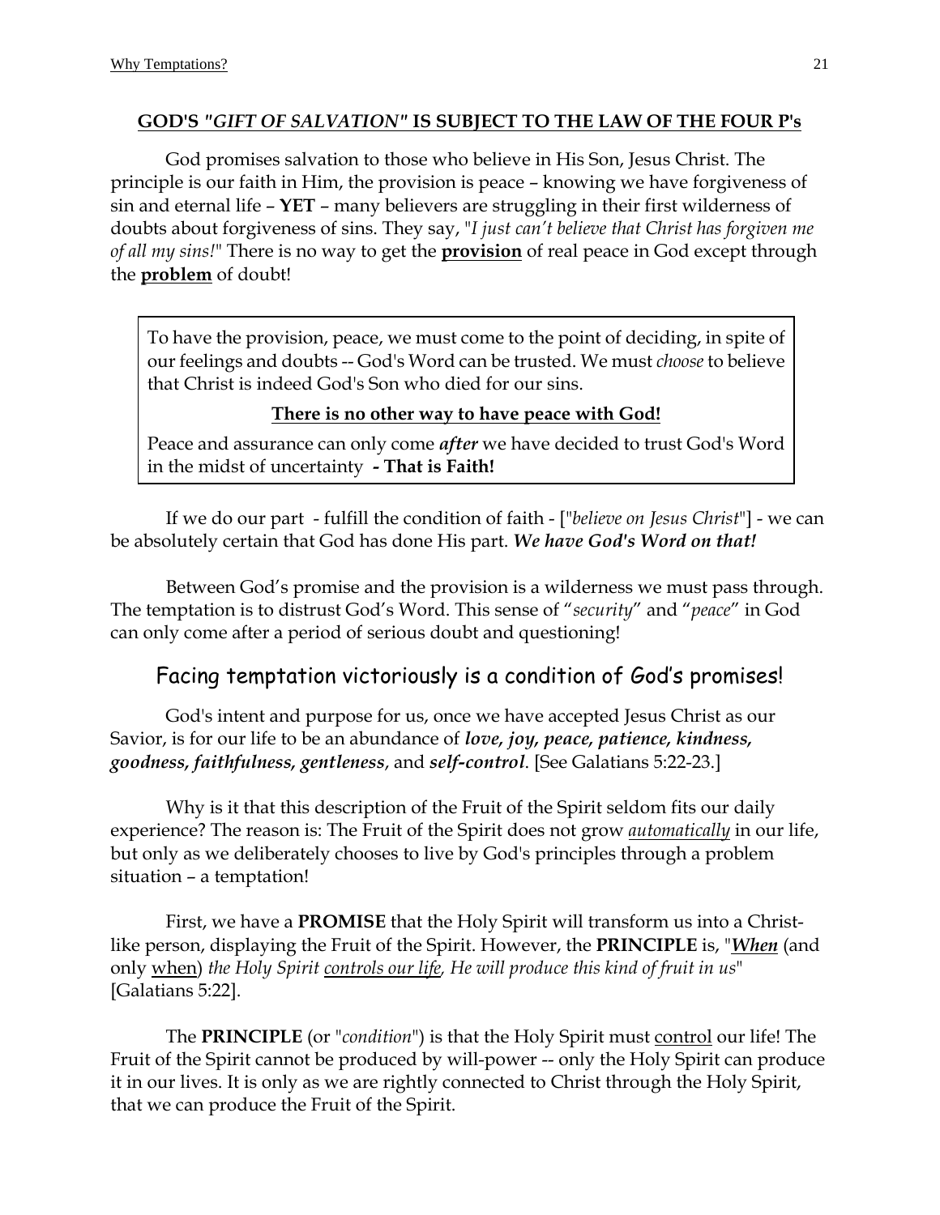## GOD'S *"GIFT OF SALVATION"* IS SUBJECT TO THE LAW OF THE FOUR P's

God promises salvation to those who believe in His Son, Jesus Christ. The principle is our faith in Him, the provision is peace – knowing we have forgiveness of sin and eternal life – **YET** – many believers are struggling in their first wilderness of doubts about forgiveness of sins. They say, "*I just can't believe that Christ has forgiven me of all my sins!*" There is no way to get the **provision** of real peace in God except through the **problem** of doubt!

> To have the provision, peace, we must come to the point of deciding, in spite of our feelings and doubts -- God's Word can be trusted. We must *choose* to believe that Christ is indeed God's Son who died for our sins.
>
> **There is no other way to have peace with God!**
>
> Peace and assurance can only come ***after*** we have decided to trust God's Word in the midst of uncertainty **- That is Faith!**

If we do our part - fulfill the condition of faith - ["*believe on Jesus Christ*"] - we can be absolutely certain that God has done His part. ***We have God's Word on that!***

Between God's promise and the provision is a wilderness we must pass through. The temptation is to distrust God's Word. This sense of "*security*" and "*peace*" in God can only come after a period of serious doubt and questioning!

### Facing temptation victoriously is a condition of God's promises!

God's intent and purpose for us, once we have accepted Jesus Christ as our Savior, is for our life to be an abundance of ***love, joy, peace, patience, kindness, goodness, faithfulness, gentleness***, and ***self-control***. [See Galatians 5:22-23.]

Why is it that this description of the Fruit of the Spirit seldom fits our daily experience? The reason is: The Fruit of the Spirit does not grow *automatically* in our life, but only as we deliberately chooses to live by God's principles through a problem situation – a temptation!

First, we have a **PROMISE** that the Holy Spirit will transform us into a Christ-like person, displaying the Fruit of the Spirit. However, the **PRINCIPLE** is, "***When*** (and only when) *the Holy Spirit controls our life, He will produce this kind of fruit in us*" [Galatians 5:22].

The **PRINCIPLE** (or "*condition*") is that the Holy Spirit must control our life! The Fruit of the Spirit cannot be produced by will-power -- only the Holy Spirit can produce it in our lives. It is only as we are rightly connected to Christ through the Holy Spirit, that we can produce the Fruit of the Spirit.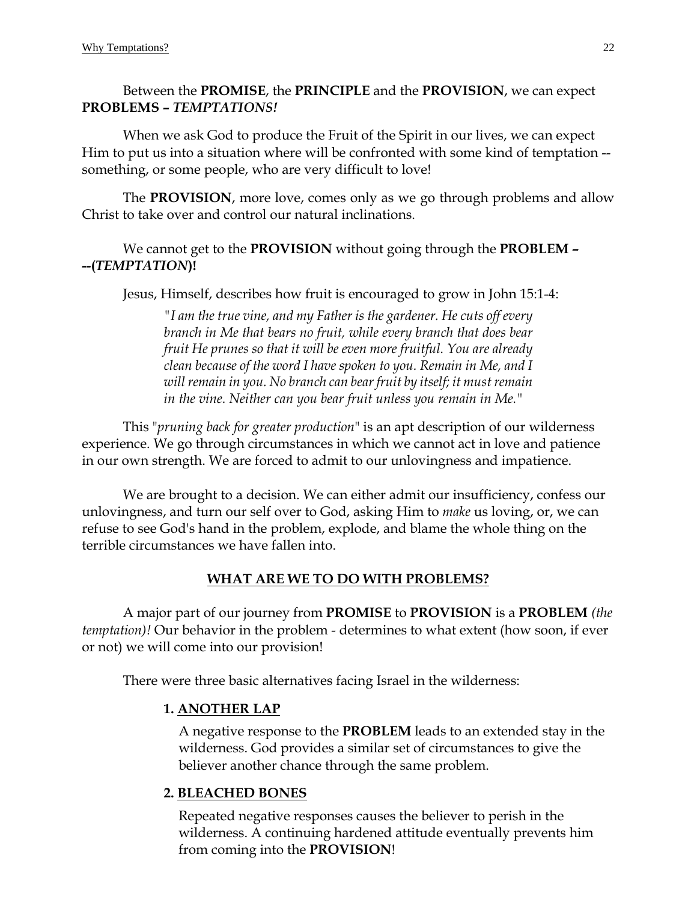Between the **PROMISE**, the **PRINCIPLE** and the **PROVISION**, we can expect **PROBLEMS –** ***TEMPTATIONS!***

When we ask God to produce the Fruit of the Spirit in our lives, we can expect Him to put us into a situation where will be confronted with some kind of temptation -- something, or some people, who are very difficult to love!

The **PROVISION**, more love, comes only as we go through problems and allow Christ to take over and control our natural inclinations.

We cannot get to the **PROVISION** without going through the **PROBLEM – --(*TEMPTATION*)!**

Jesus, Himself, describes how fruit is encouraged to grow in John 15:1-4:

> *"I am the true vine, and my Father is the gardener. He cuts off every branch in Me that bears no fruit, while every branch that does bear fruit He prunes so that it will be even more fruitful. You are already clean because of the word I have spoken to you. Remain in Me, and I will remain in you. No branch can bear fruit by itself; it must remain in the vine. Neither can you bear fruit unless you remain in Me."*

This "*pruning back for greater production*" is an apt description of our wilderness experience. We go through circumstances in which we cannot act in love and patience in our own strength. We are forced to admit to our unlovingness and impatience.

We are brought to a decision. We can either admit our insufficiency, confess our unlovingness, and turn our self over to God, asking Him to *make* us loving, or, we can refuse to see God's hand in the problem, explode, and blame the whole thing on the terrible circumstances we have fallen into.

## WHAT ARE WE TO DO WITH PROBLEMS?

A major part of our journey from **PROMISE** to **PROVISION** is a **PROBLEM** *(the temptation)!* Our behavior in the problem - determines to what extent (how soon, if ever or not) we will come into our provision!

There were three basic alternatives facing Israel in the wilderness:

**1. ANOTHER LAP**

A negative response to the **PROBLEM** leads to an extended stay in the wilderness. God provides a similar set of circumstances to give the believer another chance through the same problem.

**2. BLEACHED BONES**

Repeated negative responses causes the believer to perish in the wilderness. A continuing hardened attitude eventually prevents him from coming into the **PROVISION**!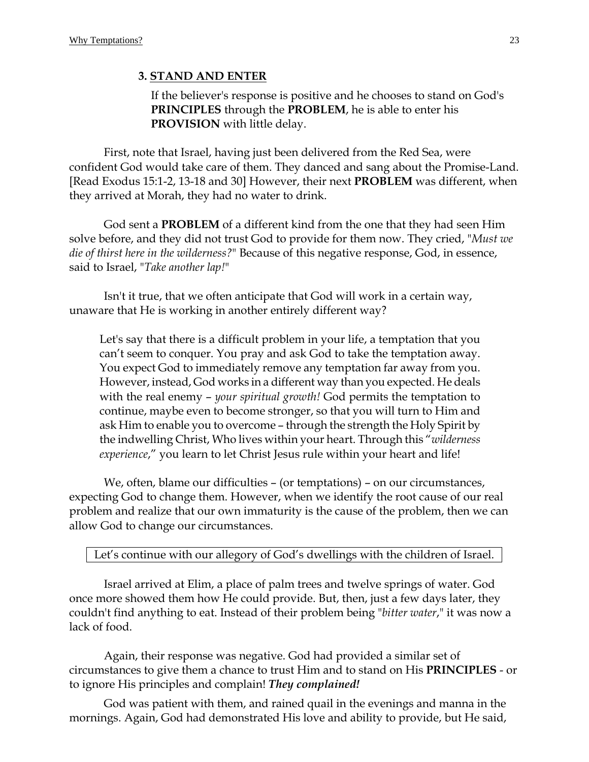### 3. STAND AND ENTER

If the believer's response is positive and he chooses to stand on God's **PRINCIPLES** through the **PROBLEM**, he is able to enter his **PROVISION** with little delay.

First, note that Israel, having just been delivered from the Red Sea, were confident God would take care of them. They danced and sang about the Promise-Land. [Read Exodus 15:1-2, 13-18 and 30] However, their next **PROBLEM** was different, when they arrived at Morah, they had no water to drink.

God sent a **PROBLEM** of a different kind from the one that they had seen Him solve before, and they did not trust God to provide for them now. They cried, "*Must we die of thirst here in the wilderness?*" Because of this negative response, God, in essence, said to Israel, "*Take another lap!*"

Isn't it true, that we often anticipate that God will work in a certain way, unaware that He is working in another entirely different way?

> Let's say that there is a difficult problem in your life, a temptation that you can't seem to conquer. You pray and ask God to take the temptation away. You expect God to immediately remove any temptation far away from you. However, instead, God works in a different way than you expected. He deals with the real enemy – *your spiritual growth!* God permits the temptation to continue, maybe even to become stronger, so that you will turn to Him and ask Him to enable you to overcome – through the strength the Holy Spirit by the indwelling Christ, Who lives within your heart. Through this "*wilderness experience*," you learn to let Christ Jesus rule within your heart and life!

We, often, blame our difficulties – (or temptations) – on our circumstances, expecting God to change them. However, when we identify the root cause of our real problem and realize that our own immaturity is the cause of the problem, then we can allow God to change our circumstances.

Let's continue with our allegory of God's dwellings with the children of Israel.

Israel arrived at Elim, a place of palm trees and twelve springs of water. God once more showed them how He could provide. But, then, just a few days later, they couldn't find anything to eat. Instead of their problem being "*bitter water*," it was now a lack of food.

Again, their response was negative. God had provided a similar set of circumstances to give them a chance to trust Him and to stand on His **PRINCIPLES** - or to ignore His principles and complain! ***They complained!***

God was patient with them, and rained quail in the evenings and manna in the mornings. Again, God had demonstrated His love and ability to provide, but He said,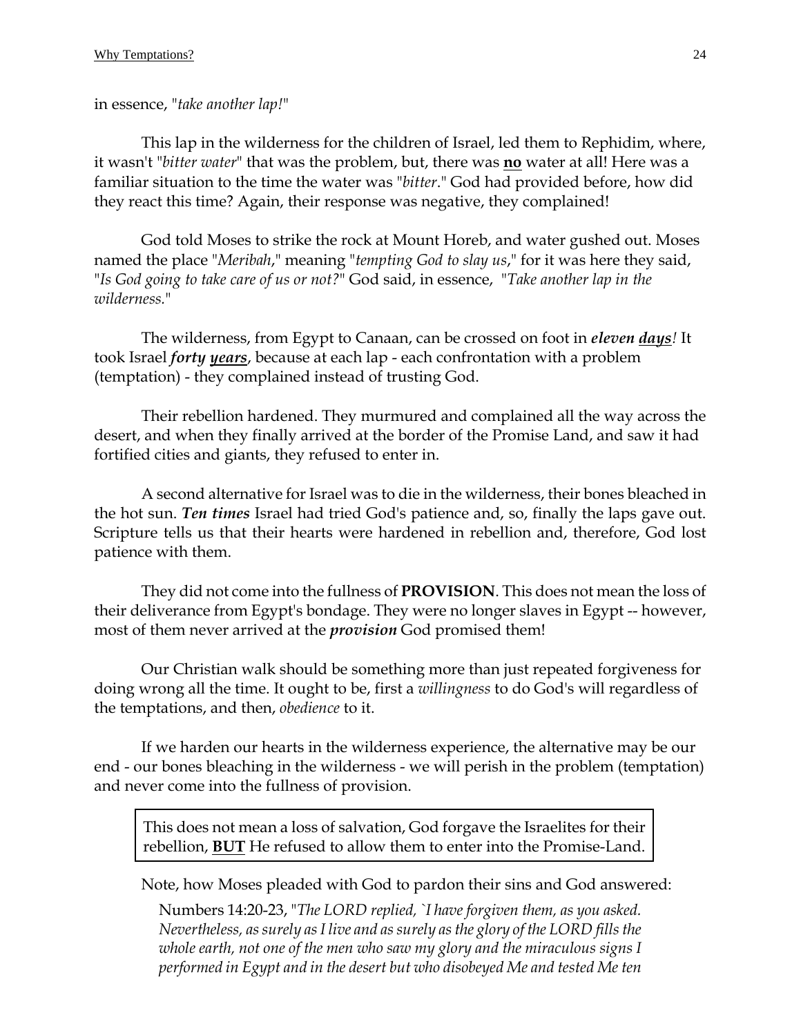in essence, "*take another lap!*"

This lap in the wilderness for the children of Israel, led them to Rephidim, where, it wasn't "*bitter water*" that was the problem, but, there was <u>**no**</u> water at all! Here was a familiar situation to the time the water was "*bitter*." God had provided before, how did they react this time? Again, their response was negative, they complained!

God told Moses to strike the rock at Mount Horeb, and water gushed out. Moses named the place "*Meribah*," meaning "*tempting God to slay us*," for it was here they said, "*Is God going to take care of us or not?*" God said, in essence, "*Take another lap in the wilderness.*"

The wilderness, from Egypt to Canaan, can be crossed on foot in ***eleven <u>days</u>!*** It took Israel ***forty <u>years</u>***, because at each lap - each confrontation with a problem (temptation) - they complained instead of trusting God.

Their rebellion hardened. They murmured and complained all the way across the desert, and when they finally arrived at the border of the Promise Land, and saw it had fortified cities and giants, they refused to enter in.

A second alternative for Israel was to die in the wilderness, their bones bleached in the hot sun. ***Ten times*** Israel had tried God's patience and, so, finally the laps gave out. Scripture tells us that their hearts were hardened in rebellion and, therefore, God lost patience with them.

They did not come into the fullness of **PROVISION**. This does not mean the loss of their deliverance from Egypt's bondage. They were no longer slaves in Egypt -- however, most of them never arrived at the ***provision*** God promised them!

Our Christian walk should be something more than just repeated forgiveness for doing wrong all the time. It ought to be, first a *willingness* to do God's will regardless of the temptations, and then, *obedience* to it.

If we harden our hearts in the wilderness experience, the alternative may be our end - our bones bleaching in the wilderness - we will perish in the problem (temptation) and never come into the fullness of provision.

> This does not mean a loss of salvation, God forgave the Israelites for their rebellion, <u>**BUT**</u> He refused to allow them to enter into the Promise-Land.

Note, how Moses pleaded with God to pardon their sins and God answered:

> Numbers 14:20-23, "*The LORD replied, `I have forgiven them, as you asked. Nevertheless, as surely as I live and as surely as the glory of the LORD fills the whole earth, not one of the men who saw my glory and the miraculous signs I performed in Egypt and in the desert but who disobeyed Me and tested Me ten*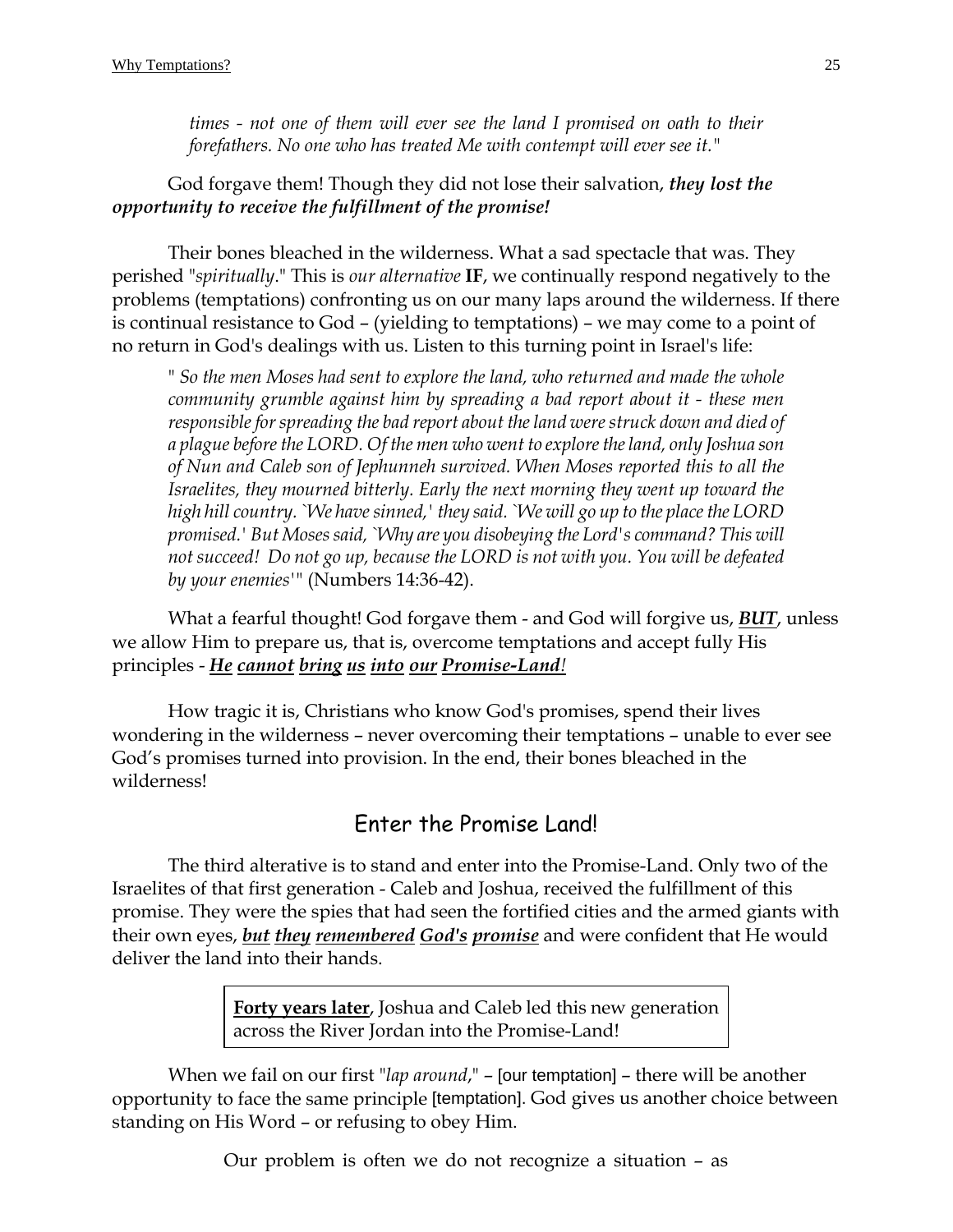> *times - not one of them will ever see the land I promised on oath to their forefathers. No one who has treated Me with contempt will ever see it."*

God forgave them! Though they did not lose their salvation, ***they lost the opportunity to receive the fulfillment of the promise!***

Their bones bleached in the wilderness. What a sad spectacle that was. They perished "*spiritually*." This is *our alternative* **IF**, we continually respond negatively to the problems (temptations) confronting us on our many laps around the wilderness. If there is continual resistance to God – (yielding to temptations) – we may come to a point of no return in God's dealings with us. Listen to this turning point in Israel's life:

> " *So the men Moses had sent to explore the land, who returned and made the whole community grumble against him by spreading a bad report about it - these men responsible for spreading the bad report about the land were struck down and died of a plague before the LORD. Of the men who went to explore the land, only Joshua son of Nun and Caleb son of Jephunneh survived. When Moses reported this to all the Israelites, they mourned bitterly. Early the next morning they went up toward the high hill country. `We have sinned,' they said. `We will go up to the place the LORD promised.' But Moses said, `Why are you disobeying the Lord's command? This will not succeed! Do not go up, because the LORD is not with you. You will be defeated by your enemies'"* (Numbers 14:36-42).

What a fearful thought! God forgave them - and God will forgive us, ***BUT***, unless we allow Him to prepare us, that is, overcome temptations and accept fully His principles - ***He cannot bring us into our Promise-Land!***

How tragic it is, Christians who know God's promises, spend their lives wondering in the wilderness – never overcoming their temptations – unable to ever see God's promises turned into provision. In the end, their bones bleached in the wilderness!

## Enter the Promise Land!

The third alterative is to stand and enter into the Promise-Land. Only two of the Israelites of that first generation - Caleb and Joshua, received the fulfillment of this promise. They were the spies that had seen the fortified cities and the armed giants with their own eyes, ***but they remembered God's promise*** and were confident that He would deliver the land into their hands.

> **Forty years later**, Joshua and Caleb led this new generation across the River Jordan into the Promise-Land!

When we fail on our first "*lap around*," – [our temptation] – there will be another opportunity to face the same principle [temptation]. God gives us another choice between standing on His Word – or refusing to obey Him.

Our problem is often we do not recognize a situation – as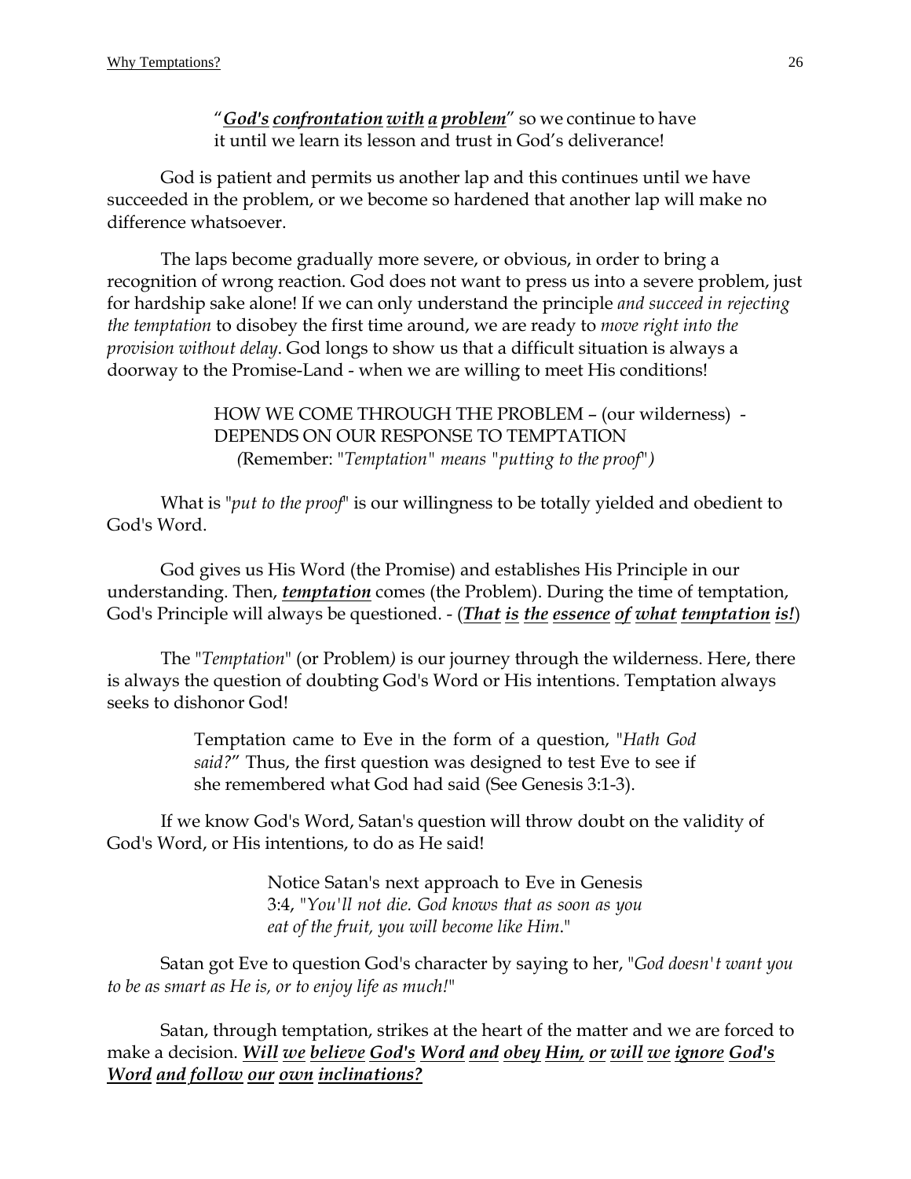"***God's confrontation with a problem***" so we continue to have it until we learn its lesson and trust in God's deliverance!

God is patient and permits us another lap and this continues until we have succeeded in the problem, or we become so hardened that another lap will make no difference whatsoever.

The laps become gradually more severe, or obvious, in order to bring a recognition of wrong reaction. God does not want to press us into a severe problem, just for hardship sake alone! If we can only understand the principle *and succeed in rejecting the temptation* to disobey the first time around, we are ready to *move right into the provision without delay*. God longs to show us that a difficult situation is always a doorway to the Promise-Land - when we are willing to meet His conditions!

HOW WE COME THROUGH THE PROBLEM – (our wilderness) - DEPENDS ON OUR RESPONSE TO TEMPTATION
*(*Remember: "*Temptation" means "putting to the proof"*)

What is "*put to the proof*" is our willingness to be totally yielded and obedient to God's Word.

God gives us His Word (the Promise) and establishes His Principle in our understanding. Then, ***temptation*** comes (the Problem). During the time of temptation, God's Principle will always be questioned. - (***That is the essence of what temptation is!***)

The "*Temptation*" (or Problem*)* is our journey through the wilderness. Here, there is always the question of doubting God's Word or His intentions. Temptation always seeks to dishonor God!

> Temptation came to Eve in the form of a question, "*Hath God said?*" Thus, the first question was designed to test Eve to see if she remembered what God had said (See Genesis 3:1-3).

If we know God's Word, Satan's question will throw doubt on the validity of God's Word, or His intentions, to do as He said!

> Notice Satan's next approach to Eve in Genesis 3:4, "*You'll not die. God knows that as soon as you eat of the fruit, you will become like Him*."

Satan got Eve to question God's character by saying to her, "*God doesn't want you to be as smart as He is, or to enjoy life as much!*"

Satan, through temptation, strikes at the heart of the matter and we are forced to make a decision. ***Will we believe God's Word and obey Him, or will we ignore God's Word and follow our own inclinations?***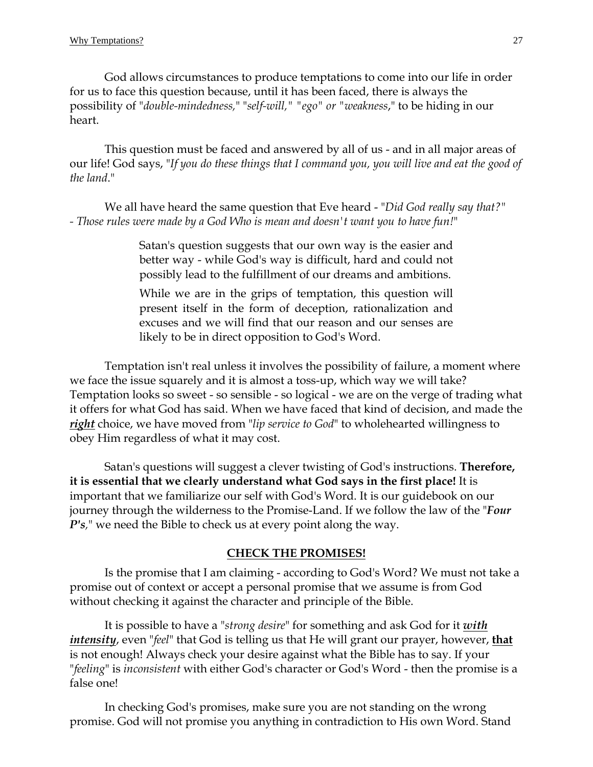God allows circumstances to produce temptations to come into our life in order for us to face this question because, until it has been faced, there is always the possibility of "*double-mindedness,*" "*self-will,*" "*ego*" *or* "*weakness*," to be hiding in our heart.

This question must be faced and answered by all of us - and in all major areas of our life! God says, "*If you do these things that I command you, you will live and eat the good of the land*."

We all have heard the same question that Eve heard - "*Did God really say that?*" - *Those rules were made by a God Who is mean and doesn't want you to have fun!*"

> Satan's question suggests that our own way is the easier and better way - while God's way is difficult, hard and could not possibly lead to the fulfillment of our dreams and ambitions.
>
> While we are in the grips of temptation, this question will present itself in the form of deception, rationalization and excuses and we will find that our reason and our senses are likely to be in direct opposition to God's Word.

Temptation isn't real unless it involves the possibility of failure, a moment where we face the issue squarely and it is almost a toss-up, which way we will take? Temptation looks so sweet - so sensible - so logical - we are on the verge of trading what it offers for what God has said. When we have faced that kind of decision, and made the ***right*** choice, we have moved from "*lip service to God*" to wholehearted willingness to obey Him regardless of what it may cost.

Satan's questions will suggest a clever twisting of God's instructions. **Therefore, it is essential that we clearly understand what God says in the first place!** It is important that we familiarize our self with God's Word. It is our guidebook on our journey through the wilderness to the Promise-Land. If we follow the law of the "***Four P's***," we need the Bible to check us at every point along the way.

## CHECK THE PROMISES!

Is the promise that I am claiming - according to God's Word? We must not take a promise out of context or accept a personal promise that we assume is from God without checking it against the character and principle of the Bible.

It is possible to have a "*strong desire*" for something and ask God for it ***with intensity***, even "*feel*" that God is telling us that He will grant our prayer, however, **that** is not enough! Always check your desire against what the Bible has to say. If your "*feeling*" is *inconsistent* with either God's character or God's Word - then the promise is a false one!

In checking God's promises, make sure you are not standing on the wrong promise. God will not promise you anything in contradiction to His own Word. Stand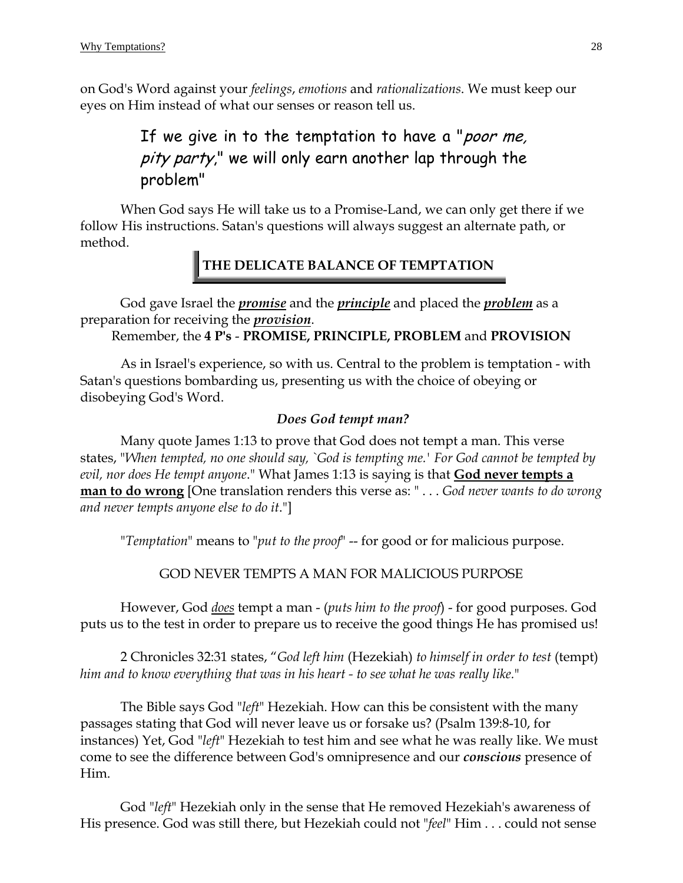on God's Word against your *feelings*, *emotions* and *rationalizations*. We must keep our eyes on Him instead of what our senses or reason tell us.

> If we give in to the temptation to have a "*poor me, pity party*," we will only earn another lap through the problem"

When God says He will take us to a Promise-Land, we can only get there if we follow His instructions. Satan's questions will always suggest an alternate path, or method.

## THE DELICATE BALANCE OF TEMPTATION

God gave Israel the ***promise*** and the ***principle*** and placed the ***problem*** as a preparation for receiving the ***provision***.

Remember, the **4 P's** - **PROMISE, PRINCIPLE, PROBLEM** and **PROVISION**

As in Israel's experience, so with us. Central to the problem is temptation - with Satan's questions bombarding us, presenting us with the choice of obeying or disobeying God's Word.

### *Does God tempt man?*

Many quote James 1:13 to prove that God does not tempt a man. This verse states, "*When tempted, no one should say, `God is tempting me.' For God cannot be tempted by evil, nor does He tempt anyone*." What James 1:13 is saying is that **God never tempts a man to do wrong** [One translation renders this verse as: " . . . *God never wants to do wrong and never tempts anyone else to do it*."]

"*Temptation*" means to "*put to the proof*" -- for good or for malicious purpose.

GOD NEVER TEMPTS A MAN FOR MALICIOUS PURPOSE

However, God *does* tempt a man - (*puts him to the proof*) - for good purposes. God puts us to the test in order to prepare us to receive the good things He has promised us!

2 Chronicles 32:31 states, "*God left him* (Hezekiah) *to himself in order to test* (tempt) *him and to know everything that was in his heart - to see what he was really like.*"

The Bible says God "*left*" Hezekiah. How can this be consistent with the many passages stating that God will never leave us or forsake us? (Psalm 139:8-10, for instances) Yet, God "*left*" Hezekiah to test him and see what he was really like. We must come to see the difference between God's omnipresence and our ***conscious*** presence of Him.

God "*left*" Hezekiah only in the sense that He removed Hezekiah's awareness of His presence. God was still there, but Hezekiah could not "*feel*" Him . . . could not sense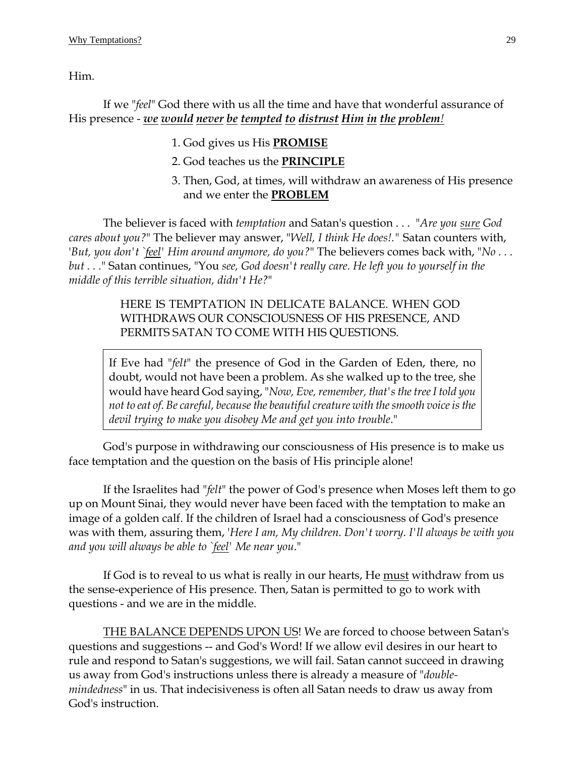Him.

If we "*feel*" God there with us all the time and have that wonderful assurance of His presence - ***we would never be tempted to distrust Him in the problem!***

1. God gives us His **PROMISE**
2. God teaches us the **PRINCIPLE**
3. Then, God, at times, will withdraw an awareness of His presence and we enter the **PROBLEM**

The believer is faced with *temptation* and Satan's question . . . "*Are you sure God cares about you?*" The believer may answer, "*Well, I think He does!.*" Satan counters with, '*But, you don't `feel' Him around anymore, do you?*" The believers comes back with, "*No . . . but . . .*" Satan continues, "You *see, God doesn't really care. He left you to yourself in the middle of this terrible situation, didn't He?*"

> HERE IS TEMPTATION IN DELICATE BALANCE. WHEN GOD WITHDRAWS OUR CONSCIOUSNESS OF HIS PRESENCE, AND PERMITS SATAN TO COME WITH HIS QUESTIONS.

> If Eve had "*felt*" the presence of God in the Garden of Eden, there, no doubt, would not have been a problem. As she walked up to the tree, she would have heard God saying, "*Now, Eve, remember, that's the tree I told you not to eat of. Be careful, because the beautiful creature with the smooth voice is the devil trying to make you disobey Me and get you into trouble*."

God's purpose in withdrawing our consciousness of His presence is to make us face temptation and the question on the basis of His principle alone!

If the Israelites had "*felt*" the power of God's presence when Moses left them to go up on Mount Sinai, they would never have been faced with the temptation to make an image of a golden calf. If the children of Israel had a consciousness of God's presence was with them, assuring them, '*Here I am, My children. Don't worry. I'll always be with you and you will always be able to `feel' Me near you*."

If God is to reveal to us what is really in our hearts, He must withdraw from us the sense-experience of His presence. Then, Satan is permitted to go to work with questions - and we are in the middle.

THE BALANCE DEPENDS UPON US! We are forced to choose between Satan's questions and suggestions -- and God's Word! If we allow evil desires in our heart to rule and respond to Satan's suggestions, we will fail. Satan cannot succeed in drawing us away from God's instructions unless there is already a measure of "*double-mindedness*" in us. That indecisiveness is often all Satan needs to draw us away from God's instruction.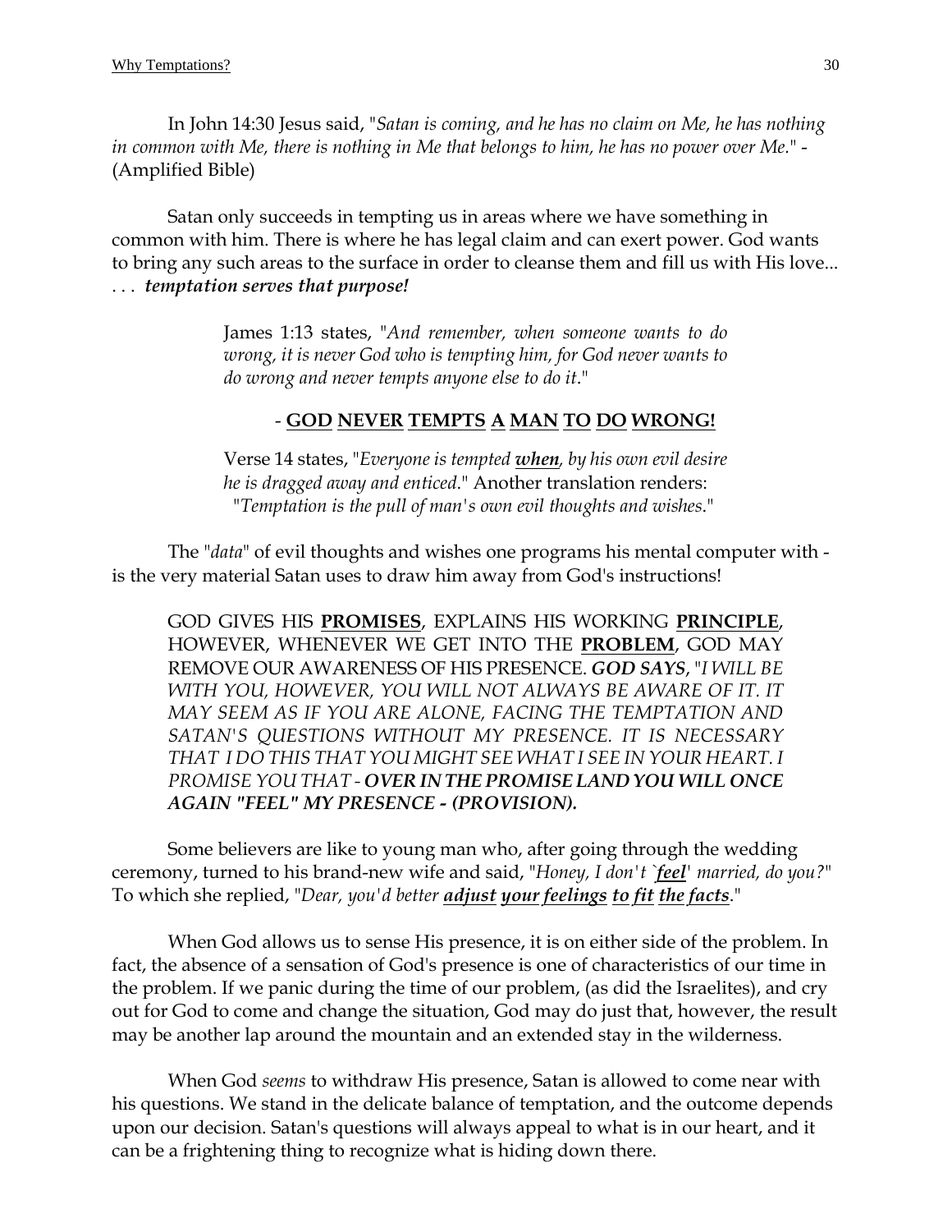In John 14:30 Jesus said, "*Satan is coming, and he has no claim on Me, he has nothing in common with Me, there is nothing in Me that belongs to him, he has no power over Me.*" - (Amplified Bible)

Satan only succeeds in tempting us in areas where we have something in common with him. There is where he has legal claim and can exert power. God wants to bring any such areas to the surface in order to cleanse them and fill us with His love... . . . ***temptation serves that purpose!***

> James 1:13 states, "*And remember, when someone wants to do wrong, it is never God who is tempting him, for God never wants to do wrong and never tempts anyone else to do it.*"
>
> \- **<u>GOD</u> <u>NEVER</u> <u>TEMPTS</u> <u>A</u> <u>MAN</u> <u>TO</u> <u>DO</u> <u>WRONG!</u>**
>
> Verse 14 states, "*Everyone is tempted **<u>when</u>**, by his own evil desire he is dragged away and enticed.*" Another translation renders: "*Temptation is the pull of man's own evil thoughts and wishes.*"

The "*data*" of evil thoughts and wishes one programs his mental computer with - is the very material Satan uses to draw him away from God's instructions!

> GOD GIVES HIS **<u>PROMISES</u>**, EXPLAINS HIS WORKING **<u>PRINCIPLE</u>**, HOWEVER, WHENEVER WE GET INTO THE **<u>PROBLEM</u>**, GOD MAY REMOVE OUR AWARENESS OF HIS PRESENCE. ***GOD SAYS***, "*I WILL BE WITH YOU, HOWEVER, YOU WILL NOT ALWAYS BE AWARE OF IT. IT MAY SEEM AS IF YOU ARE ALONE, FACING THE TEMPTATION AND SATAN'S QUESTIONS WITHOUT MY PRESENCE. IT IS NECESSARY THAT I DO THIS THAT YOU MIGHT SEE WHAT I SEE IN YOUR HEART. I PROMISE YOU THAT - **OVER IN THE PROMISE LAND YOU WILL ONCE AGAIN "FEEL" MY PRESENCE - (PROVISION).***

Some believers are like to young man who, after going through the wedding ceremony, turned to his brand-new wife and said, "*Honey, I don't `**<u>feel</u>**' married, do you?*" To which she replied, "*Dear, you'd better **<u>adjust</u> <u>your feelings</u> <u>to fit</u> <u>the facts</u>**.*"

When God allows us to sense His presence, it is on either side of the problem. In fact, the absence of a sensation of God's presence is one of characteristics of our time in the problem. If we panic during the time of our problem, (as did the Israelites), and cry out for God to come and change the situation, God may do just that, however, the result may be another lap around the mountain and an extended stay in the wilderness.

When God *seems* to withdraw His presence, Satan is allowed to come near with his questions. We stand in the delicate balance of temptation, and the outcome depends upon our decision. Satan's questions will always appeal to what is in our heart, and it can be a frightening thing to recognize what is hiding down there.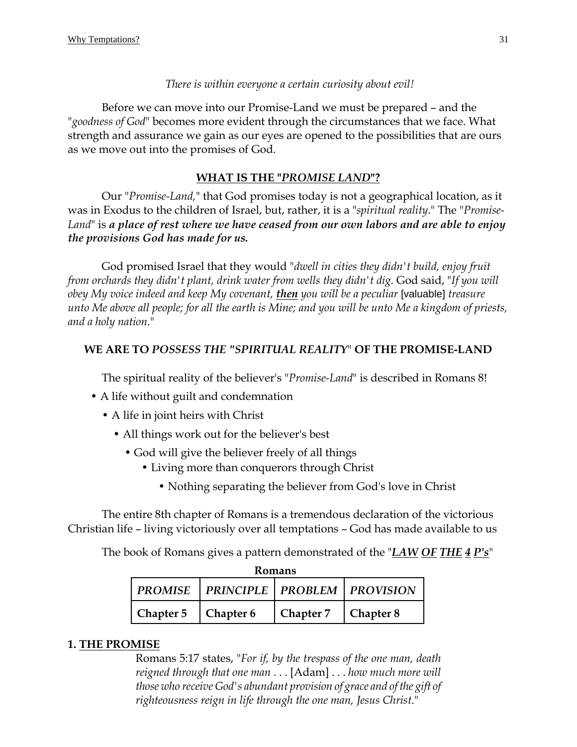*There is within everyone a certain curiosity about evil!*

Before we can move into our Promise-Land we must be prepared – and the "*goodness of God*" becomes more evident through the circumstances that we face. What strength and assurance we gain as our eyes are opened to the possibilities that are ours as we move out into the promises of God.

## WHAT IS THE "*PROMISE LAND*"?

Our "*Promise-Land,*" that God promises today is not a geographical location, as it was in Exodus to the children of Israel, but, rather, it is a "*spiritual reality*." The "*Promise-Land*" is ***a place of rest where we have ceased from our own labors and are able to enjoy the provisions God has made for us.***

God promised Israel that they would "*dwell in cities they didn't build, enjoy fruit from orchards they didn't plant, drink water from wells they didn't dig.* God said, "*If you will obey My voice indeed and keep My covenant, **then** you will be a peculiar* [valuable] *treasure unto Me above all people; for all the earth is Mine; and you will be unto Me a kingdom of priests, and a holy nation*."

## WE ARE TO *POSSESS THE "SPIRITUAL REALITY*" OF THE PROMISE-LAND

The spiritual reality of the believer's "*Promise-Land*" is described in Romans 8!

- A life without guilt and condemnation
- A life in joint heirs with Christ
- All things work out for the believer's best
- God will give the believer freely of all things
- Living more than conquerors through Christ
- Nothing separating the believer from God's love in Christ

The entire 8th chapter of Romans is a tremendous declaration of the victorious Christian life – living victoriously over all temptations – God has made available to us

The book of Romans gives a pattern demonstrated of the "***LAW OF THE 4 P's***"

**Romans**

| *PROMISE* | *PRINCIPLE* | *PROBLEM* | *PROVISION* |
|---|---|---|---|
| **Chapter 5** | **Chapter 6** | **Chapter 7** | **Chapter 8** |

### 1. THE PROMISE

Romans 5:17 states, "*For if, by the trespass of the one man, death reigned through that one man* . . . [Adam] . . . *how much more will those who receive God's abundant provision of grace and of the gift of righteousness reign in life through the one man, Jesus Christ.*"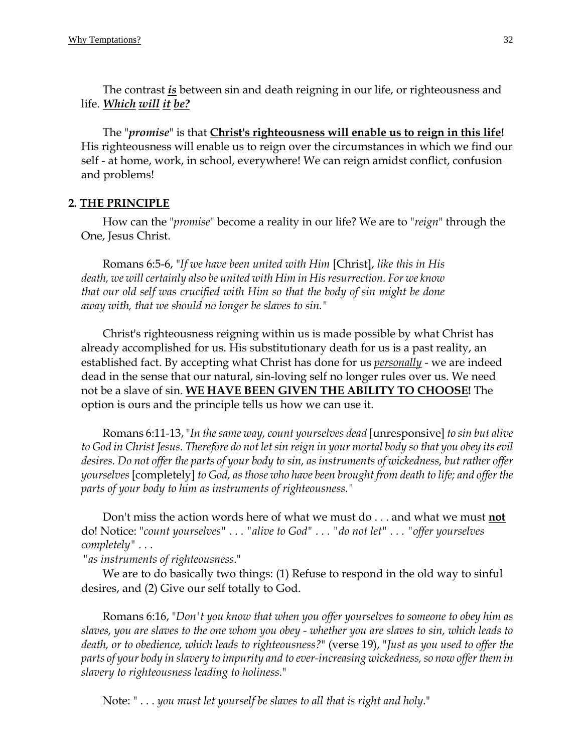The contrast ***is*** between sin and death reigning in our life, or righteousness and life. ***Which will it be?***

The "***promise***" is that **Christ's righteousness will enable us to reign in this life!** His righteousness will enable us to reign over the circumstances in which we find our self - at home, work, in school, everywhere! We can reign amidst conflict, confusion and problems!

## 2. THE PRINCIPLE

How can the "*promise*" become a reality in our life? We are to "*reign*" through the One, Jesus Christ.

> Romans 6:5-6, "*If we have been united with Him* [Christ], *like this in His death, we will certainly also be united with Him in His resurrection. For we know that our old self was crucified with Him so that the body of sin might be done away with, that we should no longer be slaves to sin.*"

Christ's righteousness reigning within us is made possible by what Christ has already accomplished for us. His substitutionary death for us is a past reality, an established fact. By accepting what Christ has done for us *personally* - we are indeed dead in the sense that our natural, sin-loving self no longer rules over us. We need not be a slave of sin. **WE HAVE BEEN GIVEN THE ABILITY TO CHOOSE!** The option is ours and the principle tells us how we can use it.

Romans 6:11-13, "*In the same way, count yourselves dead* [unresponsive] *to sin but alive to God in Christ Jesus. Therefore do not let sin reign in your mortal body so that you obey its evil desires. Do not offer the parts of your body to sin, as instruments of wickedness, but rather offer yourselves* [completely] *to God, as those who have been brought from death to life; and offer the parts of your body to him as instruments of righteousness.*"

Don't miss the action words here of what we must do . . . and what we must **not** do! Notice: "*count yourselves*" . . . "*alive to God*" . . . "*do not let*" . . . "*offer yourselves completely*" . . .
"*as instruments of righteousness*."

We are to do basically two things: (1) Refuse to respond in the old way to sinful desires, and (2) Give our self totally to God.

Romans 6:16, "*Don't you know that when you offer yourselves to someone to obey him as slaves, you are slaves to the one whom you obey - whether you are slaves to sin, which leads to death, or to obedience, which leads to righteousness?*" (verse 19), "*Just as you used to offer the parts of your body in slavery to impurity and to ever-increasing wickedness, so now offer them in slavery to righteousness leading to holiness*."

Note: " . . . *you must let yourself be slaves to all that is right and holy*."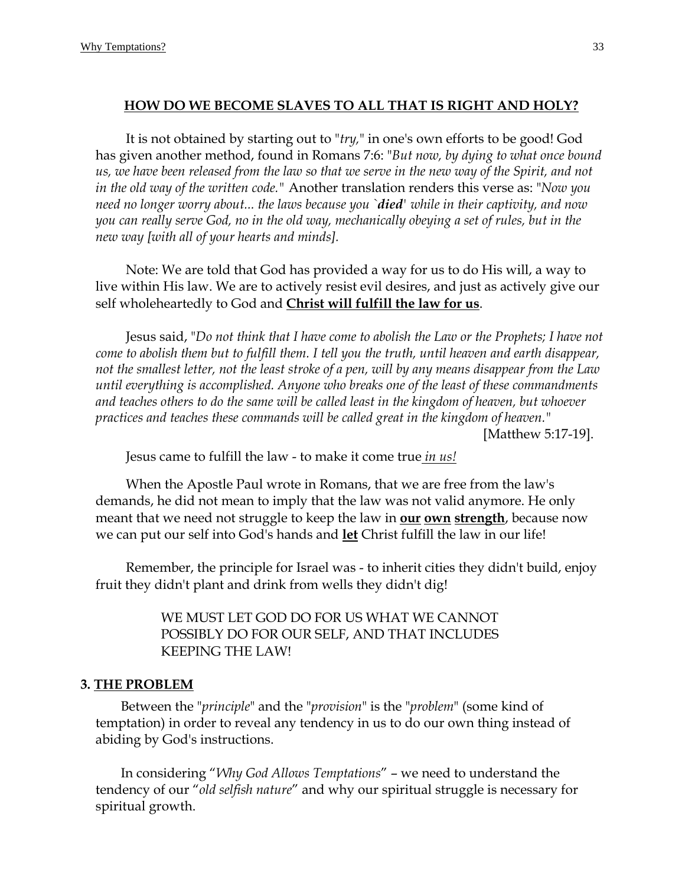## **HOW DO WE BECOME SLAVES TO ALL THAT IS RIGHT AND HOLY?**

It is not obtained by starting out to "*try,*" in one's own efforts to be good! God has given another method, found in Romans 7:6: "*But now, by dying to what once bound us, we have been released from the law so that we serve in the new way of the Spirit, and not in the old way of the written code.*" Another translation renders this verse as: "*Now you need no longer worry about... the laws because you `**died**' while in their captivity, and now you can really serve God, no in the old way, mechanically obeying a set of rules, but in the new way [with all of your hearts and minds].*

Note: We are told that God has provided a way for us to do His will, a way to live within His law. We are to actively resist evil desires, and just as actively give our self wholeheartedly to God and **Christ will fulfill the law for us**.

Jesus said, "*Do not think that I have come to abolish the Law or the Prophets; I have not come to abolish them but to fulfill them. I tell you the truth, until heaven and earth disappear, not the smallest letter, not the least stroke of a pen, will by any means disappear from the Law until everything is accomplished. Anyone who breaks one of the least of these commandments and teaches others to do the same will be called least in the kingdom of heaven, but whoever practices and teaches these commands will be called great in the kingdom of heaven.*"

[Matthew 5:17-19].

Jesus came to fulfill the law - to make it come true *in us!*

When the Apostle Paul wrote in Romans, that we are free from the law's demands, he did not mean to imply that the law was not valid anymore. He only meant that we need not struggle to keep the law in **our own strength**, because now we can put our self into God's hands and **let** Christ fulfill the law in our life!

Remember, the principle for Israel was - to inherit cities they didn't build, enjoy fruit they didn't plant and drink from wells they didn't dig!

> WE MUST LET GOD DO FOR US WHAT WE CANNOT POSSIBLY DO FOR OUR SELF, AND THAT INCLUDES KEEPING THE LAW!

### 3. **THE PROBLEM**

Between the "*principle*" and the "*provision*" is the "*problem*" (some kind of temptation) in order to reveal any tendency in us to do our own thing instead of abiding by God's instructions.

In considering "*Why God Allows Temptations*" – we need to understand the tendency of our "*old selfish nature*" and why our spiritual struggle is necessary for spiritual growth.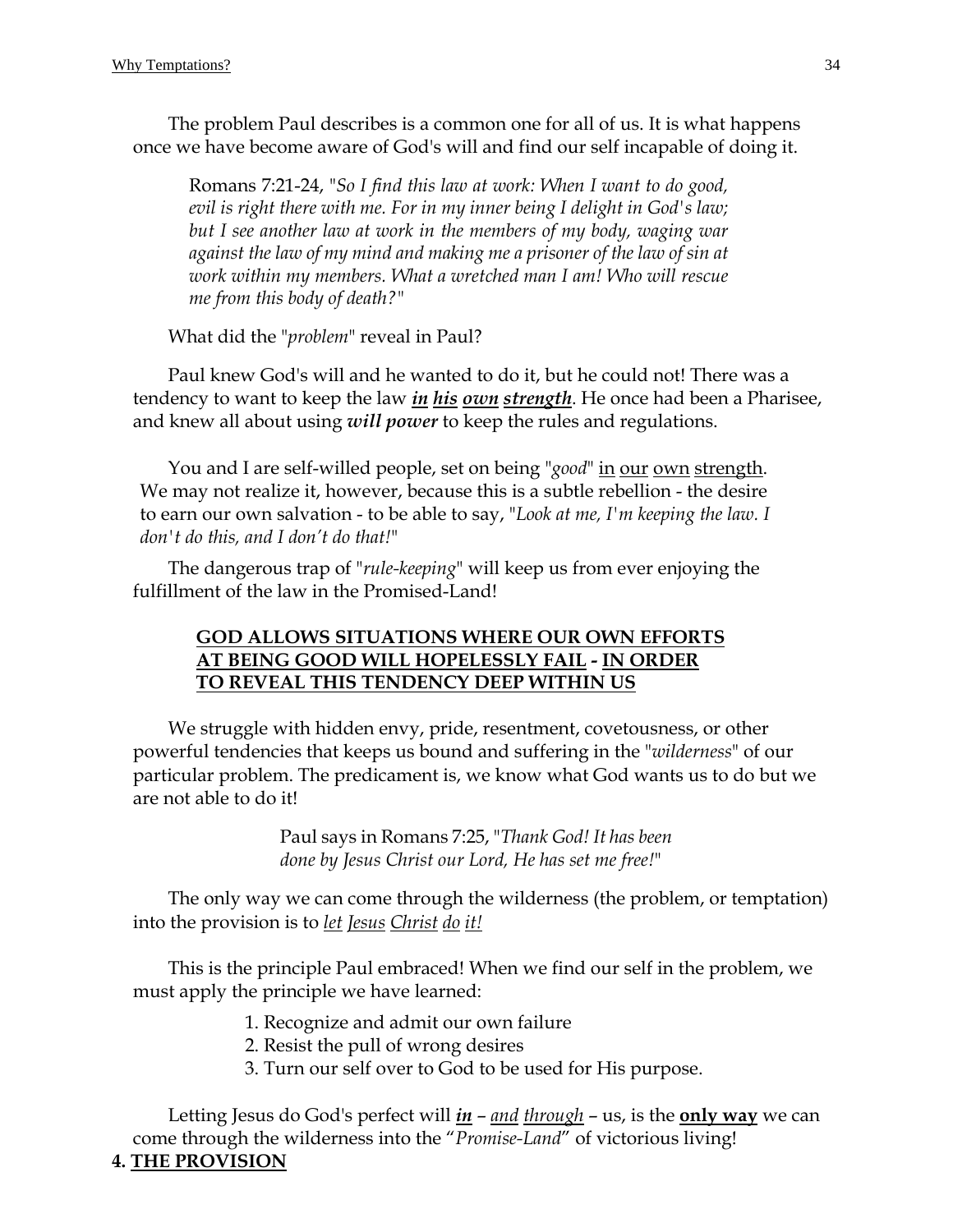The problem Paul describes is a common one for all of us. It is what happens once we have become aware of God's will and find our self incapable of doing it.

> Romans 7:21-24, "*So I find this law at work: When I want to do good, evil is right there with me. For in my inner being I delight in God's law; but I see another law at work in the members of my body, waging war against the law of my mind and making me a prisoner of the law of sin at work within my members. What a wretched man I am! Who will rescue me from this body of death?*"

What did the "*problem*" reveal in Paul?

Paul knew God's will and he wanted to do it, but he could not! There was a tendency to want to keep the law ***<u>in</u> <u>his</u> <u>own</u> <u>strength</u>***. He once had been a Pharisee, and knew all about using ***will power*** to keep the rules and regulations.

You and I are self-willed people, set on being "*good*" <u>in</u> <u>our</u> <u>own</u> <u>strength</u>. We may not realize it, however, because this is a subtle rebellion - the desire to earn our own salvation - to be able to say, "*Look at me, I'm keeping the law. I don't do this, and I don't do that!*"

The dangerous trap of "*rule-keeping*" will keep us from ever enjoying the fulfillment of the law in the Promised-Land!

**<u>GOD ALLOWS SITUATIONS WHERE OUR OWN EFFORTS AT BEING GOOD WILL HOPELESSLY FAIL</u> - <u>IN ORDER TO REVEAL THIS TENDENCY DEEP WITHIN US</u>**

We struggle with hidden envy, pride, resentment, covetousness, or other powerful tendencies that keeps us bound and suffering in the "*wilderness*" of our particular problem. The predicament is, we know what God wants us to do but we are not able to do it!

> Paul says in Romans 7:25, "*Thank God! It has been done by Jesus Christ our Lord, He has set me free!*"

The only way we can come through the wilderness (the problem, or temptation) into the provision is to *<u>let</u> <u>Jesus</u> <u>Christ</u> <u>do</u> <u>it!</u>*

This is the principle Paul embraced! When we find our self in the problem, we must apply the principle we have learned:

1. Recognize and admit our own failure
2. Resist the pull of wrong desires
3. Turn our self over to God to be used for His purpose.

Letting Jesus do God's perfect will ***<u>in</u>*** – *<u>and</u> <u>through</u>* – us, is the **<u>only way</u>** we can come through the wilderness into the "*Promise-Land*" of victorious living!

**4. <u>THE PROVISION</u>**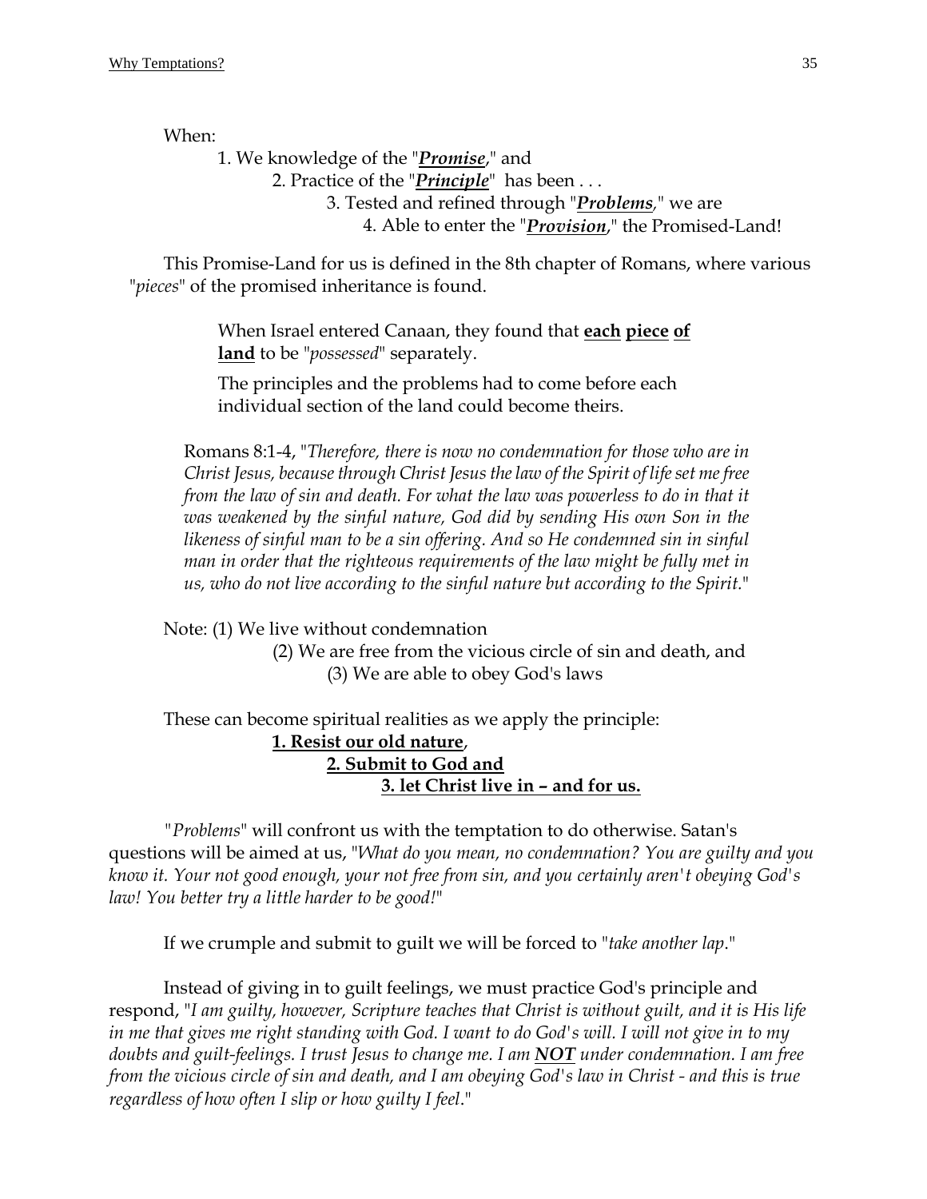When:

1. We knowledge of the "***<u>Promise</u>***," and
2. Practice of the "***<u>Principle</u>***" has been . . .
3. Tested and refined through "***<u>Problems</u>***," we are
4. Able to enter the "***<u>Provision</u>***," the Promised-Land!

This Promise-Land for us is defined in the 8th chapter of Romans, where various "*pieces*" of the promised inheritance is found.

> When Israel entered Canaan, they found that **<u>each</u> <u>piece</u> <u>of</u> <u>land</u>** to be "*possessed*" separately.
>
> The principles and the problems had to come before each individual section of the land could become theirs.

Romans 8:1-4, "*Therefore, there is now no condemnation for those who are in Christ Jesus, because through Christ Jesus the law of the Spirit of life set me free from the law of sin and death. For what the law was powerless to do in that it was weakened by the sinful nature, God did by sending His own Son in the likeness of sinful man to be a sin offering. And so He condemned sin in sinful man in order that the righteous requirements of the law might be fully met in us, who do not live according to the sinful nature but according to the Spirit.*"

Note: (1) We live without condemnation
(2) We are free from the vicious circle of sin and death, and
(3) We are able to obey God's laws

These can become spiritual realities as we apply the principle:

**<u>1. Resist our old nature</u>**,
**<u>2. Submit to God and</u>**
**<u>3. let Christ live in – and for us.</u>**

"*Problems*" will confront us with the temptation to do otherwise. Satan's questions will be aimed at us, "*What do you mean, no condemnation? You are guilty and you know it. Your not good enough, your not free from sin, and you certainly aren't obeying God's law! You better try a little harder to be good!*"

If we crumple and submit to guilt we will be forced to "*take another lap*."

Instead of giving in to guilt feelings, we must practice God's principle and respond, "*I am guilty, however, Scripture teaches that Christ is without guilt, and it is His life in me that gives me right standing with God. I want to do God's will. I will not give in to my doubts and guilt-feelings. I trust Jesus to change me. I am **<u>NOT</u>** under condemnation. I am free from the vicious circle of sin and death, and I am obeying God's law in Christ - and this is true regardless of how often I slip or how guilty I feel*."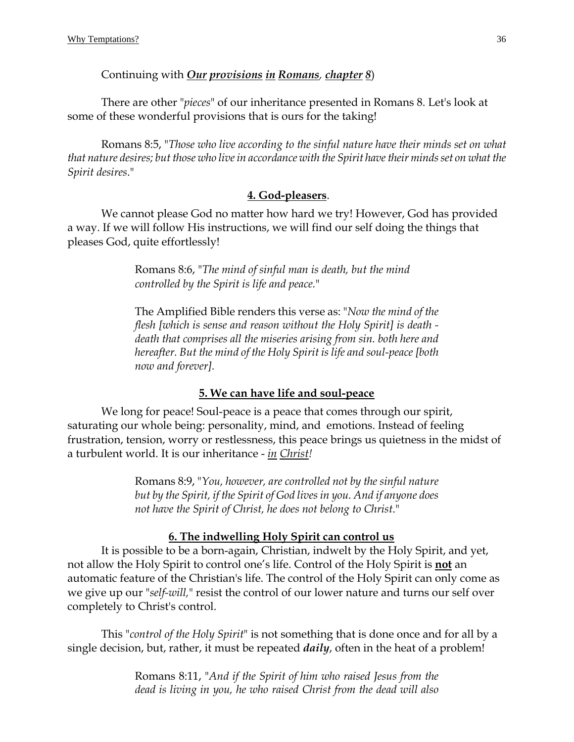Continuing with ***<u>Our</u>*** ***<u>provisions</u>*** ***<u>in</u>*** ***<u>Romans</u>***, ***<u>chapter</u>*** ***<u>8</u>***)

There are other "*pieces*" of our inheritance presented in Romans 8. Let's look at some of these wonderful provisions that is ours for the taking!

Romans 8:5, "*Those who live according to the sinful nature have their minds set on what that nature desires; but those who live in accordance with the Spirit have their minds set on what the Spirit desires*."

**<u>4. God-pleasers</u>**.

We cannot please God no matter how hard we try! However, God has provided a way. If we will follow His instructions, we will find our self doing the things that pleases God, quite effortlessly!

> Romans 8:6, "*The mind of sinful man is death, but the mind controlled by the Spirit is life and peace*."
>
> The Amplified Bible renders this verse as: "*Now the mind of the flesh [which is sense and reason without the Holy Spirit] is death - death that comprises all the miseries arising from sin. both here and hereafter. But the mind of the Holy Spirit is life and soul-peace [both now and forever].*

**<u>5. We can have life and soul-peace</u>**

We long for peace! Soul-peace is a peace that comes through our spirit, saturating our whole being: personality, mind, and emotions. Instead of feeling frustration, tension, worry or restlessness, this peace brings us quietness in the midst of a turbulent world. It is our inheritance - *<u>in</u> <u>Christ</u>!*

> Romans 8:9, "*You, however, are controlled not by the sinful nature but by the Spirit, if the Spirit of God lives in you. And if anyone does not have the Spirit of Christ, he does not belong to Christ*."

**<u>6. The indwelling Holy Spirit can control us</u>**

It is possible to be a born-again, Christian, indwelt by the Holy Spirit, and yet, not allow the Holy Spirit to control one's life. Control of the Holy Spirit is **<u>not</u>** an automatic feature of the Christian's life. The control of the Holy Spirit can only come as we give up our "*self-will,*" resist the control of our lower nature and turns our self over completely to Christ's control.

This "*control of the Holy Spirit*" is not something that is done once and for all by a single decision, but, rather, it must be repeated ***daily***, often in the heat of a problem!

> Romans 8:11, "*And if the Spirit of him who raised Jesus from the dead is living in you, he who raised Christ from the dead will also*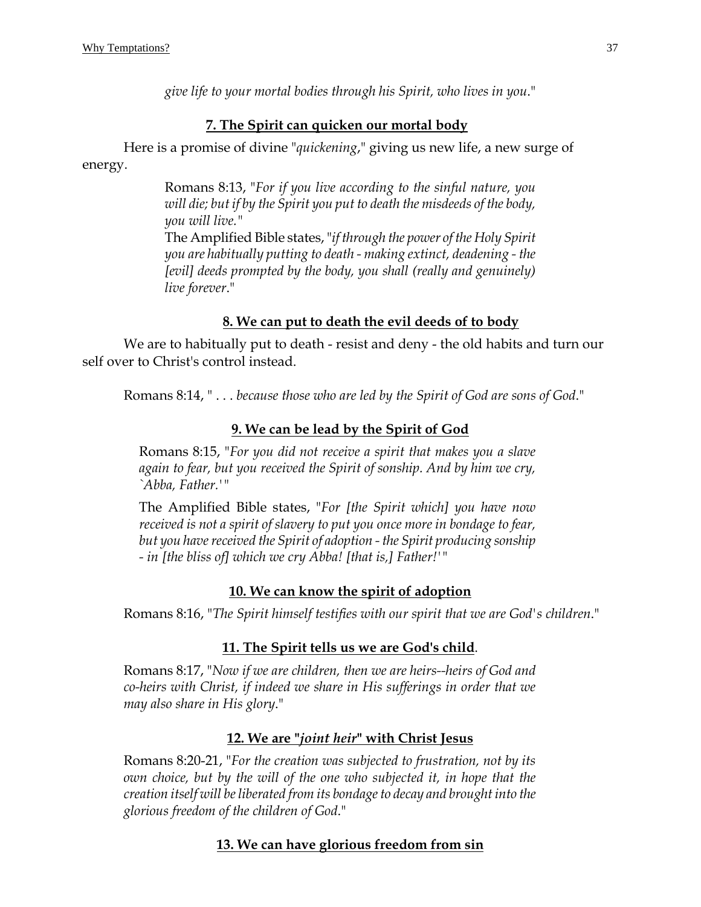*give life to your mortal bodies through his Spirit, who lives in you*."

### **7. The Spirit can quicken our mortal body**

Here is a promise of divine "*quickening*," giving us new life, a new surge of energy.

> Romans 8:13, "*For if you live according to the sinful nature, you will die; but if by the Spirit you put to death the misdeeds of the body, you will live.*"
> The Amplified Bible states, "*if through the power of the Holy Spirit you are habitually putting to death - making extinct, deadening - the [evil] deeds prompted by the body, you shall (really and genuinely) live forever*."

### **8. We can put to death the evil deeds of to body**

We are to habitually put to death - resist and deny - the old habits and turn our self over to Christ's control instead.

Romans 8:14, " . . . *because those who are led by the Spirit of God are sons of God*."

### **9. We can be lead by the Spirit of God**

> Romans 8:15, "*For you did not receive a spirit that makes you a slave again to fear, but you received the Spirit of sonship. And by him we cry, `Abba, Father.'* "
>
> The Amplified Bible states, "*For [the Spirit which] you have now received is not a spirit of slavery to put you once more in bondage to fear, but you have received the Spirit of adoption - the Spirit producing sonship - in [the bliss of] which we cry Abba! [that is,] Father!'* "

### **10. We can know the spirit of adoption**

Romans 8:16, "*The Spirit himself testifies with our spirit that we are God's children*."

### **11. The Spirit tells us we are God's child**.

Romans 8:17, "*Now if we are children, then we are heirs--heirs of God and co-heirs with Christ, if indeed we share in His sufferings in order that we may also share in His glory*."

### **12. We are "*joint heir*" with Christ Jesus**

Romans 8:20-21, "*For the creation was subjected to frustration, not by its own choice, but by the will of the one who subjected it, in hope that the creation itself will be liberated from its bondage to decay and brought into the glorious freedom of the children of God*."

### **13. We can have glorious freedom from sin**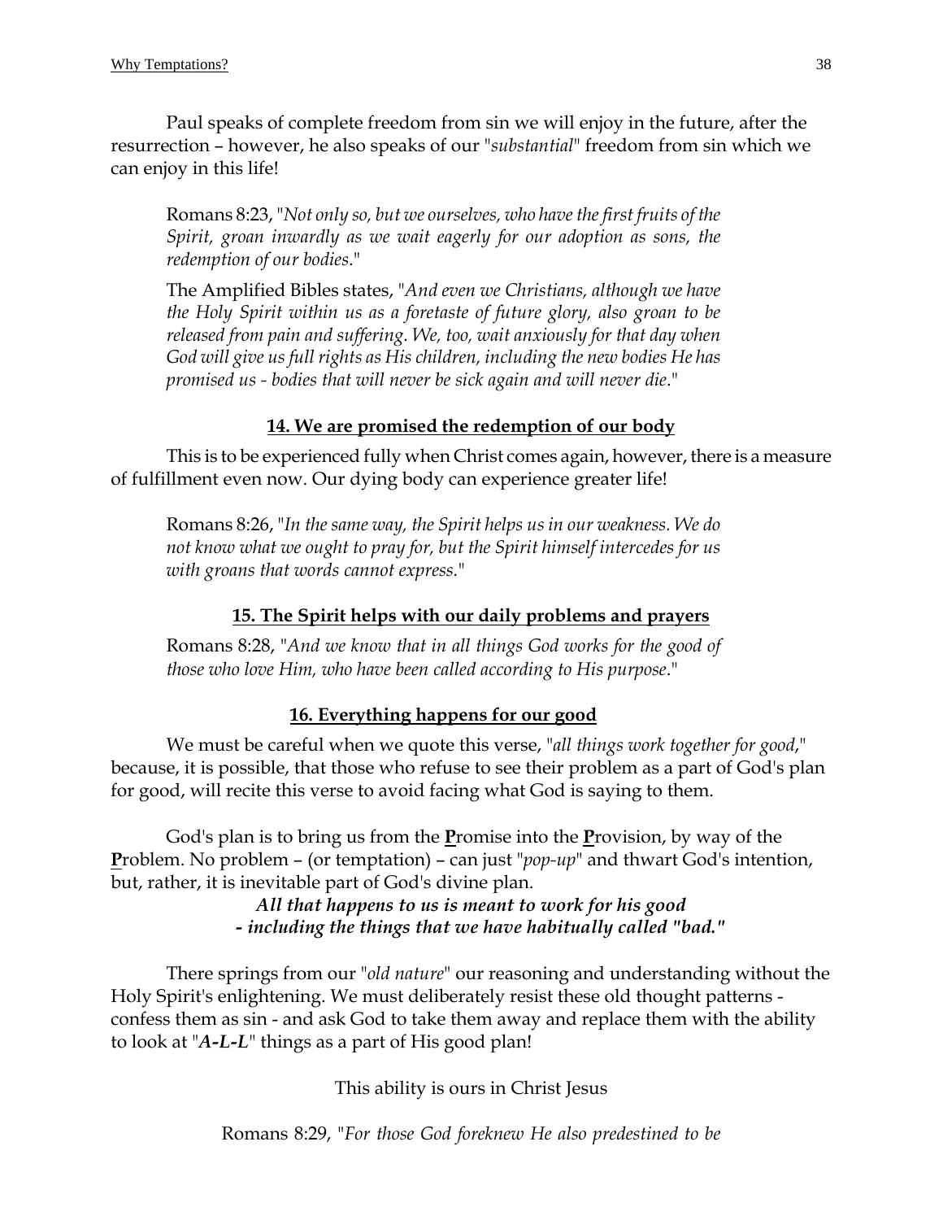Paul speaks of complete freedom from sin we will enjoy in the future, after the resurrection – however, he also speaks of our "*substantial*" freedom from sin which we can enjoy in this life!

> Romans 8:23, "*Not only so, but we ourselves, who have the first fruits of the Spirit, groan inwardly as we wait eagerly for our adoption as sons, the redemption of our bodies*."
>
> The Amplified Bibles states, "*And even we Christians, although we have the Holy Spirit within us as a foretaste of future glory, also groan to be released from pain and suffering. We, too, wait anxiously for that day when God will give us full rights as His children, including the new bodies He has promised us - bodies that will never be sick again and will never die*."

**14. We are promised the redemption of our body**

This is to be experienced fully when Christ comes again, however, there is a measure of fulfillment even now. Our dying body can experience greater life!

> Romans 8:26, "*In the same way, the Spirit helps us in our weakness. We do not know what we ought to pray for, but the Spirit himself intercedes for us with groans that words cannot express.*"

**15. The Spirit helps with our daily problems and prayers**

> Romans 8:28, "*And we know that in all things God works for the good of those who love Him, who have been called according to His purpose*."

**16. Everything happens for our good**

We must be careful when we quote this verse, "*all things work together for good*," because, it is possible, that those who refuse to see their problem as a part of God's plan for good, will recite this verse to avoid facing what God is saying to them.

God's plan is to bring us from the **P**romise into the **P**rovision, by way of the **P**roblem. No problem – (or temptation) – can just "*pop-up*" and thwart God's intention, but, rather, it is inevitable part of God's divine plan.

***All that happens to us is meant to work for his good - including the things that we have habitually called "bad."***

There springs from our "*old nature*" our reasoning and understanding without the Holy Spirit's enlightening. We must deliberately resist these old thought patterns - confess them as sin - and ask God to take them away and replace them with the ability to look at "***A-L-L***" things as a part of His good plan!

This ability is ours in Christ Jesus

Romans 8:29, "*For those God foreknew He also predestined to be*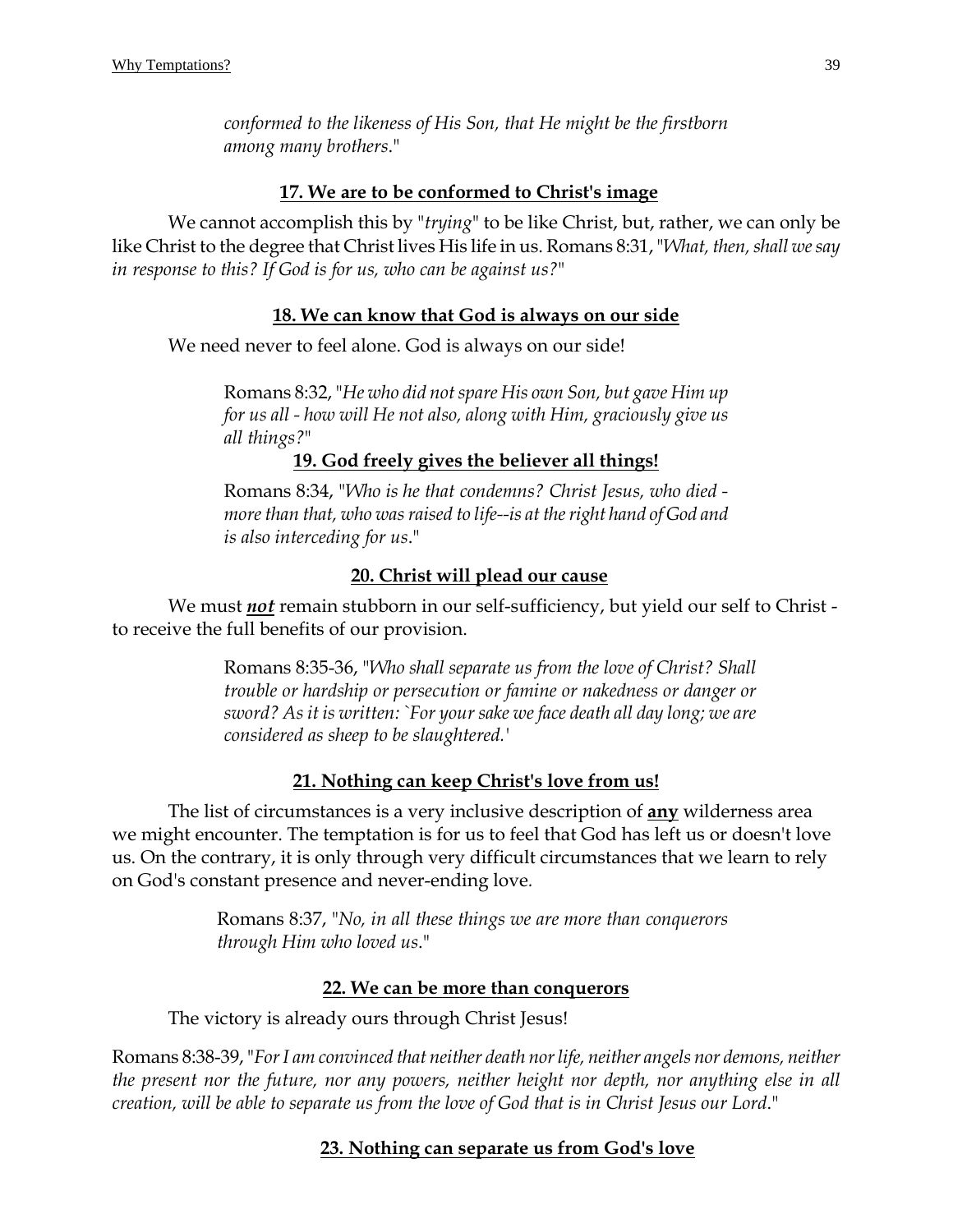*conformed to the likeness of His Son, that He might be the firstborn among many brothers*."

**17. We are to be conformed to Christ's image**

We cannot accomplish this by "*trying*" to be like Christ, but, rather, we can only be like Christ to the degree that Christ lives His life in us. Romans 8:31, "*What, then, shall we say in response to this? If God is for us, who can be against us?*"

**18. We can know that God is always on our side**

We need never to feel alone. God is always on our side!

> Romans 8:32, "*He who did not spare His own Son, but gave Him up for us all - how will He not also, along with Him, graciously give us all things?*"

**19. God freely gives the believer all things!**

> Romans 8:34, "*Who is he that condemns? Christ Jesus, who died - more than that, who was raised to life--is at the right hand of God and is also interceding for us*."

**20. Christ will plead our cause**

We must ***not*** remain stubborn in our self-sufficiency, but yield our self to Christ - to receive the full benefits of our provision.

> Romans 8:35-36, "*Who shall separate us from the love of Christ? Shall trouble or hardship or persecution or famine or nakedness or danger or sword? As it is written: `For your sake we face death all day long; we are considered as sheep to be slaughtered.'*

**21. Nothing can keep Christ's love from us!**

The list of circumstances is a very inclusive description of **any** wilderness area we might encounter. The temptation is for us to feel that God has left us or doesn't love us. On the contrary, it is only through very difficult circumstances that we learn to rely on God's constant presence and never-ending love.

> Romans 8:37, "*No, in all these things we are more than conquerors through Him who loved us*."

**22. We can be more than conquerors**

The victory is already ours through Christ Jesus!

Romans 8:38-39, "*For I am convinced that neither death nor life, neither angels nor demons, neither the present nor the future, nor any powers, neither height nor depth, nor anything else in all creation, will be able to separate us from the love of God that is in Christ Jesus our Lord*."

**23. Nothing can separate us from God's love**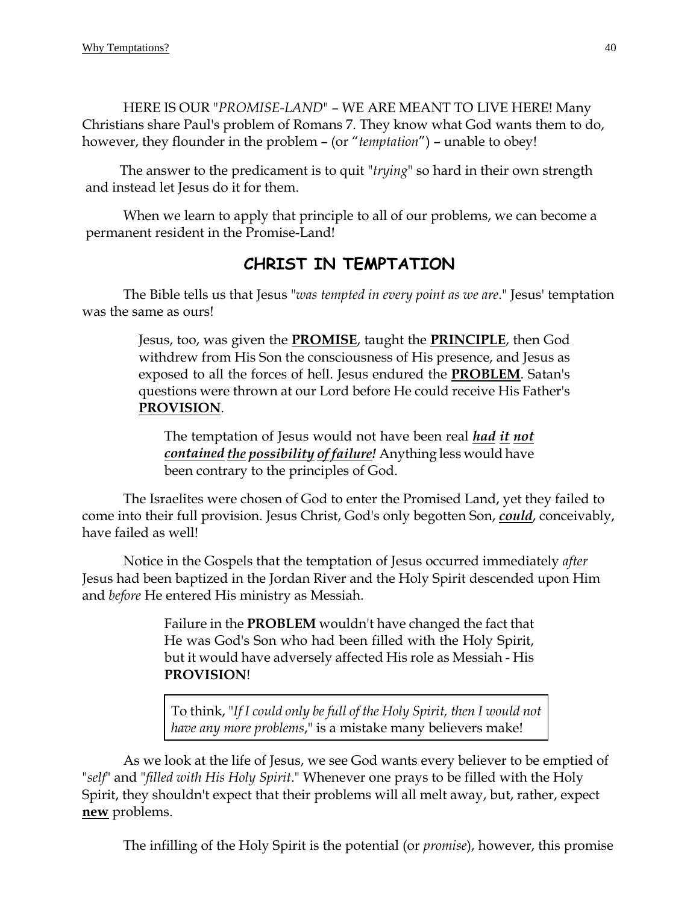HERE IS OUR "*PROMISE-LAND*" – WE ARE MEANT TO LIVE HERE! Many Christians share Paul's problem of Romans 7. They know what God wants them to do, however, they flounder in the problem – (or "*temptation*") – unable to obey!

The answer to the predicament is to quit "*trying*" so hard in their own strength and instead let Jesus do it for them.

When we learn to apply that principle to all of our problems, we can become a permanent resident in the Promise-Land!

## CHRIST IN TEMPTATION

The Bible tells us that Jesus "*was tempted in every point as we are*." Jesus' temptation was the same as ours!

> Jesus, too, was given the <u>**PROMISE**</u>, taught the <u>**PRINCIPLE**</u>, then God withdrew from His Son the consciousness of His presence, and Jesus as exposed to all the forces of hell. Jesus endured the <u>**PROBLEM**</u>. Satan's questions were thrown at our Lord before He could receive His Father's <u>**PROVISION**</u>.
>
> The temptation of Jesus would not have been real <u>***had it not contained the possibility of failure!***</u> Anything less would have been contrary to the principles of God.

The Israelites were chosen of God to enter the Promised Land, yet they failed to come into their full provision. Jesus Christ, God's only begotten Son, <u>***could***</u>, conceivably, have failed as well!

Notice in the Gospels that the temptation of Jesus occurred immediately *after* Jesus had been baptized in the Jordan River and the Holy Spirit descended upon Him and *before* He entered His ministry as Messiah.

> Failure in the **PROBLEM** wouldn't have changed the fact that He was God's Son who had been filled with the Holy Spirit, but it would have adversely affected His role as Messiah - His **PROVISION**!
>
> To think, "*If I could only be full of the Holy Spirit, then I would not have any more problems*," is a mistake many believers make!

As we look at the life of Jesus, we see God wants every believer to be emptied of "*self*" and "*filled with His Holy Spirit*." Whenever one prays to be filled with the Holy Spirit, they shouldn't expect that their problems will all melt away, but, rather, expect <u>**new**</u> problems.

The infilling of the Holy Spirit is the potential (or *promise*), however, this promise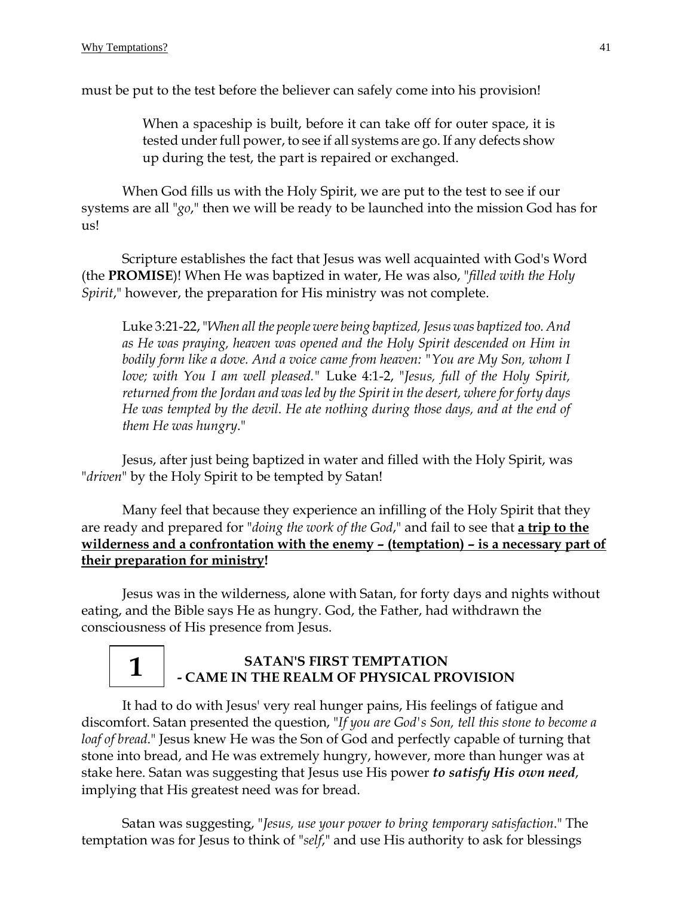must be put to the test before the believer can safely come into his provision!

> When a spaceship is built, before it can take off for outer space, it is tested under full power, to see if all systems are go. If any defects show up during the test, the part is repaired or exchanged.

When God fills us with the Holy Spirit, we are put to the test to see if our systems are all "*go*," then we will be ready to be launched into the mission God has for us!

Scripture establishes the fact that Jesus was well acquainted with God's Word (the **PROMISE**)! When He was baptized in water, He was also, "*filled with the Holy Spirit*," however, the preparation for His ministry was not complete.

> Luke 3:21-22, "*When all the people were being baptized, Jesus was baptized too. And as He was praying, heaven was opened and the Holy Spirit descended on Him in bodily form like a dove. And a voice came from heaven: "You are My Son, whom I love; with You I am well pleased.*" Luke 4:1-2, "*Jesus, full of the Holy Spirit, returned from the Jordan and was led by the Spirit in the desert, where for forty days He was tempted by the devil. He ate nothing during those days, and at the end of them He was hungry.*"

Jesus, after just being baptized in water and filled with the Holy Spirit, was "*driven*" by the Holy Spirit to be tempted by Satan!

Many feel that because they experience an infilling of the Holy Spirit that they are ready and prepared for "*doing the work of the God*," and fail to see that **<u>a trip to the wilderness and a confrontation with the enemy – (temptation) – is a necessary part of their preparation for ministry</u>!**

Jesus was in the wilderness, alone with Satan, for forty days and nights without eating, and the Bible says He as hungry. God, the Father, had withdrawn the consciousness of His presence from Jesus.

## 1 SATAN'S FIRST TEMPTATION - CAME IN THE REALM OF PHYSICAL PROVISION

It had to do with Jesus' very real hunger pains, His feelings of fatigue and discomfort. Satan presented the question, "*If you are God's Son, tell this stone to become a loaf of bread*." Jesus knew He was the Son of God and perfectly capable of turning that stone into bread, and He was extremely hungry, however, more than hunger was at stake here. Satan was suggesting that Jesus use His power ***to satisfy His own need***, implying that His greatest need was for bread.

Satan was suggesting, "*Jesus, use your power to bring temporary satisfaction*." The temptation was for Jesus to think of "*self*," and use His authority to ask for blessings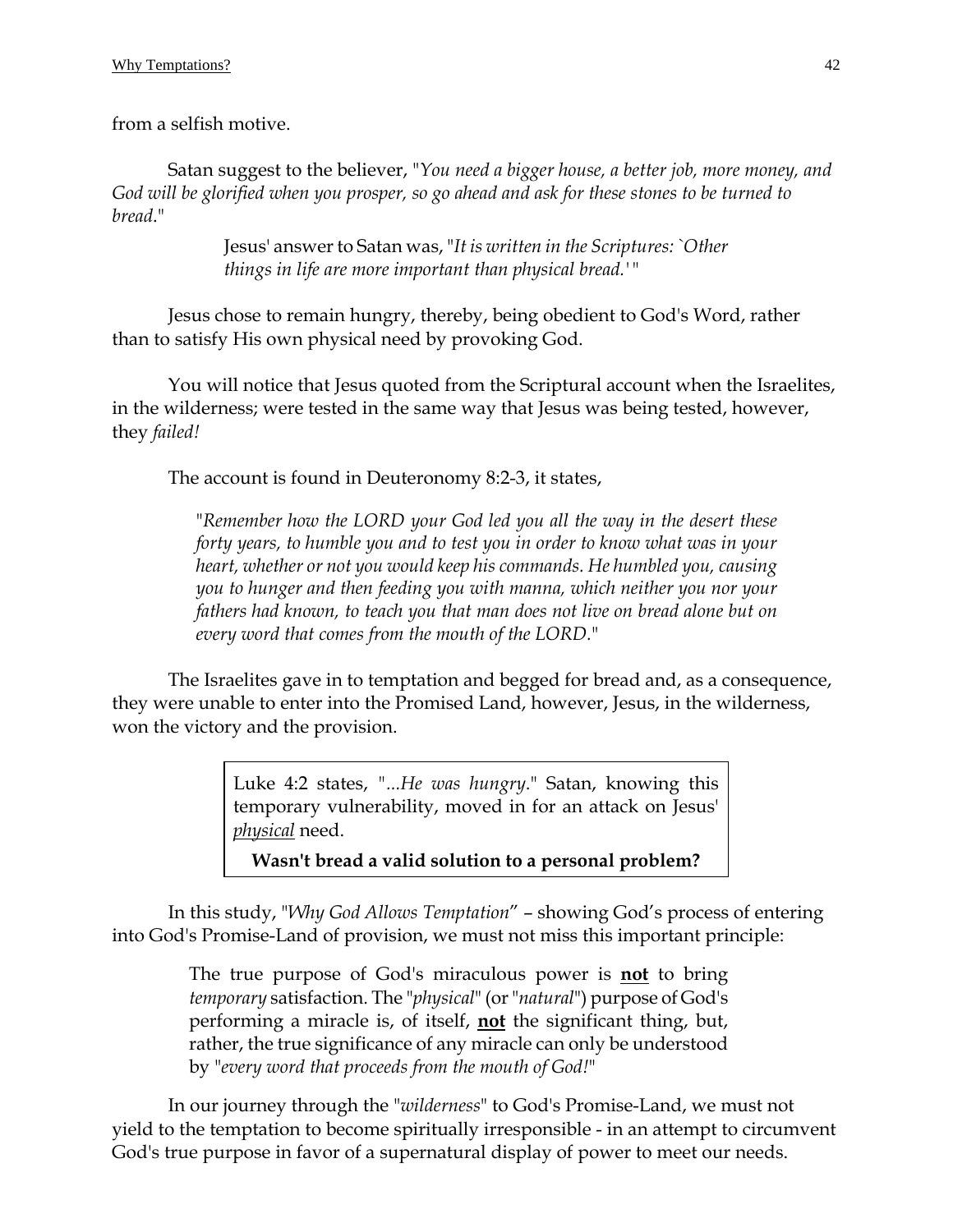from a selfish motive.

Satan suggest to the believer, "*You need a bigger house, a better job, more money, and God will be glorified when you prosper, so go ahead and ask for these stones to be turned to bread*."

> Jesus' answer to Satan was, "*It is written in the Scriptures: `Other things in life are more important than physical bread.'* "

Jesus chose to remain hungry, thereby, being obedient to God's Word, rather than to satisfy His own physical need by provoking God.

You will notice that Jesus quoted from the Scriptural account when the Israelites, in the wilderness; were tested in the same way that Jesus was being tested, however, they *failed!*

The account is found in Deuteronomy 8:2-3, it states,

> "*Remember how the LORD your God led you all the way in the desert these forty years, to humble you and to test you in order to know what was in your heart, whether or not you would keep his commands. He humbled you, causing you to hunger and then feeding you with manna, which neither you nor your fathers had known, to teach you that man does not live on bread alone but on every word that comes from the mouth of the LORD*."

The Israelites gave in to temptation and begged for bread and, as a consequence, they were unable to enter into the Promised Land, however, Jesus, in the wilderness, won the victory and the provision.

> Luke 4:2 states, "*...He was hungry*." Satan, knowing this temporary vulnerability, moved in for an attack on Jesus' <u>*physical*</u> need.
>
> **Wasn't bread a valid solution to a personal problem?**

In this study, "*Why God Allows Temptation*" – showing God's process of entering into God's Promise-Land of provision, we must not miss this important principle:

> The true purpose of God's miraculous power is <u>**not**</u> to bring *temporary* satisfaction. The "*physical*" (or "*natural*") purpose of God's performing a miracle is, of itself, <u>**not**</u> the significant thing, but, rather, the true significance of any miracle can only be understood by "*every word that proceeds from the mouth of God!*"

In our journey through the "*wilderness*" to God's Promise-Land, we must not yield to the temptation to become spiritually irresponsible - in an attempt to circumvent God's true purpose in favor of a supernatural display of power to meet our needs.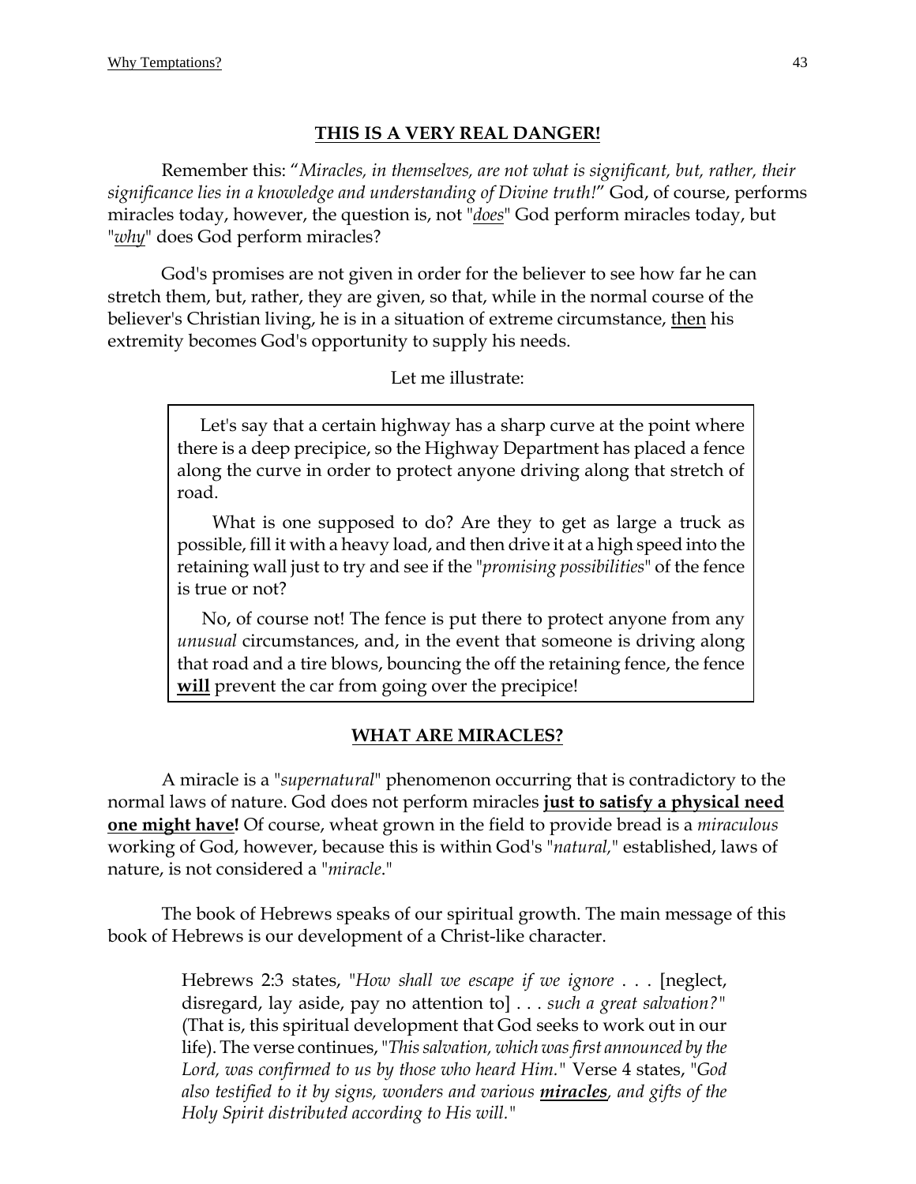## **THIS IS A VERY REAL DANGER!**

Remember this: "*Miracles, in themselves, are not what is significant, but, rather, their significance lies in a knowledge and understanding of Divine truth!*" God, of course, performs miracles today, however, the question is, not "*does*" God perform miracles today, but "*why*" does God perform miracles?

God's promises are not given in order for the believer to see how far he can stretch them, but, rather, they are given, so that, while in the normal course of the believer's Christian living, he is in a situation of extreme circumstance, then his extremity becomes God's opportunity to supply his needs.

Let me illustrate:

> Let's say that a certain highway has a sharp curve at the point where there is a deep precipice, so the Highway Department has placed a fence along the curve in order to protect anyone driving along that stretch of road.
>
> What is one supposed to do? Are they to get as large a truck as possible, fill it with a heavy load, and then drive it at a high speed into the retaining wall just to try and see if the "*promising possibilities*" of the fence is true or not?
>
> No, of course not! The fence is put there to protect anyone from any *unusual* circumstances, and, in the event that someone is driving along that road and a tire blows, bouncing the off the retaining fence, the fence **will** prevent the car from going over the precipice!

## **WHAT ARE MIRACLES?**

A miracle is a "*supernatural*" phenomenon occurring that is contradictory to the normal laws of nature. God does not perform miracles **just to satisfy a physical need one might have!** Of course, wheat grown in the field to provide bread is a *miraculous* working of God, however, because this is within God's "*natural,*" established, laws of nature, is not considered a "*miracle*."

The book of Hebrews speaks of our spiritual growth. The main message of this book of Hebrews is our development of a Christ-like character.

> Hebrews 2:3 states, "*How shall we escape if we ignore* . . . [neglect, disregard, lay aside, pay no attention to] . . . *such a great salvation?*" (That is, this spiritual development that God seeks to work out in our life). The verse continues, "*This salvation, which was first announced by the Lord, was confirmed to us by those who heard Him.*" Verse 4 states, "*God also testified to it by signs, wonders and various* ***miracles****, and gifts of the Holy Spirit distributed according to His will.*"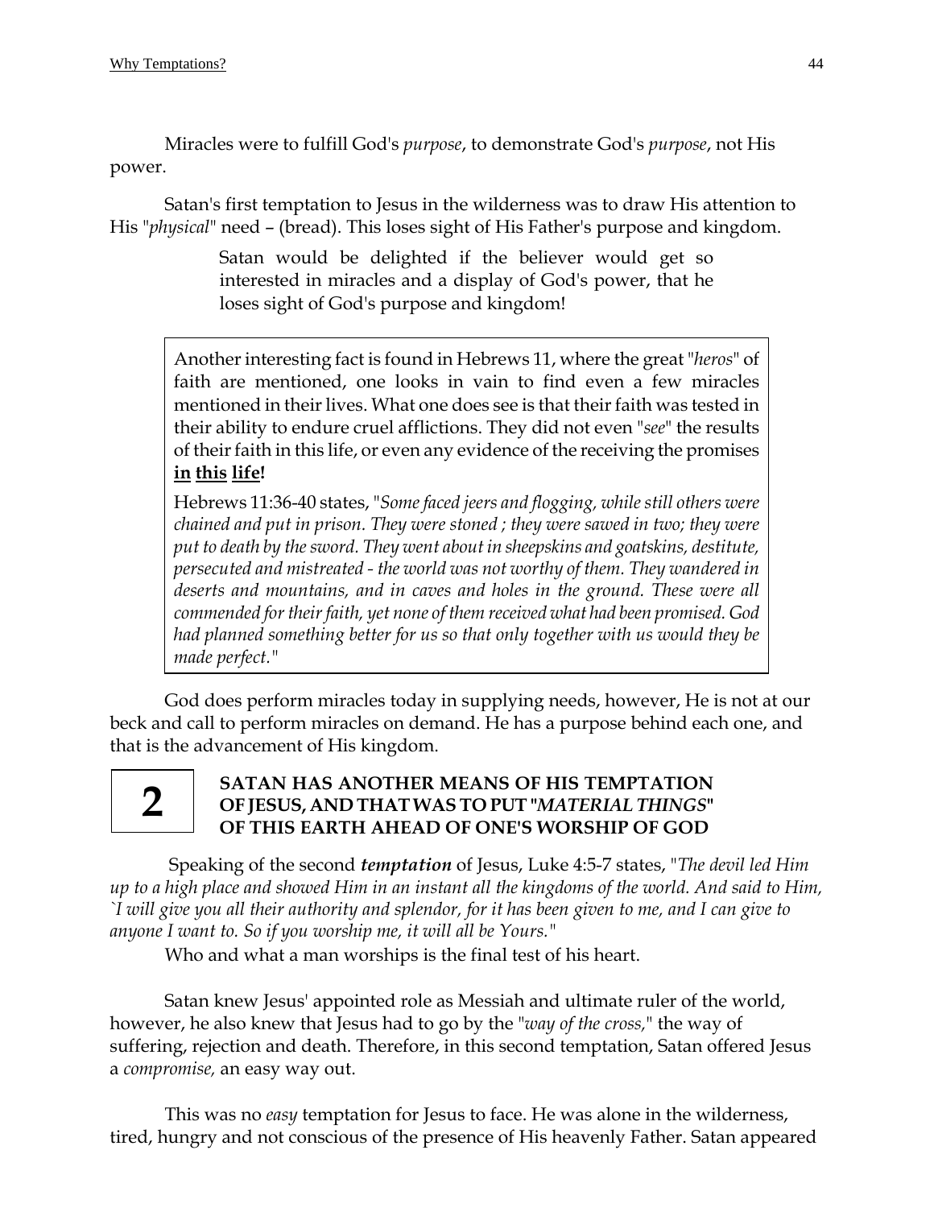Miracles were to fulfill God's *purpose*, to demonstrate God's *purpose*, not His power.

Satan's first temptation to Jesus in the wilderness was to draw His attention to His "*physical*" need – (bread). This loses sight of His Father's purpose and kingdom.

> Satan would be delighted if the believer would get so interested in miracles and a display of God's power, that he loses sight of God's purpose and kingdom!

> Another interesting fact is found in Hebrews 11, where the great "*heros*" of faith are mentioned, one looks in vain to find even a few miracles mentioned in their lives. What one does see is that their faith was tested in their ability to endure cruel afflictions. They did not even "*see*" the results of their faith in this life, or even any evidence of the receiving the promises **in this life!**
>
> Hebrews 11:36-40 states, "*Some faced jeers and flogging, while still others were chained and put in prison. They were stoned ; they were sawed in two; they were put to death by the sword. They went about in sheepskins and goatskins, destitute, persecuted and mistreated - the world was not worthy of them. They wandered in deserts and mountains, and in caves and holes in the ground. These were all commended for their faith, yet none of them received what had been promised. God had planned something better for us so that only together with us would they be made perfect.*"

God does perform miracles today in supplying needs, however, He is not at our beck and call to perform miracles on demand. He has a purpose behind each one, and that is the advancement of His kingdom.

## 2 SATAN HAS ANOTHER MEANS OF HIS TEMPTATION OF JESUS, AND THAT WAS TO PUT "*MATERIAL THINGS*" OF THIS EARTH AHEAD OF ONE'S WORSHIP OF GOD

Speaking of the second ***temptation*** of Jesus, Luke 4:5-7 states, "*The devil led Him up to a high place and showed Him in an instant all the kingdoms of the world. And said to Him, `I will give you all their authority and splendor, for it has been given to me, and I can give to anyone I want to. So if you worship me, it will all be Yours.*"

Who and what a man worships is the final test of his heart.

Satan knew Jesus' appointed role as Messiah and ultimate ruler of the world, however, he also knew that Jesus had to go by the "*way of the cross,*" the way of suffering, rejection and death. Therefore, in this second temptation, Satan offered Jesus a *compromise,* an easy way out.

This was no *easy* temptation for Jesus to face. He was alone in the wilderness, tired, hungry and not conscious of the presence of His heavenly Father. Satan appeared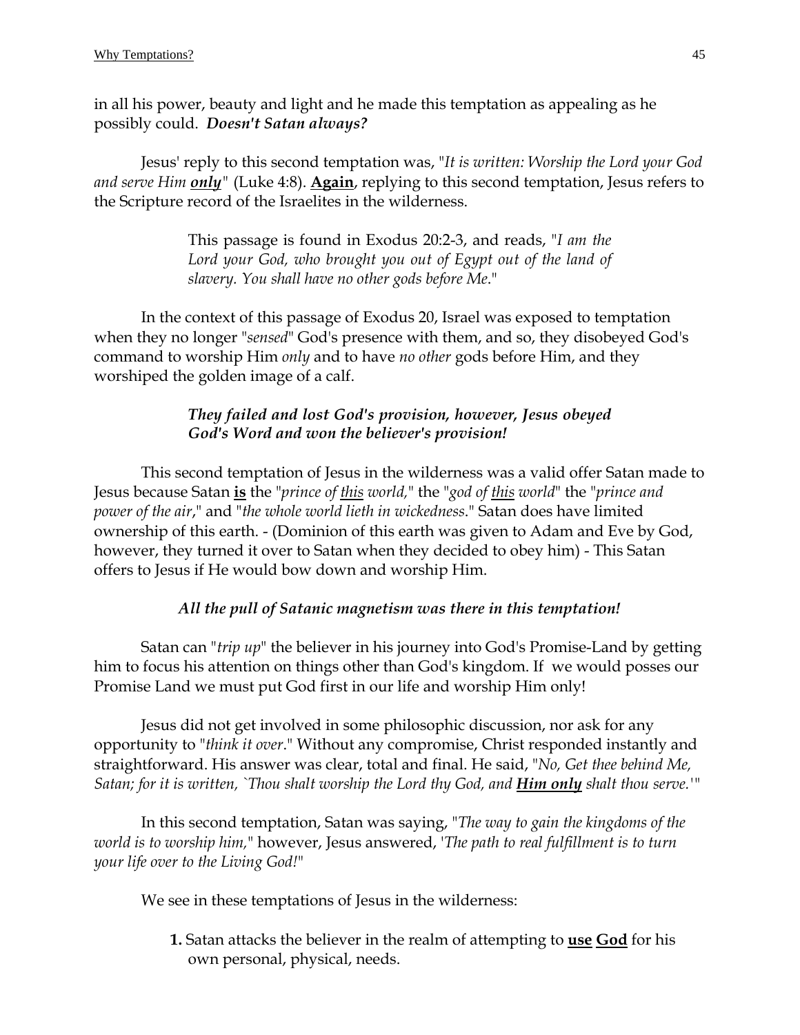in all his power, beauty and light and he made this temptation as appealing as he possibly could. ***Doesn't Satan always?***

Jesus' reply to this second temptation was, "*It is written: Worship the Lord your God and serve Him **only***" (Luke 4:8). **Again**, replying to this second temptation, Jesus refers to the Scripture record of the Israelites in the wilderness.

> This passage is found in Exodus 20:2-3, and reads, "*I am the Lord your God, who brought you out of Egypt out of the land of slavery. You shall have no other gods before Me.*"

In the context of this passage of Exodus 20, Israel was exposed to temptation when they no longer "*sensed*" God's presence with them, and so, they disobeyed God's command to worship Him *only* and to have *no other* gods before Him, and they worshiped the golden image of a calf.

> ***They failed and lost God's provision, however, Jesus obeyed God's Word and won the believer's provision!***

This second temptation of Jesus in the wilderness was a valid offer Satan made to Jesus because Satan **is** the "*prince of this world,*" the "*god of this world*" the "*prince and power of the air*," and "*the whole world lieth in wickedness*." Satan does have limited ownership of this earth. - (Dominion of this earth was given to Adam and Eve by God, however, they turned it over to Satan when they decided to obey him) - This Satan offers to Jesus if He would bow down and worship Him.

***All the pull of Satanic magnetism was there in this temptation!***

Satan can "*trip up*" the believer in his journey into God's Promise-Land by getting him to focus his attention on things other than God's kingdom. If we would posses our Promise Land we must put God first in our life and worship Him only!

Jesus did not get involved in some philosophic discussion, nor ask for any opportunity to "*think it over*." Without any compromise, Christ responded instantly and straightforward. His answer was clear, total and final. He said, "*No, Get thee behind Me, Satan; for it is written, `Thou shalt worship the Lord thy God, and **Him only** shalt thou serve.'*"

In this second temptation, Satan was saying, "*The way to gain the kingdoms of the world is to worship him,*" however, Jesus answered, '*The path to real fulfillment is to turn your life over to the Living God!*"

We see in these temptations of Jesus in the wilderness:

1. Satan attacks the believer in the realm of attempting to **use God** for his own personal, physical, needs.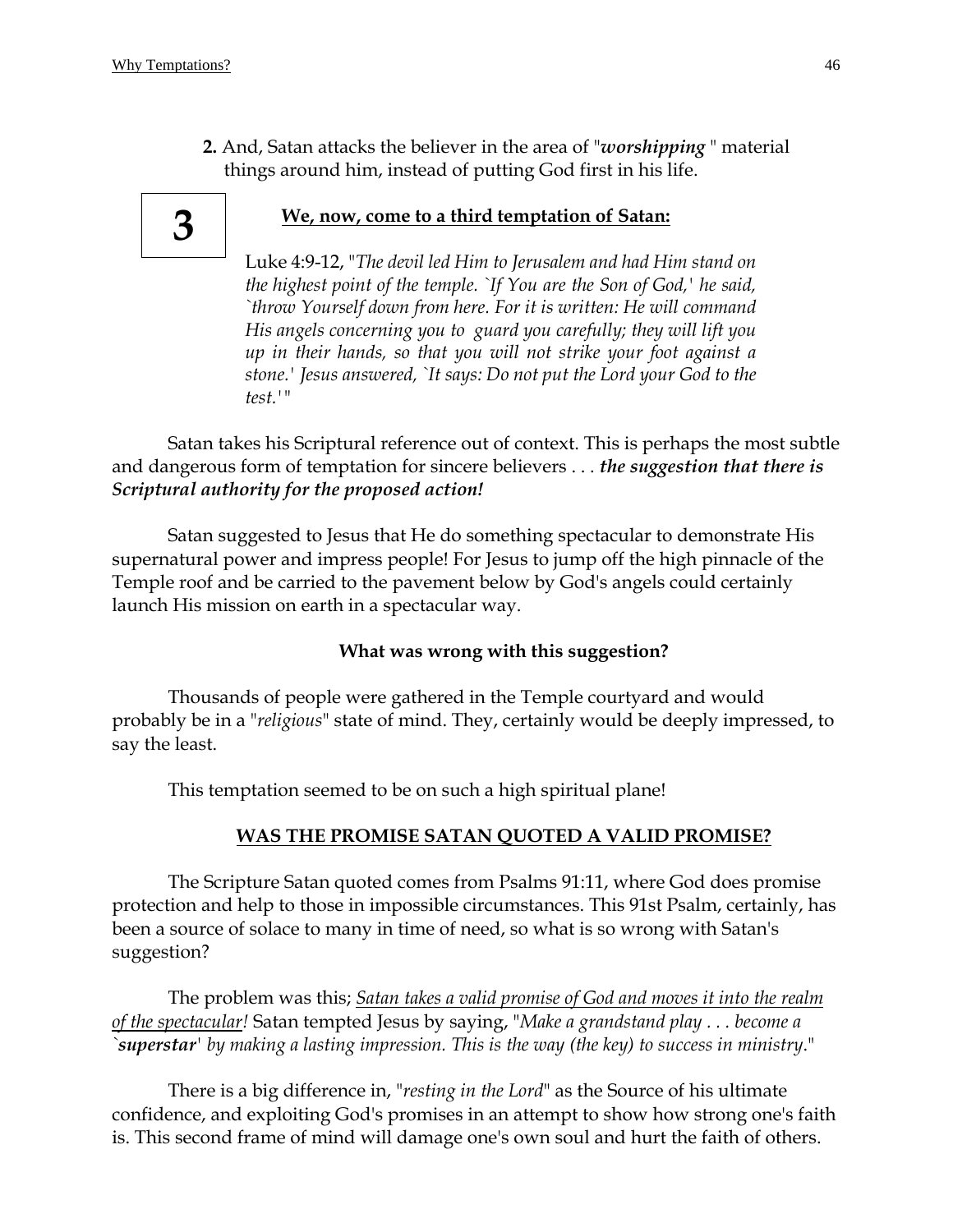**2.** And, Satan attacks the believer in the area of "***worshipping*** " material things around him, instead of putting God first in his life.

**3**

**We, now, come to a third temptation of Satan:**

Luke 4:9-12, "*The devil led Him to Jerusalem and had Him stand on the highest point of the temple. `If You are the Son of God,' he said, `throw Yourself down from here. For it is written: He will command His angels concerning you to guard you carefully; they will lift you up in their hands, so that you will not strike your foot against a stone.' Jesus answered, `It says: Do not put the Lord your God to the test.'*"

Satan takes his Scriptural reference out of context. This is perhaps the most subtle and dangerous form of temptation for sincere believers . . . ***the suggestion that there is Scriptural authority for the proposed action!***

Satan suggested to Jesus that He do something spectacular to demonstrate His supernatural power and impress people! For Jesus to jump off the high pinnacle of the Temple roof and be carried to the pavement below by God's angels could certainly launch His mission on earth in a spectacular way.

**What was wrong with this suggestion?**

Thousands of people were gathered in the Temple courtyard and would probably be in a "*religious*" state of mind. They, certainly would be deeply impressed, to say the least.

This temptation seemed to be on such a high spiritual plane!

**WAS THE PROMISE SATAN QUOTED A VALID PROMISE?**

The Scripture Satan quoted comes from Psalms 91:11, where God does promise protection and help to those in impossible circumstances. This 91st Psalm, certainly, has been a source of solace to many in time of need, so what is so wrong with Satan's suggestion?

The problem was this; *Satan takes a valid promise of God and moves it into the realm of the spectacular!* Satan tempted Jesus by saying, "*Make a grandstand play . . . become a `**superstar**' by making a lasting impression. This is the way (the key) to success in ministry*."

There is a big difference in, "*resting in the Lord*" as the Source of his ultimate confidence, and exploiting God's promises in an attempt to show how strong one's faith is. This second frame of mind will damage one's own soul and hurt the faith of others.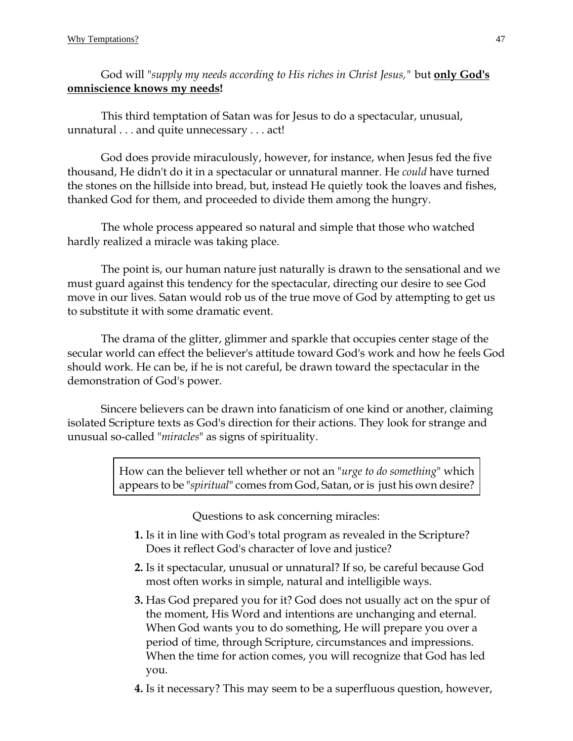God will "*supply my needs according to His riches in Christ Jesus,*" but **only God's omniscience knows my needs!**

This third temptation of Satan was for Jesus to do a spectacular, unusual, unnatural . . . and quite unnecessary . . . act!

God does provide miraculously, however, for instance, when Jesus fed the five thousand, He didn't do it in a spectacular or unnatural manner. He *could* have turned the stones on the hillside into bread, but, instead He quietly took the loaves and fishes, thanked God for them, and proceeded to divide them among the hungry.

The whole process appeared so natural and simple that those who watched hardly realized a miracle was taking place.

The point is, our human nature just naturally is drawn to the sensational and we must guard against this tendency for the spectacular, directing our desire to see God move in our lives. Satan would rob us of the true move of God by attempting to get us to substitute it with some dramatic event.

The drama of the glitter, glimmer and sparkle that occupies center stage of the secular world can effect the believer's attitude toward God's work and how he feels God should work. He can be, if he is not careful, be drawn toward the spectacular in the demonstration of God's power.

Sincere believers can be drawn into fanaticism of one kind or another, claiming isolated Scripture texts as God's direction for their actions. They look for strange and unusual so-called "*miracles*" as signs of spirituality.

> How can the believer tell whether or not an "*urge to do something*" which appears to be "*spiritual*" comes from God, Satan, or is just his own desire?

Questions to ask concerning miracles:

**1.** Is it in line with God's total program as revealed in the Scripture? Does it reflect God's character of love and justice?

**2.** Is it spectacular, unusual or unnatural? If so, be careful because God most often works in simple, natural and intelligible ways.

**3.** Has God prepared you for it? God does not usually act on the spur of the moment, His Word and intentions are unchanging and eternal. When God wants you to do something, He will prepare you over a period of time, through Scripture, circumstances and impressions. When the time for action comes, you will recognize that God has led you.

**4.** Is it necessary? This may seem to be a superfluous question, however,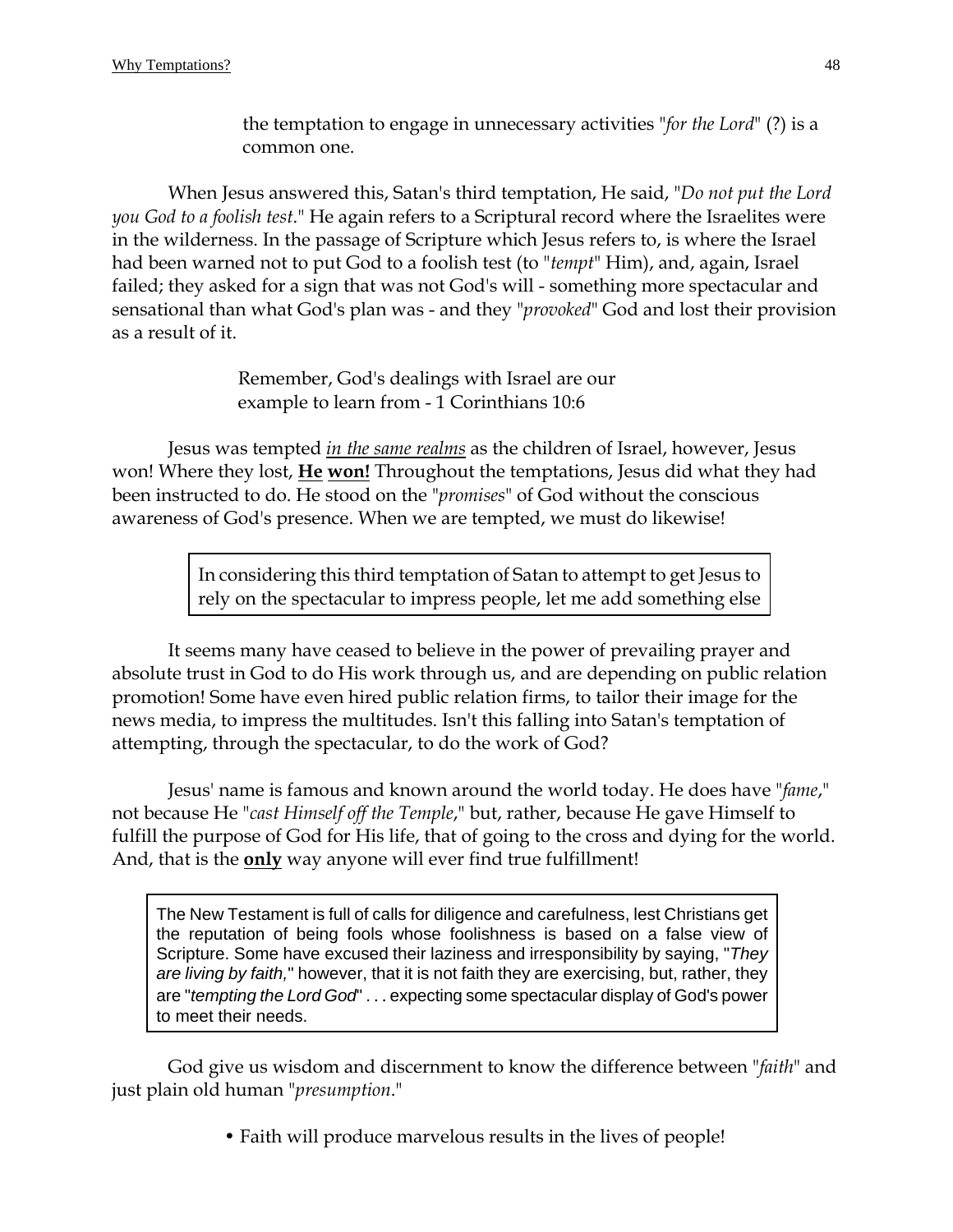the temptation to engage in unnecessary activities "*for the Lord*" (?) is a common one.

When Jesus answered this, Satan's third temptation, He said, "*Do not put the Lord you God to a foolish test*." He again refers to a Scriptural record where the Israelites were in the wilderness. In the passage of Scripture which Jesus refers to, is where the Israel had been warned not to put God to a foolish test (to "*tempt*" Him), and, again, Israel failed; they asked for a sign that was not God's will - something more spectacular and sensational than what God's plan was - and they "*provoked*" God and lost their provision as a result of it.

Remember, God's dealings with Israel are our example to learn from - 1 Corinthians 10:6

Jesus was tempted ***in the same realms*** as the children of Israel, however, Jesus won! Where they lost, **He won!** Throughout the temptations, Jesus did what they had been instructed to do. He stood on the "*promises*" of God without the conscious awareness of God's presence. When we are tempted, we must do likewise!

> In considering this third temptation of Satan to attempt to get Jesus to rely on the spectacular to impress people, let me add something else

It seems many have ceased to believe in the power of prevailing prayer and absolute trust in God to do His work through us, and are depending on public relation promotion! Some have even hired public relation firms, to tailor their image for the news media, to impress the multitudes. Isn't this falling into Satan's temptation of attempting, through the spectacular, to do the work of God?

Jesus' name is famous and known around the world today. He does have "*fame*," not because He "*cast Himself off the Temple*," but, rather, because He gave Himself to fulfill the purpose of God for His life, that of going to the cross and dying for the world. And, that is the **only** way anyone will ever find true fulfillment!

> The New Testament is full of calls for diligence and carefulness, lest Christians get the reputation of being fools whose foolishness is based on a false view of Scripture. Some have excused their laziness and irresponsibility by saying, "*They are living by faith*," however, that it is not faith they are exercising, but, rather, they are "*tempting the Lord God*" . . . expecting some spectacular display of God's power to meet their needs.

God give us wisdom and discernment to know the difference between "*faith*" and just plain old human "*presumption*."

- Faith will produce marvelous results in the lives of people!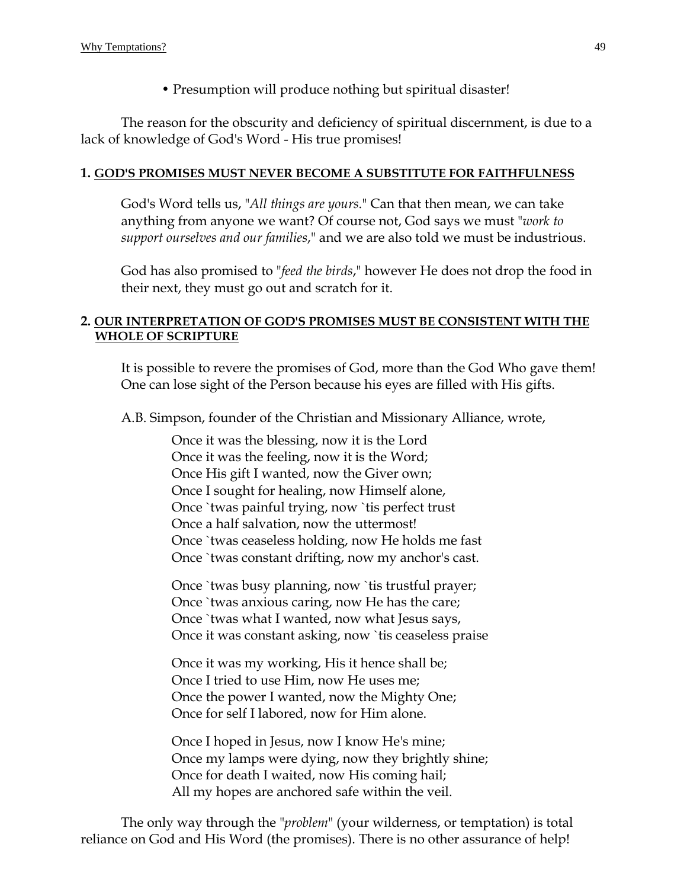• Presumption will produce nothing but spiritual disaster!

The reason for the obscurity and deficiency of spiritual discernment, is due to a lack of knowledge of God's Word - His true promises!

**1. <u>GOD'S PROMISES MUST NEVER BECOME A SUBSTITUTE FOR FAITHFULNESS</u>**

God's Word tells us, "*All things are yours*." Can that then mean, we can take anything from anyone we want? Of course not, God says we must "*work to support ourselves and our families*," and we are also told we must be industrious.

God has also promised to "*feed the birds*," however He does not drop the food in their next, they must go out and scratch for it.

**2. <u>OUR INTERPRETATION OF GOD'S PROMISES MUST BE CONSISTENT WITH THE WHOLE OF SCRIPTURE</u>**

It is possible to revere the promises of God, more than the God Who gave them! One can lose sight of the Person because his eyes are filled with His gifts.

A.B. Simpson, founder of the Christian and Missionary Alliance, wrote,

> Once it was the blessing, now it is the Lord
> Once it was the feeling, now it is the Word;
> Once His gift I wanted, now the Giver own;
> Once I sought for healing, now Himself alone,
> Once `twas painful trying, now `tis perfect trust
> Once a half salvation, now the uttermost!
> Once `twas ceaseless holding, now He holds me fast
> Once `twas constant drifting, now my anchor's cast.
>
> Once `twas busy planning, now `tis trustful prayer;
> Once `twas anxious caring, now He has the care;
> Once `twas what I wanted, now what Jesus says,
> Once it was constant asking, now `tis ceaseless praise
>
> Once it was my working, His it hence shall be;
> Once I tried to use Him, now He uses me;
> Once the power I wanted, now the Mighty One;
> Once for self I labored, now for Him alone.
>
> Once I hoped in Jesus, now I know He's mine;
> Once my lamps were dying, now they brightly shine;
> Once for death I waited, now His coming hail;
> All my hopes are anchored safe within the veil.

The only way through the "*problem*" (your wilderness, or temptation) is total reliance on God and His Word (the promises). There is no other assurance of help!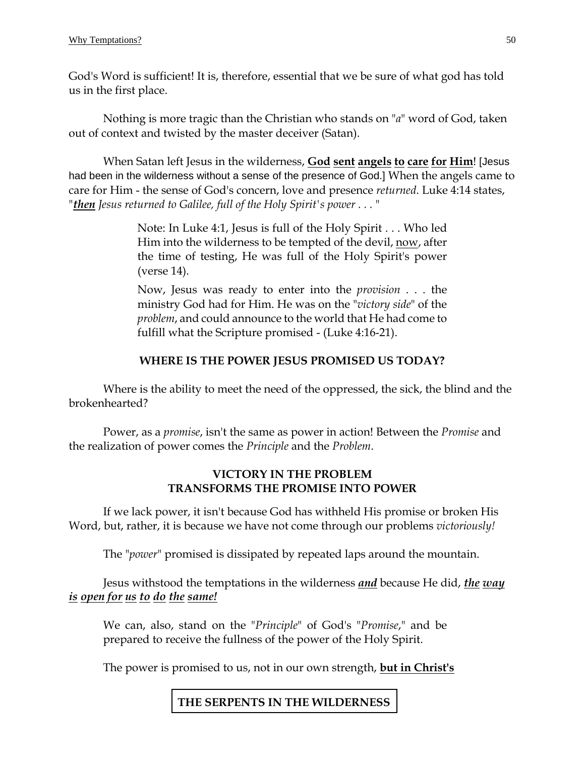God's Word is sufficient! It is, therefore, essential that we be sure of what god has told us in the first place.

Nothing is more tragic than the Christian who stands on "*a*" word of God, taken out of context and twisted by the master deceiver (Satan).

When Satan left Jesus in the wilderness, **<u>God</u> <u>sent</u> <u>angels</u> <u>to</u> <u>care</u> <u>for</u> <u>Him</u>**! [Jesus had been in the wilderness without a sense of the presence of God.] When the angels came to care for Him - the sense of God's concern, love and presence *returned*. Luke 4:14 states, "***<u>then</u>*** *Jesus returned to Galilee, full of the Holy Spirit's power . . .* "

> Note: In Luke 4:1, Jesus is full of the Holy Spirit . . . Who led Him into the wilderness to be tempted of the devil, <u>now</u>, after the time of testing, He was full of the Holy Spirit's power (verse 14).
>
> Now, Jesus was ready to enter into the *provision* . . . the ministry God had for Him. He was on the "*victory side*" of the *problem*, and could announce to the world that He had come to fulfill what the Scripture promised - (Luke 4:16-21).

**WHERE IS THE POWER JESUS PROMISED US TODAY?**

Where is the ability to meet the need of the oppressed, the sick, the blind and the brokenhearted?

Power, as a *promise*, isn't the same as power in action! Between the *Promise* and the realization of power comes the *Principle* and the *Problem*.

**VICTORY IN THE PROBLEM**
**TRANSFORMS THE PROMISE INTO POWER**

If we lack power, it isn't because God has withheld His promise or broken His Word, but, rather, it is because we have not come through our problems *victoriously!*

The "*power*" promised is dissipated by repeated laps around the mountain.

Jesus withstood the temptations in the wilderness ***<u>and</u>*** because He did, ***<u>the</u> <u>way</u> <u>is</u> <u>open</u> <u>for</u> <u>us</u> <u>to</u> <u>do</u> <u>the</u> <u>same!</u>***

> We can, also, stand on the "*Principle*" of God's "*Promise*," and be prepared to receive the fullness of the power of the Holy Spirit.

The power is promised to us, not in our own strength, **<u>but in Christ's</u>**

**THE SERPENTS IN THE WILDERNESS**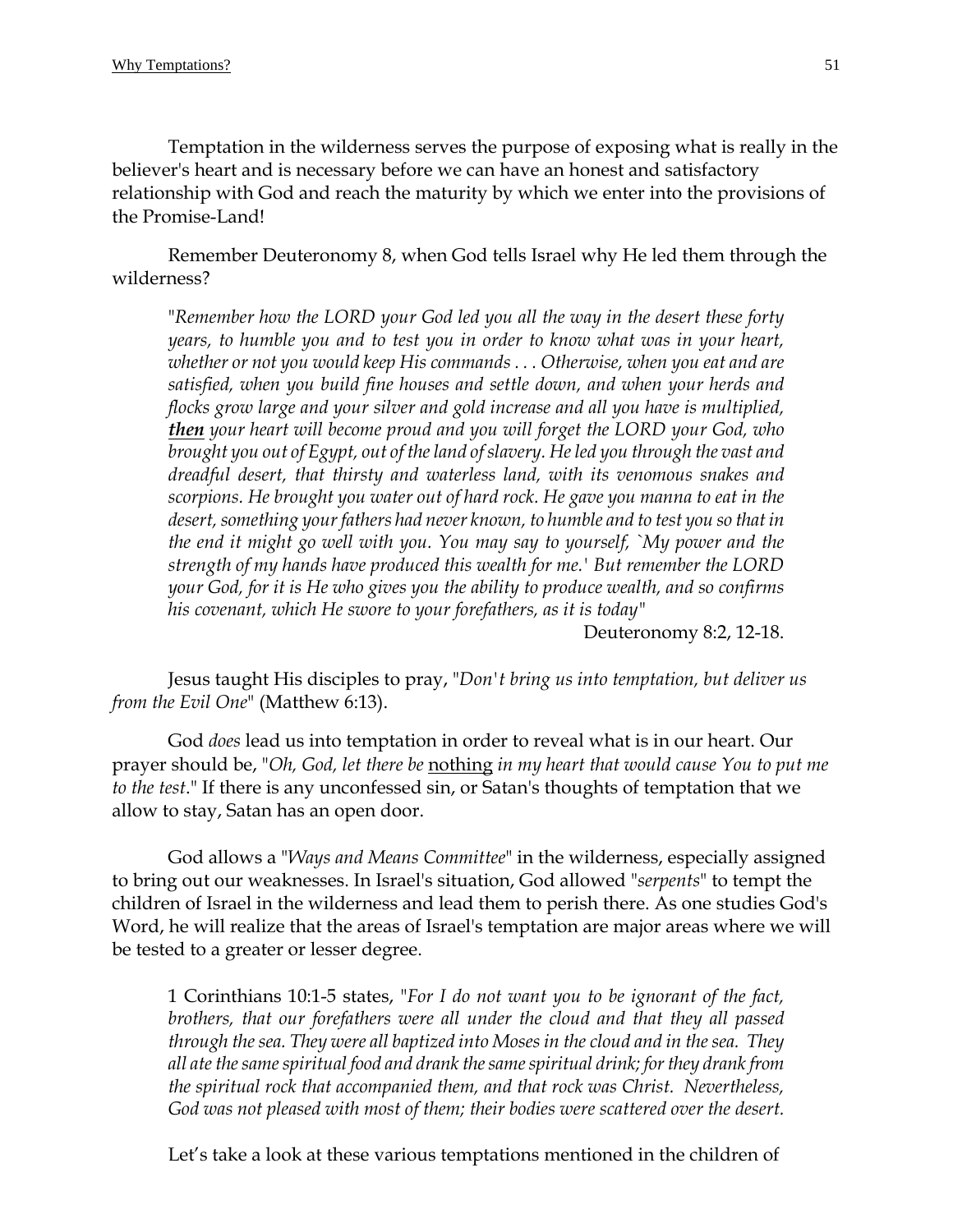Temptation in the wilderness serves the purpose of exposing what is really in the believer's heart and is necessary before we can have an honest and satisfactory relationship with God and reach the maturity by which we enter into the provisions of the Promise-Land!

Remember Deuteronomy 8, when God tells Israel why He led them through the wilderness?

> "*Remember how the LORD your God led you all the way in the desert these forty years, to humble you and to test you in order to know what was in your heart, whether or not you would keep His commands . . . Otherwise, when you eat and are satisfied, when you build fine houses and settle down, and when your herds and flocks grow large and your silver and gold increase and all you have is multiplied,* ***<u>then</u>*** *your heart will become proud and you will forget the LORD your God, who brought you out of Egypt, out of the land of slavery. He led you through the vast and dreadful desert, that thirsty and waterless land, with its venomous snakes and scorpions. He brought you water out of hard rock. He gave you manna to eat in the desert, something your fathers had never known, to humble and to test you so that in the end it might go well with you. You may say to yourself, `My power and the strength of my hands have produced this wealth for me.' But remember the LORD your God, for it is He who gives you the ability to produce wealth, and so confirms his covenant, which He swore to your forefathers, as it is today*"
>
> Deuteronomy 8:2, 12-18.

Jesus taught His disciples to pray, "*Don't bring us into temptation, but deliver us from the Evil One*" (Matthew 6:13).

God *does* lead us into temptation in order to reveal what is in our heart. Our prayer should be, "*Oh, God, let there be* <u>nothing</u> *in my heart that would cause You to put me to the test*." If there is any unconfessed sin, or Satan's thoughts of temptation that we allow to stay, Satan has an open door.

God allows a "*Ways and Means Committee*" in the wilderness, especially assigned to bring out our weaknesses. In Israel's situation, God allowed "*serpents*" to tempt the children of Israel in the wilderness and lead them to perish there. As one studies God's Word, he will realize that the areas of Israel's temptation are major areas where we will be tested to a greater or lesser degree.

> 1 Corinthians 10:1-5 states, "*For I do not want you to be ignorant of the fact, brothers, that our forefathers were all under the cloud and that they all passed through the sea. They were all baptized into Moses in the cloud and in the sea. They all ate the same spiritual food and drank the same spiritual drink; for they drank from the spiritual rock that accompanied them, and that rock was Christ. Nevertheless, God was not pleased with most of them; their bodies were scattered over the desert.*

Let's take a look at these various temptations mentioned in the children of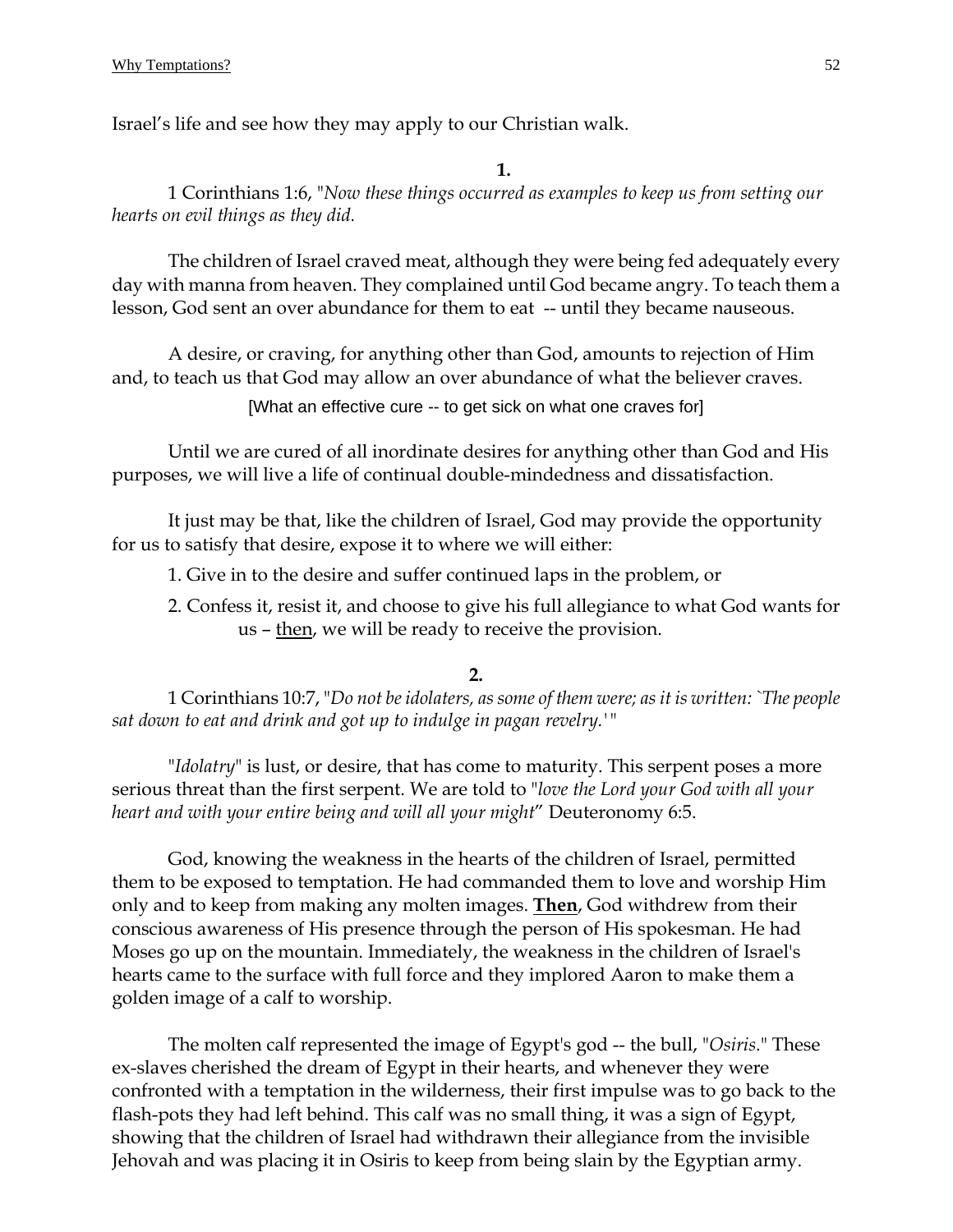Israel's life and see how they may apply to our Christian walk.

**1.**

1 Corinthians 1:6, "*Now these things occurred as examples to keep us from setting our hearts on evil things as they did.*

The children of Israel craved meat, although they were being fed adequately every day with manna from heaven. They complained until God became angry. To teach them a lesson, God sent an over abundance for them to eat -- until they became nauseous.

A desire, or craving, for anything other than God, amounts to rejection of Him and, to teach us that God may allow an over abundance of what the believer craves.

[What an effective cure -- to get sick on what one craves for]

Until we are cured of all inordinate desires for anything other than God and His purposes, we will live a life of continual double-mindedness and dissatisfaction.

It just may be that, like the children of Israel, God may provide the opportunity for us to satisfy that desire, expose it to where we will either:

1. Give in to the desire and suffer continued laps in the problem, or
2. Confess it, resist it, and choose to give his full allegiance to what God wants for us – <u>then</u>, we will be ready to receive the provision.

**2.**

1 Corinthians 10:7, "*Do not be idolaters, as some of them were; as it is written: `The people sat down to eat and drink and got up to indulge in pagan revelry.'* "

"*Idolatry*" is lust, or desire, that has come to maturity. This serpent poses a more serious threat than the first serpent. We are told to "*love the Lord your God with all your heart and with your entire being and will all your might*" Deuteronomy 6:5.

God, knowing the weakness in the hearts of the children of Israel, permitted them to be exposed to temptation. He had commanded them to love and worship Him only and to keep from making any molten images. **<u>Then</u>**, God withdrew from their conscious awareness of His presence through the person of His spokesman. He had Moses go up on the mountain. Immediately, the weakness in the children of Israel's hearts came to the surface with full force and they implored Aaron to make them a golden image of a calf to worship.

The molten calf represented the image of Egypt's god -- the bull, "*Osiris*." These ex-slaves cherished the dream of Egypt in their hearts, and whenever they were confronted with a temptation in the wilderness, their first impulse was to go back to the flash-pots they had left behind. This calf was no small thing, it was a sign of Egypt, showing that the children of Israel had withdrawn their allegiance from the invisible Jehovah and was placing it in Osiris to keep from being slain by the Egyptian army.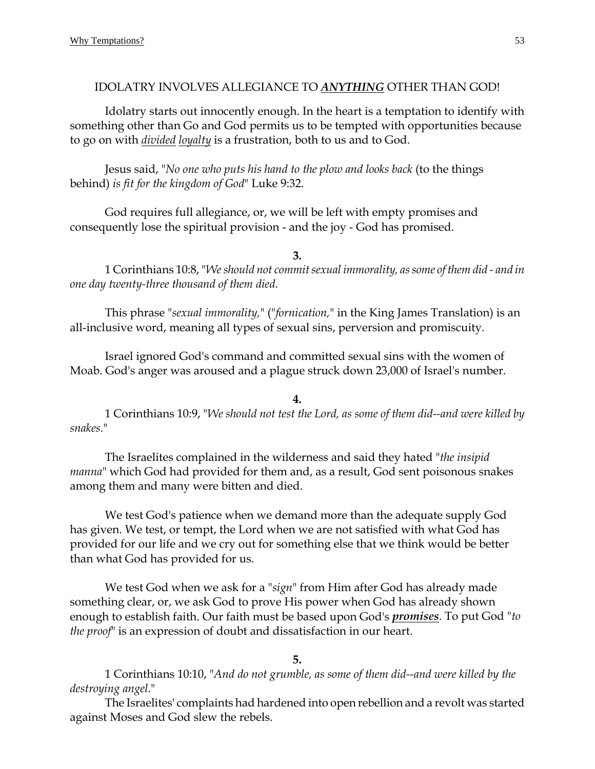IDOLATRY INVOLVES ALLEGIANCE TO ***ANYTHING*** OTHER THAN GOD!

Idolatry starts out innocently enough. In the heart is a temptation to identify with something other than Go and God permits us to be tempted with opportunities because to go on with *divided loyalty* is a frustration, both to us and to God.

Jesus said, "*No one who puts his hand to the plow and looks back* (to the things behind) *is fit for the kingdom of God*" Luke 9:32.

God requires full allegiance, or, we will be left with empty promises and consequently lose the spiritual provision - and the joy - God has promised.

**3.**

1 Corinthians 10:8, "*We should not commit sexual immorality, as some of them did - and in one day twenty-three thousand of them died.*

This phrase "*sexual immorality,*" ("*fornication,*" in the King James Translation) is an all-inclusive word, meaning all types of sexual sins, perversion and promiscuity.

Israel ignored God's command and committed sexual sins with the women of Moab. God's anger was aroused and a plague struck down 23,000 of Israel's number.

**4.**

1 Corinthians 10:9, "*We should not test the Lord, as some of them did--and were killed by snakes.*"

The Israelites complained in the wilderness and said they hated "*the insipid manna*" which God had provided for them and, as a result, God sent poisonous snakes among them and many were bitten and died.

We test God's patience when we demand more than the adequate supply God has given. We test, or tempt, the Lord when we are not satisfied with what God has provided for our life and we cry out for something else that we think would be better than what God has provided for us.

We test God when we ask for a "*sign*" from Him after God has already made something clear, or, we ask God to prove His power when God has already shown enough to establish faith. Our faith must be based upon God's ***promises***. To put God "*to the proof*" is an expression of doubt and dissatisfaction in our heart.

**5.**

1 Corinthians 10:10, "*And do not grumble, as some of them did--and were killed by the destroying angel.*"

The Israelites' complaints had hardened into open rebellion and a revolt was started against Moses and God slew the rebels.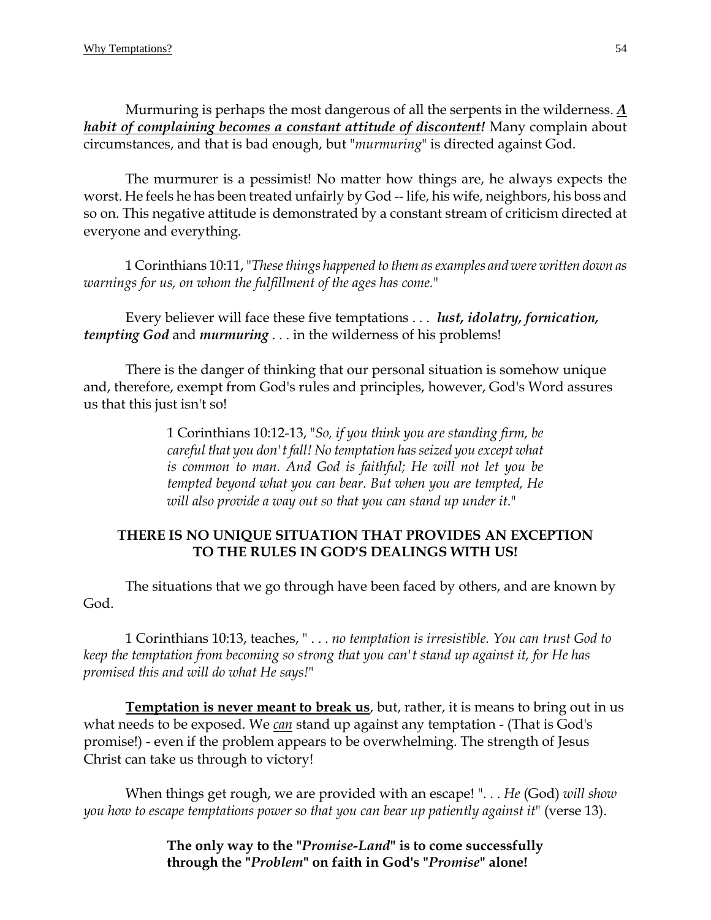Murmuring is perhaps the most dangerous of all the serpents in the wilderness. ***<u>A habit of complaining becomes a constant attitude of discontent!</u>*** Many complain about circumstances, and that is bad enough, but "*murmuring*" is directed against God.

The murmurer is a pessimist! No matter how things are, he always expects the worst. He feels he has been treated unfairly by God -- life, his wife, neighbors, his boss and so on. This negative attitude is demonstrated by a constant stream of criticism directed at everyone and everything.

1 Corinthians 10:11, "*These things happened to them as examples and were written down as warnings for us, on whom the fulfillment of the ages has come.*"

Every believer will face these five temptations . . . ***lust, idolatry, fornication, tempting God*** and ***murmuring*** . . . in the wilderness of his problems!

There is the danger of thinking that our personal situation is somehow unique and, therefore, exempt from God's rules and principles, however, God's Word assures us that this just isn't so!

> 1 Corinthians 10:12-13, "*So, if you think you are standing firm, be careful that you don't fall! No temptation has seized you except what is common to man. And God is faithful; He will not let you be tempted beyond what you can bear. But when you are tempted, He will also provide a way out so that you can stand up under it.*"

**THERE IS NO UNIQUE SITUATION THAT PROVIDES AN EXCEPTION TO THE RULES IN GOD'S DEALINGS WITH US!**

The situations that we go through have been faced by others, and are known by God.

1 Corinthians 10:13, teaches, " . . . *no temptation is irresistible. You can trust God to keep the temptation from becoming so strong that you can't stand up against it, for He has promised this and will do what He says!*"

**<u>Temptation is never meant to break us</u>**, but, rather, it is means to bring out in us what needs to be exposed. We *<u>can</u>* stand up against any temptation - (That is God's promise!) - even if the problem appears to be overwhelming. The strength of Jesus Christ can take us through to victory!

When things get rough, we are provided with an escape! ". . . *He* (God) *will show you how to escape temptations power so that you can bear up patiently against it*" (verse 13).

> **The only way to the "*Promise-Land*" is to come successfully through the "*Problem*" on faith in God's "*Promise*" alone!**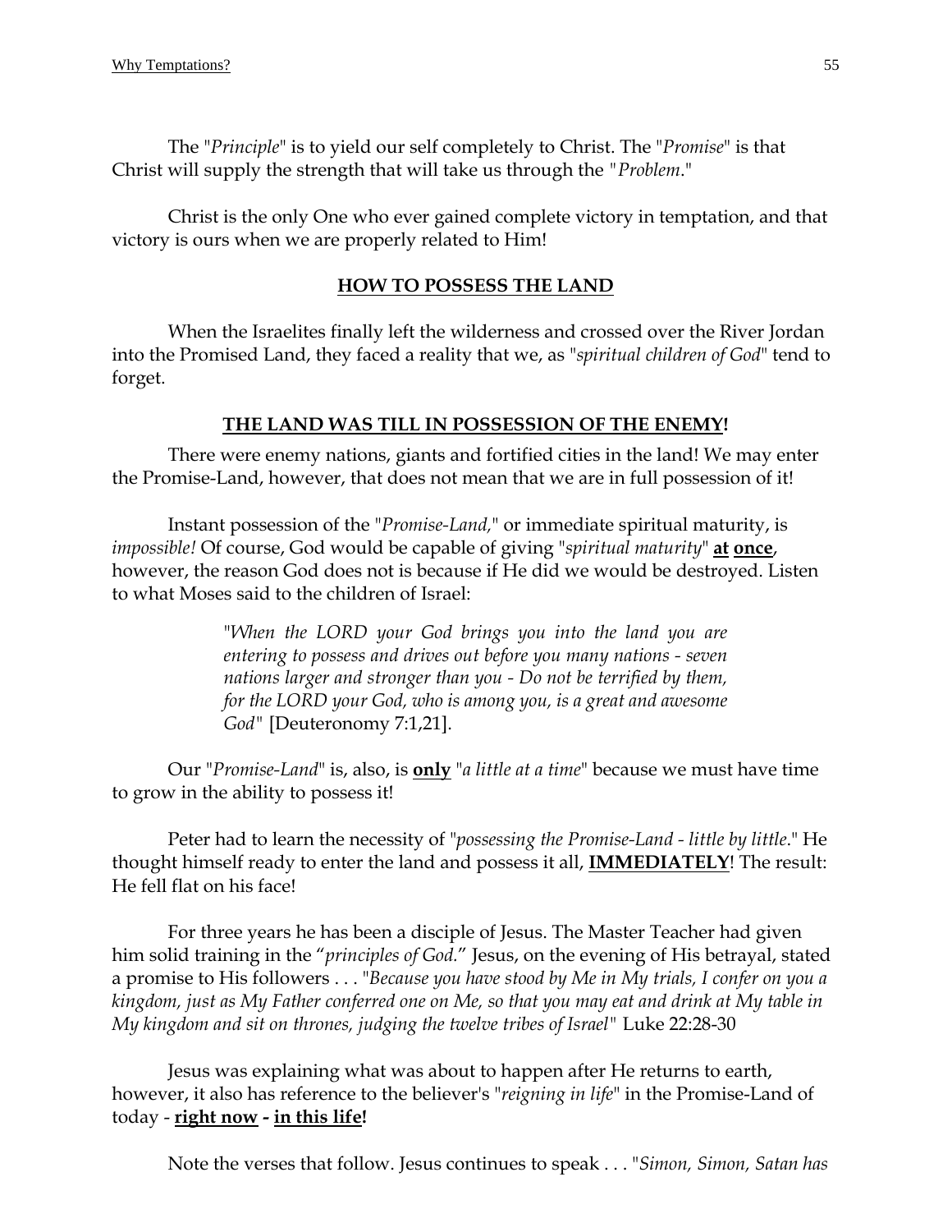The "*Principle*" is to yield our self completely to Christ. The "*Promise*" is that Christ will supply the strength that will take us through the "*Problem*."

Christ is the only One who ever gained complete victory in temptation, and that victory is ours when we are properly related to Him!

## HOW TO POSSESS THE LAND

When the Israelites finally left the wilderness and crossed over the River Jordan into the Promised Land, they faced a reality that we, as "*spiritual children of God*" tend to forget.

### THE LAND WAS TILL IN POSSESSION OF THE ENEMY!

There were enemy nations, giants and fortified cities in the land! We may enter the Promise-Land, however, that does not mean that we are in full possession of it!

Instant possession of the "*Promise-Land,*" or immediate spiritual maturity, is *impossible!* Of course, God would be capable of giving "*spiritual maturity*" **at once**, however, the reason God does not is because if He did we would be destroyed. Listen to what Moses said to the children of Israel:

> "*When the LORD your God brings you into the land you are entering to possess and drives out before you many nations - seven nations larger and stronger than you - Do not be terrified by them, for the LORD your God, who is among you, is a great and awesome God*" [Deuteronomy 7:1,21].

Our "*Promise-Land*" is, also, is **only** "*a little at a time*" because we must have time to grow in the ability to possess it!

Peter had to learn the necessity of "*possessing the Promise-Land - little by little*." He thought himself ready to enter the land and possess it all, **IMMEDIATELY**! The result: He fell flat on his face!

For three years he has been a disciple of Jesus. The Master Teacher had given him solid training in the "*principles of God.*" Jesus, on the evening of His betrayal, stated a promise to His followers . . . "*Because you have stood by Me in My trials, I confer on you a kingdom, just as My Father conferred one on Me, so that you may eat and drink at My table in My kingdom and sit on thrones, judging the twelve tribes of Israel*" Luke 22:28-30

Jesus was explaining what was about to happen after He returns to earth, however, it also has reference to the believer's "*reigning in life*" in the Promise-Land of today - **right now - in this life!**

Note the verses that follow. Jesus continues to speak . . . "*Simon, Simon, Satan has*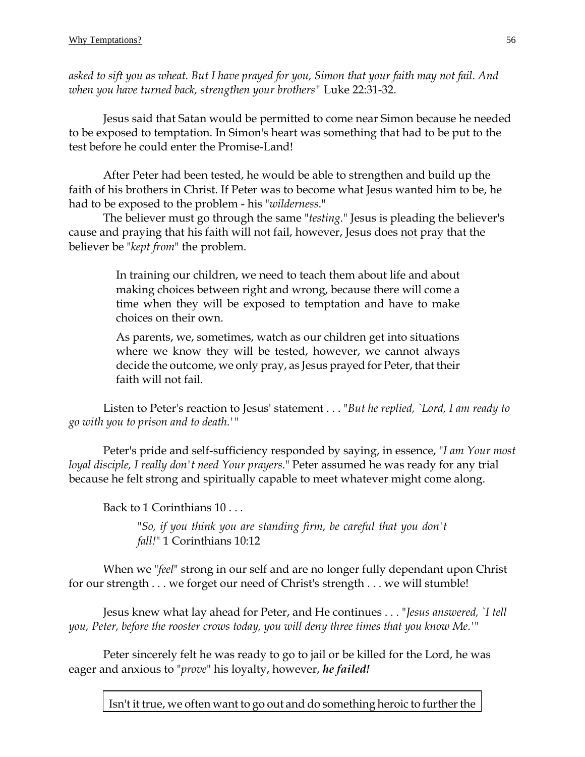*asked to sift you as wheat. But I have prayed for you, Simon that your faith may not fail. And when you have turned back, strengthen your brothers"* Luke 22:31-32.

Jesus said that Satan would be permitted to come near Simon because he needed to be exposed to temptation. In Simon's heart was something that had to be put to the test before he could enter the Promise-Land!

After Peter had been tested, he would be able to strengthen and build up the faith of his brothers in Christ. If Peter was to become what Jesus wanted him to be, he had to be exposed to the problem - his "*wilderness*."

The believer must go through the same "*testing*." Jesus is pleading the believer's cause and praying that his faith will not fail, however, Jesus does <u>not</u> pray that the believer be "*kept from*" the problem.

> In training our children, we need to teach them about life and about making choices between right and wrong, because there will come a time when they will be exposed to temptation and have to make choices on their own.
>
> As parents, we, sometimes, watch as our children get into situations where we know they will be tested, however, we cannot always decide the outcome, we only pray, as Jesus prayed for Peter, that their faith will not fail.

Listen to Peter's reaction to Jesus' statement . . . "*But he replied, `Lord, I am ready to go with you to prison and to death.'*"

Peter's pride and self-sufficiency responded by saying, in essence, "*I am Your most loyal disciple, I really don't need Your prayers*." Peter assumed he was ready for any trial because he felt strong and spiritually capable to meet whatever might come along.

Back to 1 Corinthians 10 . . .

> "*So, if you think you are standing firm, be careful that you don't fall!*" 1 Corinthians 10:12

When we "*feel*" strong in our self and are no longer fully dependant upon Christ for our strength . . . we forget our need of Christ's strength . . . we will stumble!

Jesus knew what lay ahead for Peter, and He continues . . . "*Jesus answered, `I tell you, Peter, before the rooster crows today, you will deny three times that you know Me.'*"

Peter sincerely felt he was ready to go to jail or be killed for the Lord, he was eager and anxious to "*prove*" his loyalty, however, ***he failed!***

Isn't it true, we often want to go out and do something heroic to further the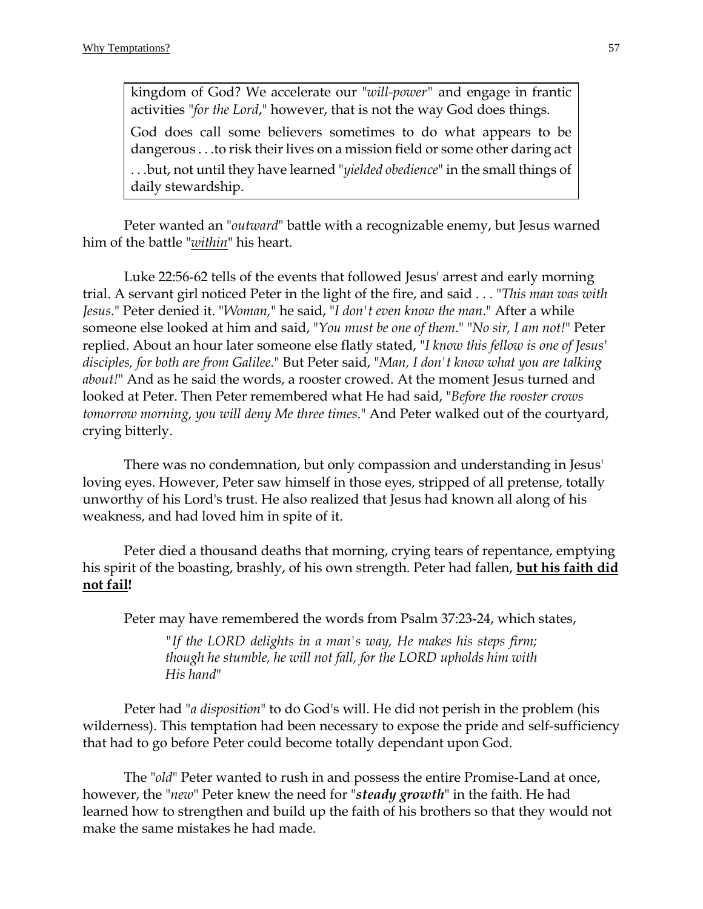kingdom of God? We accelerate our "*will-power*" and engage in frantic activities "*for the Lord*," however, that is not the way God does things.

God does call some believers sometimes to do what appears to be dangerous . . .to risk their lives on a mission field or some other daring act . . .but, not until they have learned "*yielded obedience*" in the small things of daily stewardship.

Peter wanted an "*outward*" battle with a recognizable enemy, but Jesus warned him of the battle "<u>*within*</u>" his heart.

Luke 22:56-62 tells of the events that followed Jesus' arrest and early morning trial. A servant girl noticed Peter in the light of the fire, and said . . . "*This man was with Jesus*." Peter denied it. "*Woman,*" he said, "*I don't even know the man*." After a while someone else looked at him and said, "*You must be one of them*." "*No sir, I am not!*" Peter replied. About an hour later someone else flatly stated, "*I know this fellow is one of Jesus' disciples, for both are from Galilee*." But Peter said, "*Man, I don't know what you are talking about!*" And as he said the words, a rooster crowed. At the moment Jesus turned and looked at Peter. Then Peter remembered what He had said, "*Before the rooster crows tomorrow morning, you will deny Me three times*." And Peter walked out of the courtyard, crying bitterly.

There was no condemnation, but only compassion and understanding in Jesus' loving eyes. However, Peter saw himself in those eyes, stripped of all pretense, totally unworthy of his Lord's trust. He also realized that Jesus had known all along of his weakness, and had loved him in spite of it.

Peter died a thousand deaths that morning, crying tears of repentance, emptying his spirit of the boasting, brashly, of his own strength. Peter had fallen, **<u>but his faith did not fail</u>!**

Peter may have remembered the words from Psalm 37:23-24, which states,

> "*If the LORD delights in a man's way, He makes his steps firm; though he stumble, he will not fall, for the LORD upholds him with His hand*"

Peter had "*a disposition*" to do God's will. He did not perish in the problem (his wilderness). This temptation had been necessary to expose the pride and self-sufficiency that had to go before Peter could become totally dependant upon God.

The "*old*" Peter wanted to rush in and possess the entire Promise-Land at once, however, the "*new*" Peter knew the need for "***steady growth***" in the faith. He had learned how to strengthen and build up the faith of his brothers so that they would not make the same mistakes he had made.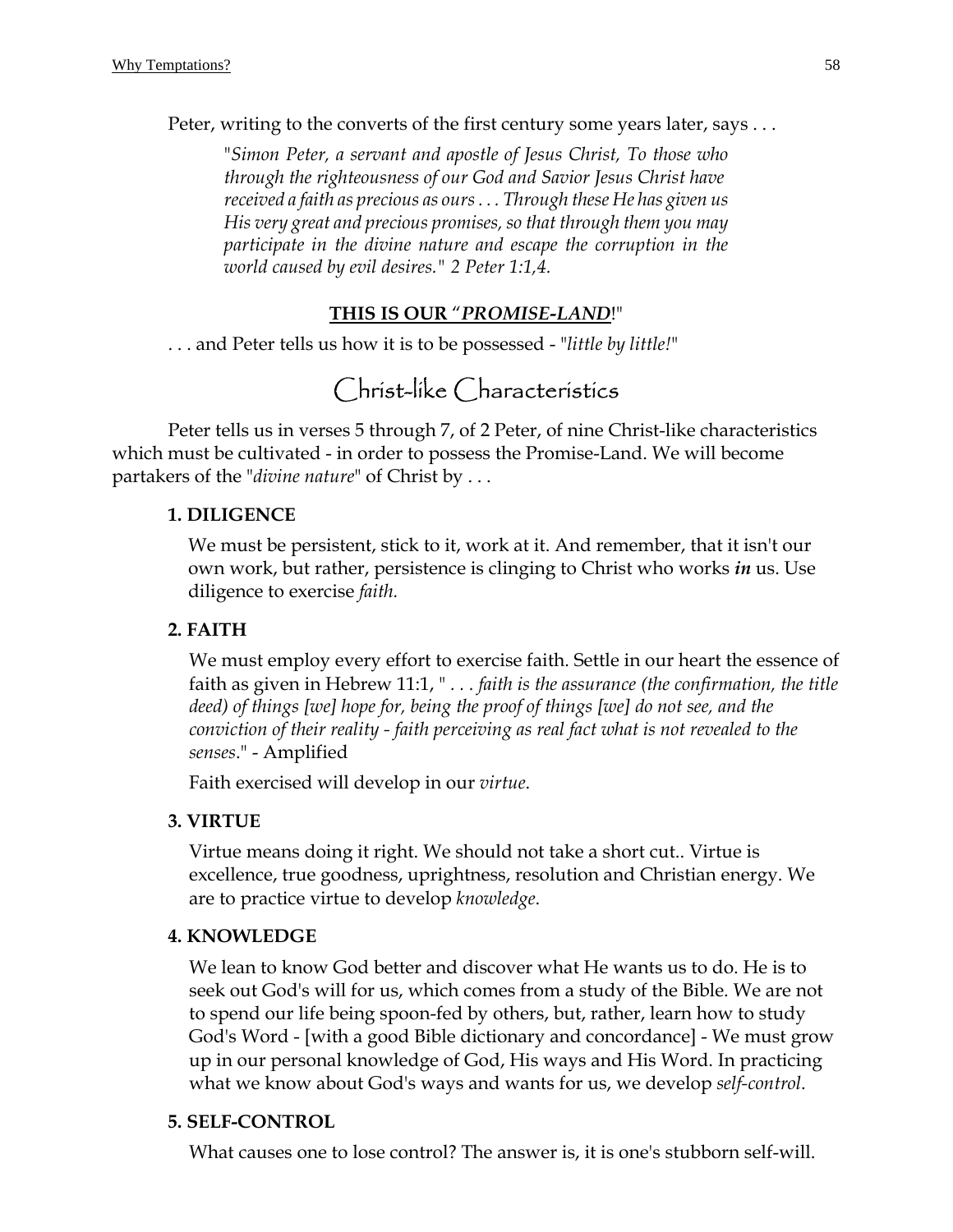Peter, writing to the converts of the first century some years later, says . . .

> "*Simon Peter, a servant and apostle of Jesus Christ, To those who through the righteousness of our God and Savior Jesus Christ have received a faith as precious as ours . . . Through these He has given us His very great and precious promises, so that through them you may participate in the divine nature and escape the corruption in the world caused by evil desires.*" *2 Peter 1:1,4.*

**THIS IS OUR "*PROMISE-LAND*!"**

. . . and Peter tells us how it is to be possessed - "*little by little!*"

## Christ-like Characteristics

Peter tells us in verses 5 through 7, of 2 Peter, of nine Christ-like characteristics which must be cultivated - in order to possess the Promise-Land. We will become partakers of the "*divine nature*" of Christ by . . .

**1. DILIGENCE**

We must be persistent, stick to it, work at it. And remember, that it isn't our own work, but rather, persistence is clinging to Christ who works ***in*** us. Use diligence to exercise *faith.*

**2. FAITH**

We must employ every effort to exercise faith. Settle in our heart the essence of faith as given in Hebrew 11:1, " *. . . faith is the assurance (the confirmation, the title deed) of things [we] hope for, being the proof of things [we] do not see, and the conviction of their reality - faith perceiving as real fact what is not revealed to the senses*." - Amplified

Faith exercised will develop in our *virtue*.

**3. VIRTUE**

Virtue means doing it right. We should not take a short cut.. Virtue is excellence, true goodness, uprightness, resolution and Christian energy. We are to practice virtue to develop *knowledge*.

**4. KNOWLEDGE**

We lean to know God better and discover what He wants us to do. He is to seek out God's will for us, which comes from a study of the Bible. We are not to spend our life being spoon-fed by others, but, rather, learn how to study God's Word - [with a good Bible dictionary and concordance] - We must grow up in our personal knowledge of God, His ways and His Word. In practicing what we know about God's ways and wants for us, we develop *self-control*.

**5. SELF-CONTROL**

What causes one to lose control? The answer is, it is one's stubborn self-will.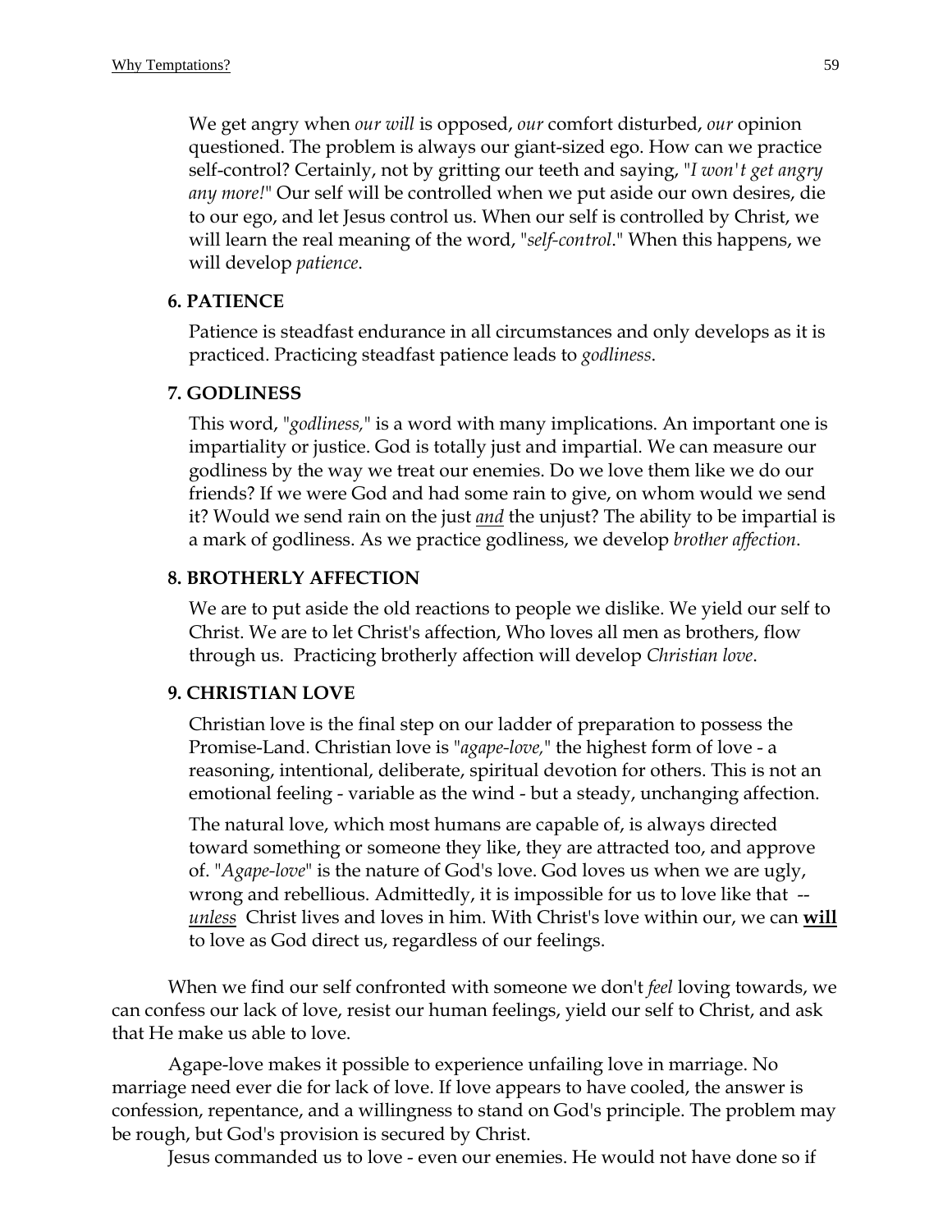We get angry when *our will* is opposed, *our* comfort disturbed, *our* opinion questioned. The problem is always our giant-sized ego. How can we practice self-control? Certainly, not by gritting our teeth and saying, "*I won't get angry any more!*" Our self will be controlled when we put aside our own desires, die to our ego, and let Jesus control us. When our self is controlled by Christ, we will learn the real meaning of the word, "*self-control*." When this happens, we will develop *patience*.

**6. PATIENCE**

Patience is steadfast endurance in all circumstances and only develops as it is practiced. Practicing steadfast patience leads to *godliness*.

**7. GODLINESS**

This word, "*godliness,*" is a word with many implications. An important one is impartiality or justice. God is totally just and impartial. We can measure our godliness by the way we treat our enemies. Do we love them like we do our friends? If we were God and had some rain to give, on whom would we send it? Would we send rain on the just <u>*and*</u> the unjust? The ability to be impartial is a mark of godliness. As we practice godliness, we develop *brother affection*.

**8. BROTHERLY AFFECTION**

We are to put aside the old reactions to people we dislike. We yield our self to Christ. We are to let Christ's affection, Who loves all men as brothers, flow through us. Practicing brotherly affection will develop *Christian love*.

**9. CHRISTIAN LOVE**

Christian love is the final step on our ladder of preparation to possess the Promise-Land. Christian love is "*agape-love,*" the highest form of love - a reasoning, intentional, deliberate, spiritual devotion for others. This is not an emotional feeling - variable as the wind - but a steady, unchanging affection.

The natural love, which most humans are capable of, is always directed toward something or someone they like, they are attracted too, and approve of. "*Agape-love*" is the nature of God's love. God loves us when we are ugly, wrong and rebellious. Admittedly, it is impossible for us to love like that -- <u>*unless*</u> Christ lives and loves in him. With Christ's love within our, we can <u>**will**</u> to love as God direct us, regardless of our feelings.

When we find our self confronted with someone we don't *feel* loving towards, we can confess our lack of love, resist our human feelings, yield our self to Christ, and ask that He make us able to love.

Agape-love makes it possible to experience unfailing love in marriage. No marriage need ever die for lack of love. If love appears to have cooled, the answer is confession, repentance, and a willingness to stand on God's principle. The problem may be rough, but God's provision is secured by Christ.

Jesus commanded us to love - even our enemies. He would not have done so if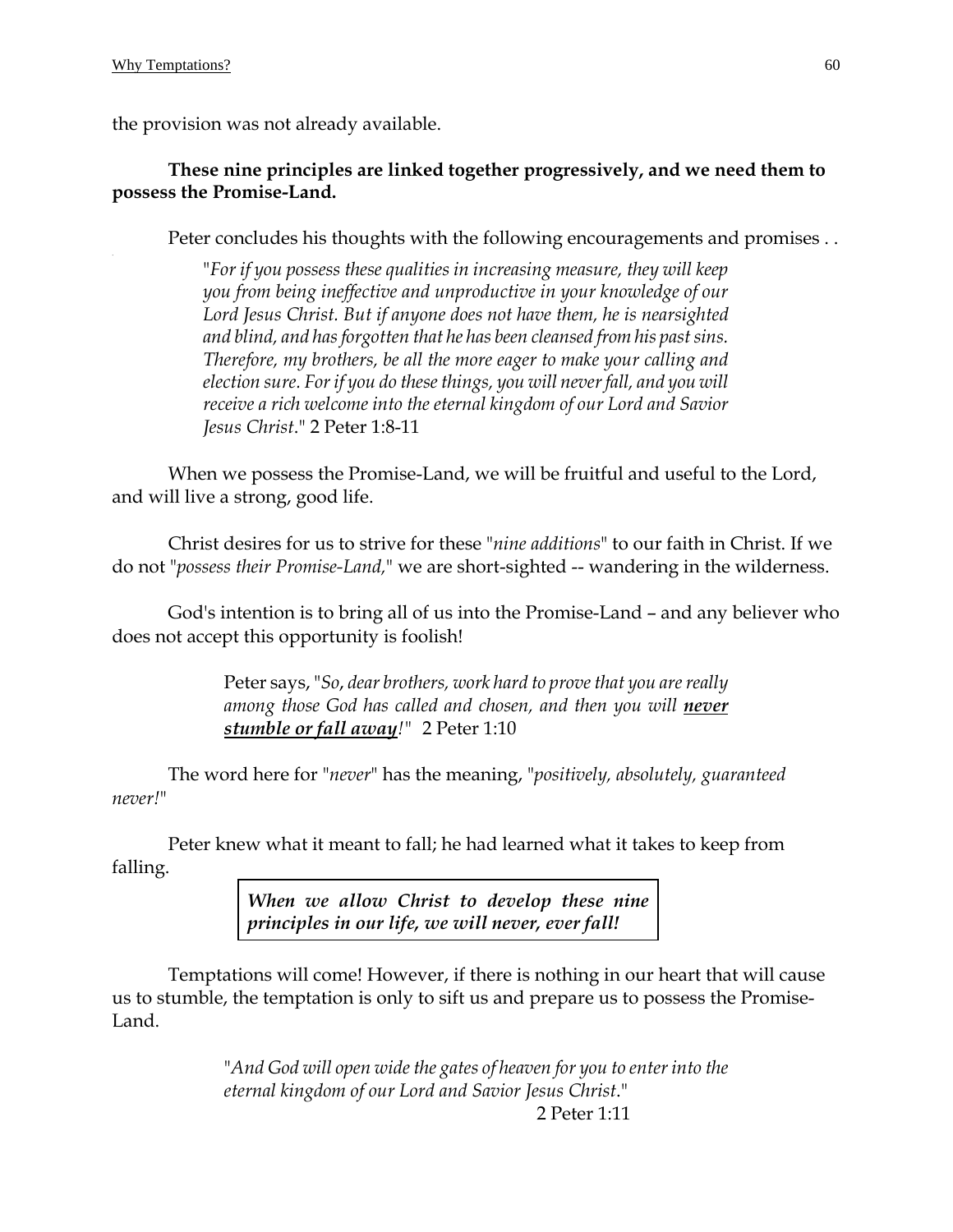the provision was not already available.

**These nine principles are linked together progressively, and we need them to possess the Promise-Land.**

Peter concludes his thoughts with the following encouragements and promises . .

> "*For if you possess these qualities in increasing measure, they will keep you from being ineffective and unproductive in your knowledge of our Lord Jesus Christ. But if anyone does not have them, he is nearsighted and blind, and has forgotten that he has been cleansed from his past sins. Therefore, my brothers, be all the more eager to make your calling and election sure. For if you do these things, you will never fall, and you will receive a rich welcome into the eternal kingdom of our Lord and Savior Jesus Christ*." 2 Peter 1:8-11

When we possess the Promise-Land, we will be fruitful and useful to the Lord, and will live a strong, good life.

Christ desires for us to strive for these "*nine additions*" to our faith in Christ. If we do not "*possess their Promise-Land,*" we are short-sighted -- wandering in the wilderness.

God's intention is to bring all of us into the Promise-Land – and any believer who does not accept this opportunity is foolish!

> Peter says, "*So, dear brothers, work hard to prove that you are really among those God has called and chosen, and then you will* ***<u>never stumble or fall away</u>****!*" 2 Peter 1:10

The word here for "*never*" has the meaning, "*positively, absolutely, guaranteed never!*"

Peter knew what it meant to fall; he had learned what it takes to keep from falling.

> ***When we allow Christ to develop these nine principles in our life, we will never, ever fall!***

Temptations will come! However, if there is nothing in our heart that will cause us to stumble, the temptation is only to sift us and prepare us to possess the Promise-Land.

> "*And God will open wide the gates of heaven for you to enter into the eternal kingdom of our Lord and Savior Jesus Christ*."
> 2 Peter 1:11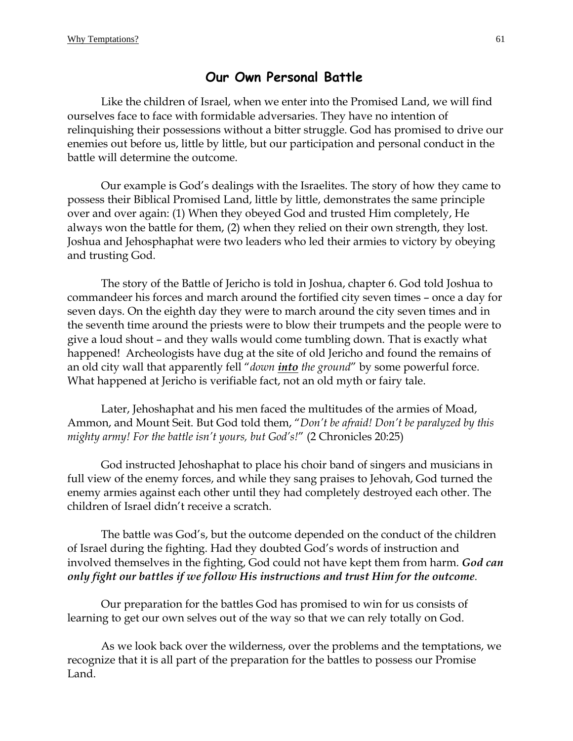## Our Own Personal Battle

Like the children of Israel, when we enter into the Promised Land, we will find ourselves face to face with formidable adversaries. They have no intention of relinquishing their possessions without a bitter struggle. God has promised to drive our enemies out before us, little by little, but our participation and personal conduct in the battle will determine the outcome.

Our example is God's dealings with the Israelites. The story of how they came to possess their Biblical Promised Land, little by little, demonstrates the same principle over and over again: (1) When they obeyed God and trusted Him completely, He always won the battle for them, (2) when they relied on their own strength, they lost. Joshua and Jehosphaphat were two leaders who led their armies to victory by obeying and trusting God.

The story of the Battle of Jericho is told in Joshua, chapter 6. God told Joshua to commandeer his forces and march around the fortified city seven times – once a day for seven days. On the eighth day they were to march around the city seven times and in the seventh time around the priests were to blow their trumpets and the people were to give a loud shout – and they walls would come tumbling down. That is exactly what happened! Archeologists have dug at the site of old Jericho and found the remains of an old city wall that apparently fell "*down **into** the ground*" by some powerful force. What happened at Jericho is verifiable fact, not an old myth or fairy tale.

Later, Jehoshaphat and his men faced the multitudes of the armies of Moad, Ammon, and Mount Seit. But God told them, "*Don't be afraid! Don't be paralyzed by this mighty army! For the battle isn't yours, but God's!*" (2 Chronicles 20:25)

God instructed Jehoshaphat to place his choir band of singers and musicians in full view of the enemy forces, and while they sang praises to Jehovah, God turned the enemy armies against each other until they had completely destroyed each other. The children of Israel didn't receive a scratch.

The battle was God's, but the outcome depended on the conduct of the children of Israel during the fighting. Had they doubted God's words of instruction and involved themselves in the fighting, God could not have kept them from harm. ***God can only fight our battles if we follow His instructions and trust Him for the outcome***.

Our preparation for the battles God has promised to win for us consists of learning to get our own selves out of the way so that we can rely totally on God.

As we look back over the wilderness, over the problems and the temptations, we recognize that it is all part of the preparation for the battles to possess our Promise Land.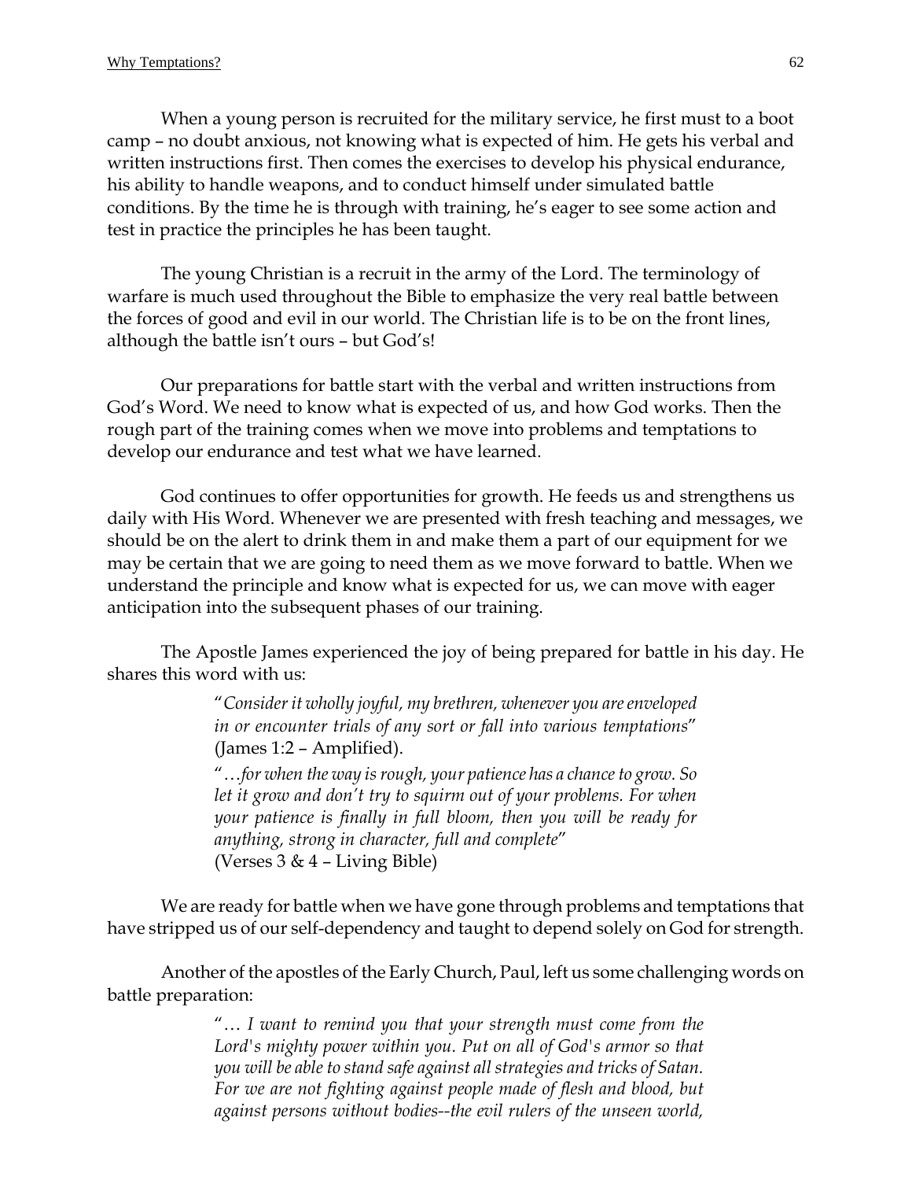When a young person is recruited for the military service, he first must to a boot camp – no doubt anxious, not knowing what is expected of him. He gets his verbal and written instructions first. Then comes the exercises to develop his physical endurance, his ability to handle weapons, and to conduct himself under simulated battle conditions. By the time he is through with training, he's eager to see some action and test in practice the principles he has been taught.

The young Christian is a recruit in the army of the Lord. The terminology of warfare is much used throughout the Bible to emphasize the very real battle between the forces of good and evil in our world. The Christian life is to be on the front lines, although the battle isn't ours – but God's!

Our preparations for battle start with the verbal and written instructions from God's Word. We need to know what is expected of us, and how God works. Then the rough part of the training comes when we move into problems and temptations to develop our endurance and test what we have learned.

God continues to offer opportunities for growth. He feeds us and strengthens us daily with His Word. Whenever we are presented with fresh teaching and messages, we should be on the alert to drink them in and make them a part of our equipment for we may be certain that we are going to need them as we move forward to battle. When we understand the principle and know what is expected for us, we can move with eager anticipation into the subsequent phases of our training.

The Apostle James experienced the joy of being prepared for battle in his day. He shares this word with us:

> "*Consider it wholly joyful, my brethren, whenever you are enveloped in or encounter trials of any sort or fall into various temptations*" (James 1:2 – Amplified).
>
> "*…for when the way is rough, your patience has a chance to grow. So let it grow and don't try to squirm out of your problems. For when your patience is finally in full bloom, then you will be ready for anything, strong in character, full and complete*"
> (Verses 3 & 4 – Living Bible)

We are ready for battle when we have gone through problems and temptations that have stripped us of our self-dependency and taught to depend solely on God for strength.

Another of the apostles of the Early Church, Paul, left us some challenging words on battle preparation:

> "*… I want to remind you that your strength must come from the Lord's mighty power within you. Put on all of God's armor so that you will be able to stand safe against all strategies and tricks of Satan. For we are not fighting against people made of flesh and blood, but against persons without bodies--the evil rulers of the unseen world,*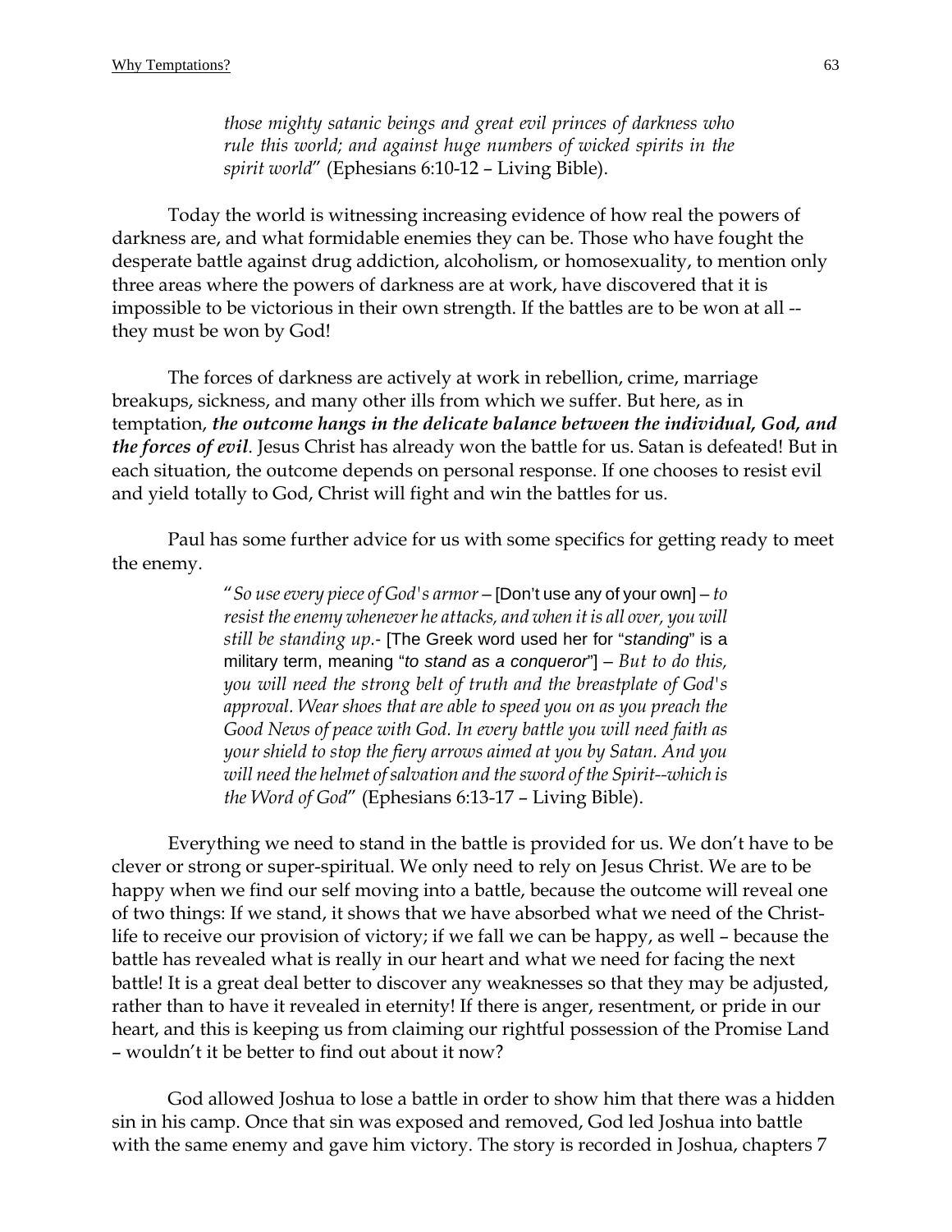*those mighty satanic beings and great evil princes of darkness who rule this world; and against huge numbers of wicked spirits in the spirit world*" (Ephesians 6:10-12 – Living Bible).

Today the world is witnessing increasing evidence of how real the powers of darkness are, and what formidable enemies they can be. Those who have fought the desperate battle against drug addiction, alcoholism, or homosexuality, to mention only three areas where the powers of darkness are at work, have discovered that it is impossible to be victorious in their own strength. If the battles are to be won at all -- they must be won by God!

The forces of darkness are actively at work in rebellion, crime, marriage breakups, sickness, and many other ills from which we suffer. But here, as in temptation, ***the outcome hangs in the delicate balance between the individual, God, and the forces of evil***. Jesus Christ has already won the battle for us. Satan is defeated! But in each situation, the outcome depends on personal response. If one chooses to resist evil and yield totally to God, Christ will fight and win the battles for us.

Paul has some further advice for us with some specifics for getting ready to meet the enemy.

> "*So use every piece of God's armor* – [Don't use any of your own] – *to resist the enemy whenever he attacks, and when it is all over, you will still be standing up*.- [The Greek word used her for "*standing*" is a military term, meaning "*to stand as a conqueror*"] – *But to do this, you will need the strong belt of truth and the breastplate of God's approval. Wear shoes that are able to speed you on as you preach the Good News of peace with God. In every battle you will need faith as your shield to stop the fiery arrows aimed at you by Satan. And you will need the helmet of salvation and the sword of the Spirit--which is the Word of God*" (Ephesians 6:13-17 – Living Bible).

Everything we need to stand in the battle is provided for us. We don't have to be clever or strong or super-spiritual. We only need to rely on Jesus Christ. We are to be happy when we find our self moving into a battle, because the outcome will reveal one of two things: If we stand, it shows that we have absorbed what we need of the Christ-life to receive our provision of victory; if we fall we can be happy, as well – because the battle has revealed what is really in our heart and what we need for facing the next battle! It is a great deal better to discover any weaknesses so that they may be adjusted, rather than to have it revealed in eternity! If there is anger, resentment, or pride in our heart, and this is keeping us from claiming our rightful possession of the Promise Land – wouldn't it be better to find out about it now?

God allowed Joshua to lose a battle in order to show him that there was a hidden sin in his camp. Once that sin was exposed and removed, God led Joshua into battle with the same enemy and gave him victory. The story is recorded in Joshua, chapters 7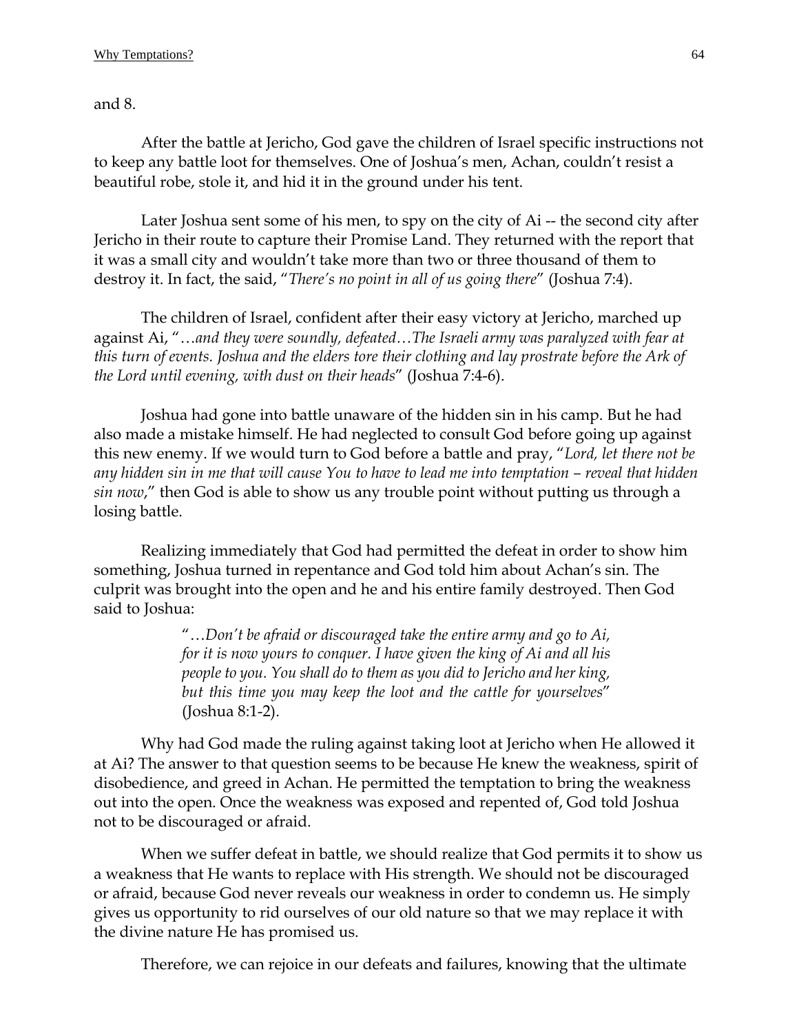and 8.

After the battle at Jericho, God gave the children of Israel specific instructions not to keep any battle loot for themselves. One of Joshua's men, Achan, couldn't resist a beautiful robe, stole it, and hid it in the ground under his tent.

Later Joshua sent some of his men, to spy on the city of Ai -- the second city after Jericho in their route to capture their Promise Land. They returned with the report that it was a small city and wouldn't take more than two or three thousand of them to destroy it. In fact, the said, "*There's no point in all of us going there*" (Joshua 7:4).

The children of Israel, confident after their easy victory at Jericho, marched up against Ai, "*…and they were soundly, defeated…The Israeli army was paralyzed with fear at this turn of events. Joshua and the elders tore their clothing and lay prostrate before the Ark of the Lord until evening, with dust on their heads*" (Joshua 7:4-6).

Joshua had gone into battle unaware of the hidden sin in his camp. But he had also made a mistake himself. He had neglected to consult God before going up against this new enemy. If we would turn to God before a battle and pray, "*Lord, let there not be any hidden sin in me that will cause You to have to lead me into temptation – reveal that hidden sin now*," then God is able to show us any trouble point without putting us through a losing battle.

Realizing immediately that God had permitted the defeat in order to show him something, Joshua turned in repentance and God told him about Achan's sin. The culprit was brought into the open and he and his entire family destroyed. Then God said to Joshua:

> "*…Don't be afraid or discouraged take the entire army and go to Ai, for it is now yours to conquer. I have given the king of Ai and all his people to you. You shall do to them as you did to Jericho and her king, but this time you may keep the loot and the cattle for yourselves*" (Joshua 8:1-2).

Why had God made the ruling against taking loot at Jericho when He allowed it at Ai? The answer to that question seems to be because He knew the weakness, spirit of disobedience, and greed in Achan. He permitted the temptation to bring the weakness out into the open. Once the weakness was exposed and repented of, God told Joshua not to be discouraged or afraid.

When we suffer defeat in battle, we should realize that God permits it to show us a weakness that He wants to replace with His strength. We should not be discouraged or afraid, because God never reveals our weakness in order to condemn us. He simply gives us opportunity to rid ourselves of our old nature so that we may replace it with the divine nature He has promised us.

Therefore, we can rejoice in our defeats and failures, knowing that the ultimate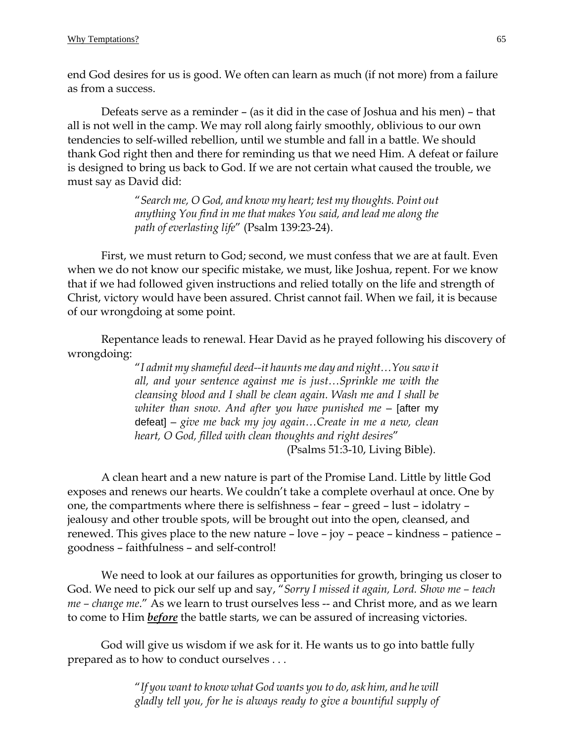end God desires for us is good. We often can learn as much (if not more) from a failure as from a success.

Defeats serve as a reminder – (as it did in the case of Joshua and his men) – that all is not well in the camp. We may roll along fairly smoothly, oblivious to our own tendencies to self-willed rebellion, until we stumble and fall in a battle. We should thank God right then and there for reminding us that we need Him. A defeat or failure is designed to bring us back to God. If we are not certain what caused the trouble, we must say as David did:

> "*Search me, O God, and know my heart; test my thoughts. Point out anything You find in me that makes You said, and lead me along the path of everlasting life*" (Psalm 139:23-24).

First, we must return to God; second, we must confess that we are at fault. Even when we do not know our specific mistake, we must, like Joshua, repent. For we know that if we had followed given instructions and relied totally on the life and strength of Christ, victory would have been assured. Christ cannot fail. When we fail, it is because of our wrongdoing at some point.

Repentance leads to renewal. Hear David as he prayed following his discovery of wrongdoing:

> "*I admit my shameful deed--it haunts me day and night…You saw it all, and your sentence against me is just…Sprinkle me with the cleansing blood and I shall be clean again. Wash me and I shall be whiter than snow. And after you have punished me* – [after my defeat] – *give me back my joy again…Create in me a new, clean heart, O God, filled with clean thoughts and right desires*"
> (Psalms 51:3-10, Living Bible).

A clean heart and a new nature is part of the Promise Land. Little by little God exposes and renews our hearts. We couldn't take a complete overhaul at once. One by one, the compartments where there is selfishness – fear – greed – lust – idolatry – jealousy and other trouble spots, will be brought out into the open, cleansed, and renewed. This gives place to the new nature – love – joy – peace – kindness – patience – goodness – faithfulness – and self-control!

We need to look at our failures as opportunities for growth, bringing us closer to God. We need to pick our self up and say, "*Sorry I missed it again, Lord. Show me – teach me – change me*." As we learn to trust ourselves less -- and Christ more, and as we learn to come to Him ***before*** the battle starts, we can be assured of increasing victories.

God will give us wisdom if we ask for it. He wants us to go into battle fully prepared as to how to conduct ourselves . . .

> "*If you want to know what God wants you to do, ask him, and he will gladly tell you, for he is always ready to give a bountiful supply of*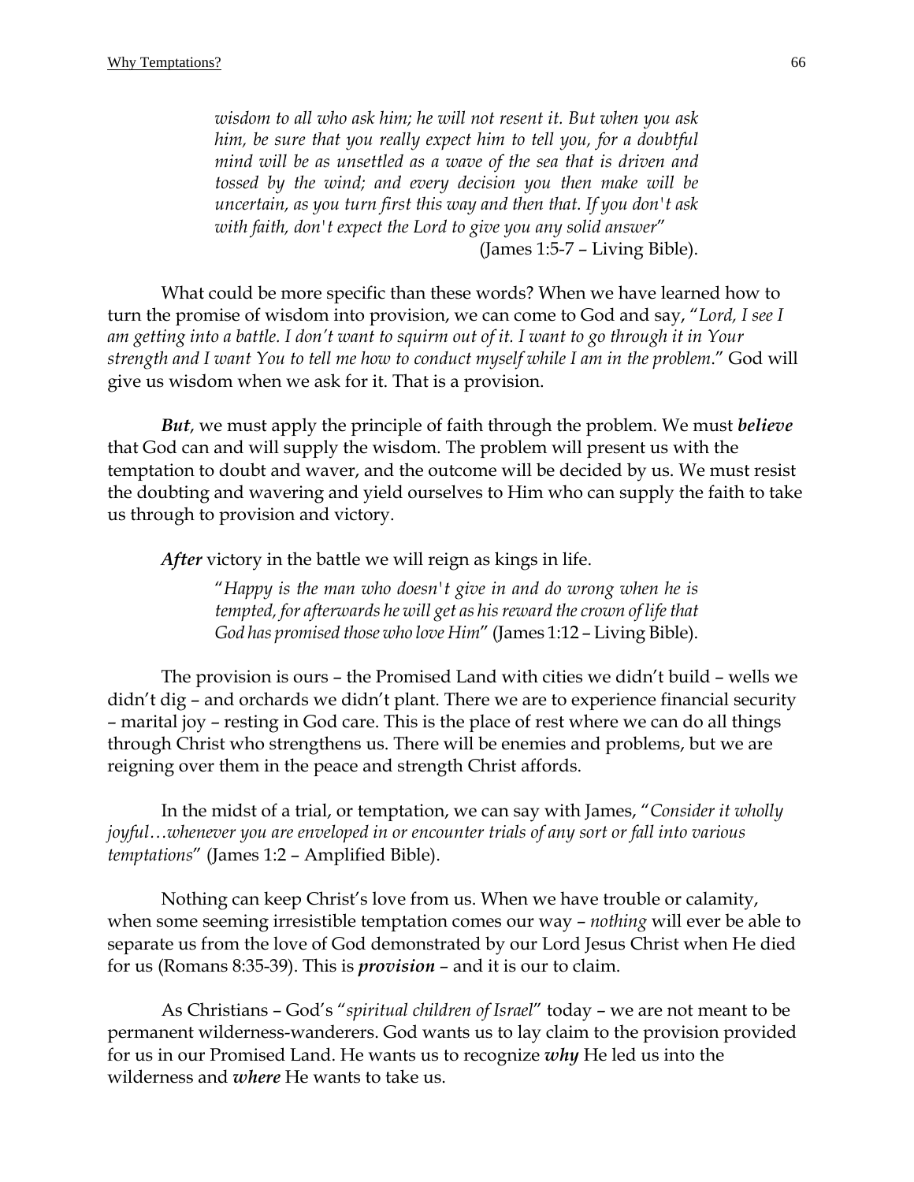> *wisdom to all who ask him; he will not resent it. But when you ask him, be sure that you really expect him to tell you, for a doubtful mind will be as unsettled as a wave of the sea that is driven and tossed by the wind; and every decision you then make will be uncertain, as you turn first this way and then that. If you don't ask with faith, don't expect the Lord to give you any solid answer*"
> (James 1:5-7 – Living Bible).

What could be more specific than these words? When we have learned how to turn the promise of wisdom into provision, we can come to God and say, "*Lord, I see I am getting into a battle. I don't want to squirm out of it. I want to go through it in Your strength and I want You to tell me how to conduct myself while I am in the problem*." God will give us wisdom when we ask for it. That is a provision.

***But***, we must apply the principle of faith through the problem. We must ***believe*** that God can and will supply the wisdom. The problem will present us with the temptation to doubt and waver, and the outcome will be decided by us. We must resist the doubting and wavering and yield ourselves to Him who can supply the faith to take us through to provision and victory.

***After*** victory in the battle we will reign as kings in life.

> "*Happy is the man who doesn't give in and do wrong when he is tempted, for afterwards he will get as his reward the crown of life that God has promised those who love Him*" (James 1:12 – Living Bible).

The provision is ours – the Promised Land with cities we didn't build – wells we didn't dig – and orchards we didn't plant. There we are to experience financial security – marital joy – resting in God care. This is the place of rest where we can do all things through Christ who strengthens us. There will be enemies and problems, but we are reigning over them in the peace and strength Christ affords.

In the midst of a trial, or temptation, we can say with James, "*Consider it wholly joyful…whenever you are enveloped in or encounter trials of any sort or fall into various temptations*" (James 1:2 – Amplified Bible).

Nothing can keep Christ's love from us. When we have trouble or calamity, when some seeming irresistible temptation comes our way – *nothing* will ever be able to separate us from the love of God demonstrated by our Lord Jesus Christ when He died for us (Romans 8:35-39). This is ***provision*** – and it is our to claim.

As Christians – God's "*spiritual children of Israel*" today – we are not meant to be permanent wilderness-wanderers. God wants us to lay claim to the provision provided for us in our Promised Land. He wants us to recognize ***why*** He led us into the wilderness and ***where*** He wants to take us.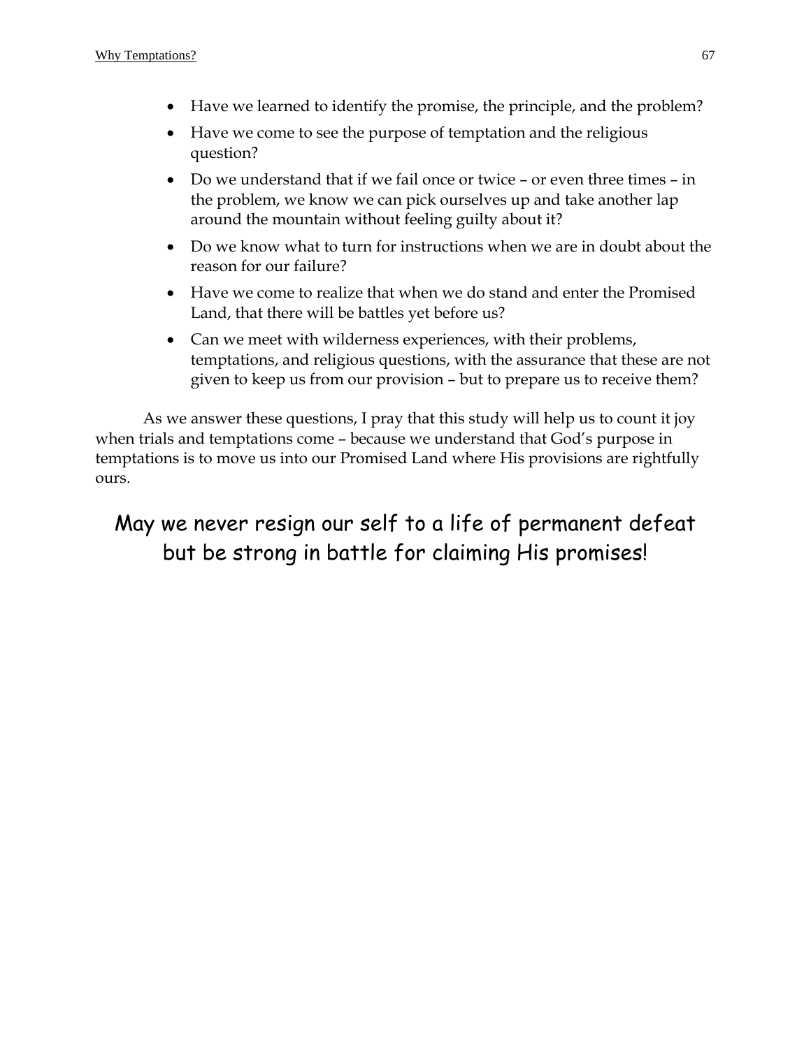- Have we learned to identify the promise, the principle, and the problem?
- Have we come to see the purpose of temptation and the religious question?
- Do we understand that if we fail once or twice – or even three times – in the problem, we know we can pick ourselves up and take another lap around the mountain without feeling guilty about it?
- Do we know what to turn for instructions when we are in doubt about the reason for our failure?
- Have we come to realize that when we do stand and enter the Promised Land, that there will be battles yet before us?
- Can we meet with wilderness experiences, with their problems, temptations, and religious questions, with the assurance that these are not given to keep us from our provision – but to prepare us to receive them?

As we answer these questions, I pray that this study will help us to count it joy when trials and temptations come – because we understand that God's purpose in temptations is to move us into our Promised Land where His provisions are rightfully ours.

May we never resign our self to a life of permanent defeat but be strong in battle for claiming His promises!